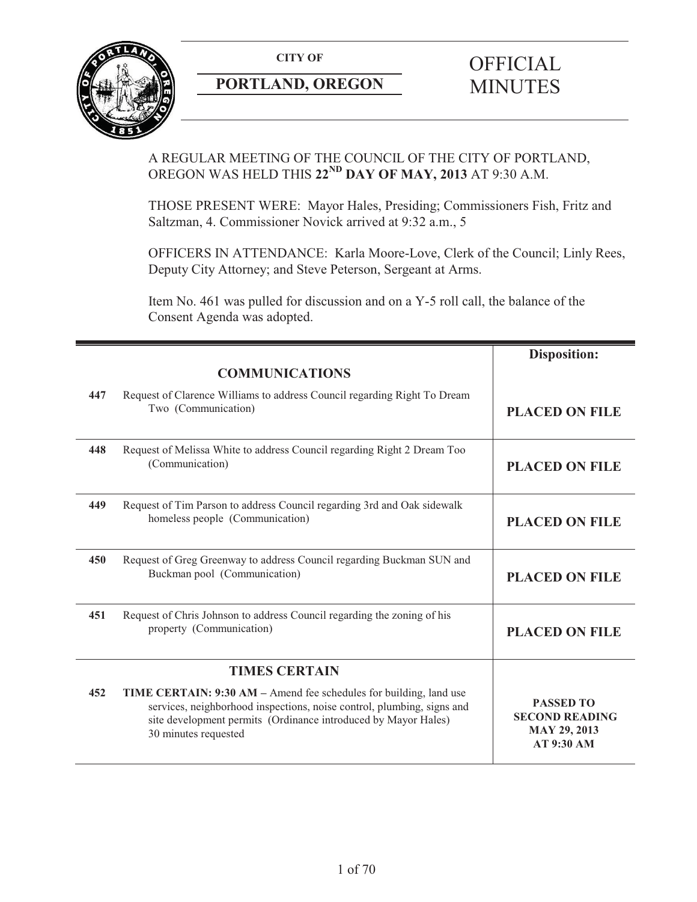**CITY OF**

**PORTLAND, OREGON**

# OFFICIAL MINUTES

A REGULAR MEETING OF THE COUNCIL OF THE CITY OF PORTLAND, OREGON WAS HELD THIS **22ND DAY OF MAY, 2013** AT 9:30 A.M.

THOSE PRESENT WERE: Mayor Hales, Presiding; Commissioners Fish, Fritz and Saltzman, 4. Commissioner Novick arrived at 9:32 a.m., 5

OFFICERS IN ATTENDANCE: Karla Moore-Love, Clerk of the Council; Linly Rees, Deputy City Attorney; and Steve Peterson, Sergeant at Arms.

Item No. 461 was pulled for discussion and on a Y-5 roll call, the balance of the Consent Agenda was adopted.

| | | **Disposition:** |
|---|---|---|
| | **COMMUNICATIONS** | |
| **447** | Request of Clarence Williams to address Council regarding Right To Dream Two (Communication) | **PLACED ON FILE** |
| **448** | Request of Melissa White to address Council regarding Right 2 Dream Too (Communication) | **PLACED ON FILE** |
| **449** | Request of Tim Parson to address Council regarding 3rd and Oak sidewalk homeless people (Communication) | **PLACED ON FILE** |
| **450** | Request of Greg Greenway to address Council regarding Buckman SUN and Buckman pool (Communication) | **PLACED ON FILE** |
| **451** | Request of Chris Johnson to address Council regarding the zoning of his property (Communication) | **PLACED ON FILE** |
| | **TIMES CERTAIN** | |
| **452** | **TIME CERTAIN: 9:30 AM –** Amend fee schedules for building, land use services, neighborhood inspections, noise control, plumbing, signs and site development permits (Ordinance introduced by Mayor Hales) 30 minutes requested | **PASSED TO SECOND READING MAY 29, 2013 AT 9:30 AM** |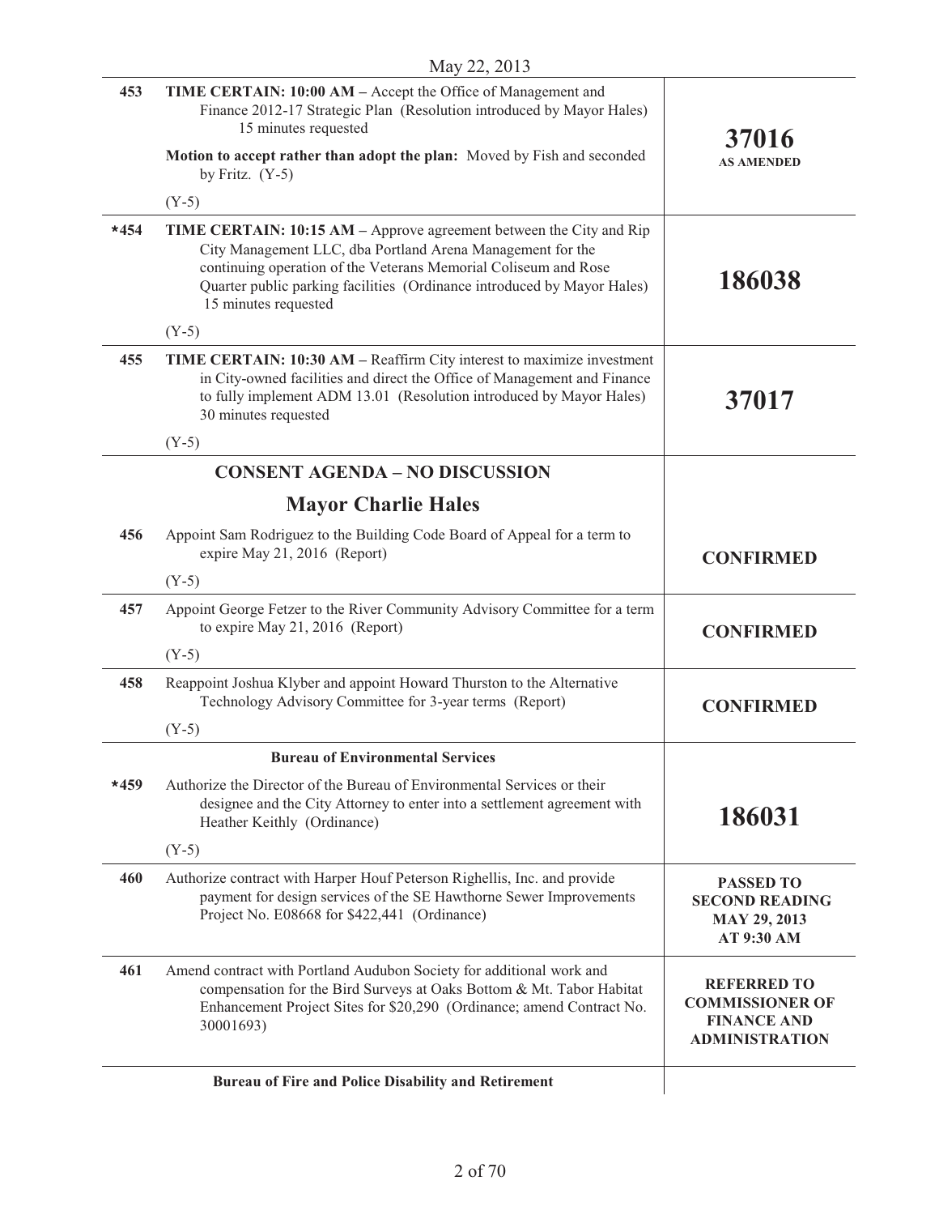May 22, 2013

| | | |
|---|---|---|
| 453 | **TIME CERTAIN: 10:00 AM –** Accept the Office of Management and Finance 2012-17 Strategic Plan (Resolution introduced by Mayor Hales) 15 minutes requested<br><br>**Motion to accept rather than adopt the plan:** Moved by Fish and seconded by Fritz. (Y-5)<br><br>(Y-5) | **37016**<br>**AS AMENDED** |
| *454 | **TIME CERTAIN: 10:15 AM –** Approve agreement between the City and Rip City Management LLC, dba Portland Arena Management for the continuing operation of the Veterans Memorial Coliseum and Rose Quarter public parking facilities (Ordinance introduced by Mayor Hales) 15 minutes requested<br><br>(Y-5) | **186038** |
| 455 | **TIME CERTAIN: 10:30 AM –** Reaffirm City interest to maximize investment in City-owned facilities and direct the Office of Management and Finance to fully implement ADM 13.01 (Resolution introduced by Mayor Hales) 30 minutes requested<br><br>(Y-5) | **37017** |
| | **CONSENT AGENDA – NO DISCUSSION** | |
| | **Mayor Charlie Hales** | |
| 456 | Appoint Sam Rodriguez to the Building Code Board of Appeal for a term to expire May 21, 2016 (Report)<br><br>(Y-5) | **CONFIRMED** |
| 457 | Appoint George Fetzer to the River Community Advisory Committee for a term to expire May 21, 2016 (Report)<br><br>(Y-5) | **CONFIRMED** |
| 458 | Reappoint Joshua Klyber and appoint Howard Thurston to the Alternative Technology Advisory Committee for 3-year terms (Report)<br><br>(Y-5) | **CONFIRMED** |
| | **Bureau of Environmental Services** | |
| *459 | Authorize the Director of the Bureau of Environmental Services or their designee and the City Attorney to enter into a settlement agreement with Heather Keithly (Ordinance)<br><br>(Y-5) | **186031** |
| 460 | Authorize contract with Harper Houf Peterson Righellis, Inc. and provide payment for design services of the SE Hawthorne Sewer Improvements Project No. E08668 for $422,441 (Ordinance) | **PASSED TO SECOND READING MAY 29, 2013 AT 9:30 AM** |
| 461 | Amend contract with Portland Audubon Society for additional work and compensation for the Bird Surveys at Oaks Bottom & Mt. Tabor Habitat Enhancement Project Sites for $20,290 (Ordinance; amend Contract No. 30001693) | **REFERRED TO COMMISSIONER OF FINANCE AND ADMINISTRATION** |
| | **Bureau of Fire and Police Disability and Retirement** | |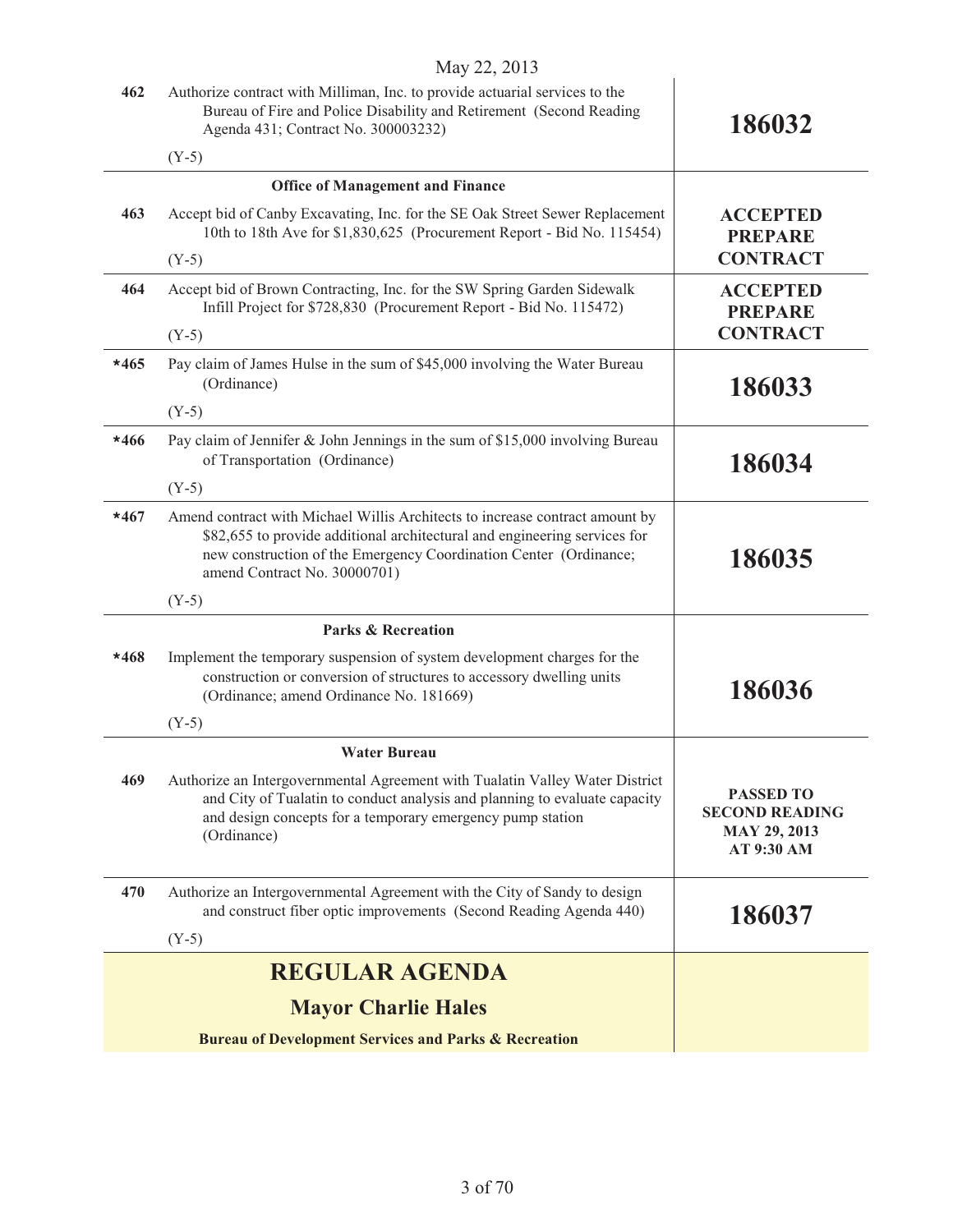May 22, 2013

| | | |
|---|---|---|
| 462 | Authorize contract with Milliman, Inc. to provide actuarial services to the Bureau of Fire and Police Disability and Retirement (Second Reading Agenda 431; Contract No. 300003232)<br><br>(Y-5) | **186032** |
| | **Office of Management and Finance** | |
| 463 | Accept bid of Canby Excavating, Inc. for the SE Oak Street Sewer Replacement 10th to 18th Ave for $1,830,625 (Procurement Report - Bid No. 115454)<br><br>(Y-5) | **ACCEPTED PREPARE CONTRACT** |
| 464 | Accept bid of Brown Contracting, Inc. for the SW Spring Garden Sidewalk Infill Project for $728,830 (Procurement Report - Bid No. 115472)<br><br>(Y-5) | **ACCEPTED PREPARE CONTRACT** |
| *465 | Pay claim of James Hulse in the sum of $45,000 involving the Water Bureau (Ordinance)<br><br>(Y-5) | **186033** |
| *466 | Pay claim of Jennifer & John Jennings in the sum of $15,000 involving Bureau of Transportation (Ordinance)<br><br>(Y-5) | **186034** |
| *467 | Amend contract with Michael Willis Architects to increase contract amount by $82,655 to provide additional architectural and engineering services for new construction of the Emergency Coordination Center (Ordinance; amend Contract No. 30000701)<br><br>(Y-5) | **186035** |
| | **Parks & Recreation** | |
| *468 | Implement the temporary suspension of system development charges for the construction or conversion of structures to accessory dwelling units (Ordinance; amend Ordinance No. 181669)<br><br>(Y-5) | **186036** |
| | **Water Bureau** | |
| 469 | Authorize an Intergovernmental Agreement with Tualatin Valley Water District and City of Tualatin to conduct analysis and planning to evaluate capacity and design concepts for a temporary emergency pump station (Ordinance) | **PASSED TO SECOND READING MAY 29, 2013 AT 9:30 AM** |
| 470 | Authorize an Intergovernmental Agreement with the City of Sandy to design and construct fiber optic improvements (Second Reading Agenda 440)<br><br>(Y-5) | **186037** |

# REGULAR AGENDA

## Mayor Charlie Hales

**Bureau of Development Services and Parks & Recreation**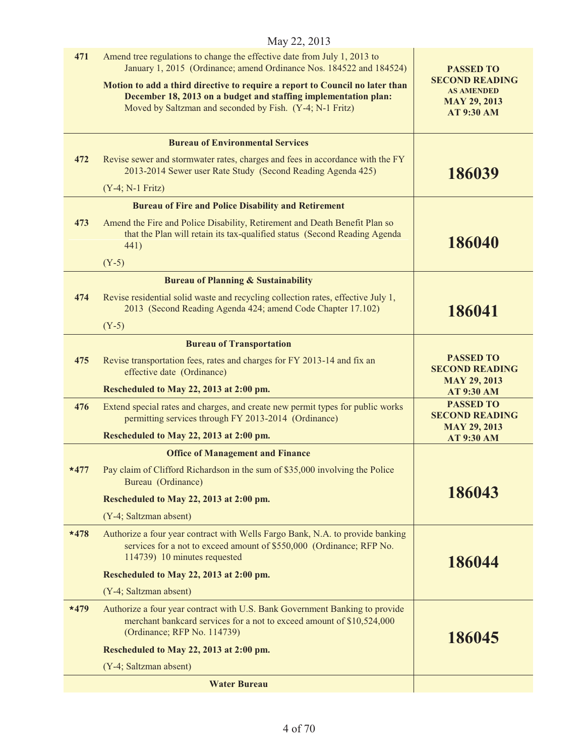May 22, 2013

| | | |
|---|---|---|
| 471 | Amend tree regulations to change the effective date from July 1, 2013 to January 1, 2015 (Ordinance; amend Ordinance Nos. 184522 and 184524)<br><br>**Motion to add a third directive to require a report to Council no later than December 18, 2013 on a budget and staffing implementation plan:** Moved by Saltzman and seconded by Fish. (Y-4; N-1 Fritz) | **PASSED TO SECOND READING AS AMENDED MAY 29, 2013 AT 9:30 AM** |
| | **Bureau of Environmental Services** | |
| 472 | Revise sewer and stormwater rates, charges and fees in accordance with the FY 2013-2014 Sewer user Rate Study (Second Reading Agenda 425)<br><br>(Y-4; N-1 Fritz) | **186039** |
| | **Bureau of Fire and Police Disability and Retirement** | |
| 473 | Amend the Fire and Police Disability, Retirement and Death Benefit Plan so that the Plan will retain its tax-qualified status (Second Reading Agenda 441)<br><br>(Y-5) | **186040** |
| | **Bureau of Planning & Sustainability** | |
| 474 | Revise residential solid waste and recycling collection rates, effective July 1, 2013 (Second Reading Agenda 424; amend Code Chapter 17.102)<br><br>(Y-5) | **186041** |
| | **Bureau of Transportation** | |
| 475 | Revise transportation fees, rates and charges for FY 2013-14 and fix an effective date (Ordinance)<br><br>**Rescheduled to May 22, 2013 at 2:00 pm.** | **PASSED TO SECOND READING MAY 29, 2013 AT 9:30 AM** |
| 476 | Extend special rates and charges, and create new permit types for public works permitting services through FY 2013-2014 (Ordinance)<br><br>**Rescheduled to May 22, 2013 at 2:00 pm.** | **PASSED TO SECOND READING MAY 29, 2013 AT 9:30 AM** |
| | **Office of Management and Finance** | |
| *477 | Pay claim of Clifford Richardson in the sum of $35,000 involving the Police Bureau (Ordinance)<br><br>**Rescheduled to May 22, 2013 at 2:00 pm.**<br><br>(Y-4; Saltzman absent) | **186043** |
| *478 | Authorize a four year contract with Wells Fargo Bank, N.A. to provide banking services for a not to exceed amount of $550,000 (Ordinance; RFP No. 114739) 10 minutes requested<br><br>**Rescheduled to May 22, 2013 at 2:00 pm.**<br><br>(Y-4; Saltzman absent) | **186044** |
| *479 | Authorize a four year contract with U.S. Bank Government Banking to provide merchant bankcard services for a not to exceed amount of $10,524,000 (Ordinance; RFP No. 114739)<br><br>**Rescheduled to May 22, 2013 at 2:00 pm.**<br><br>(Y-4; Saltzman absent) | **186045** |
| | **Water Bureau** | |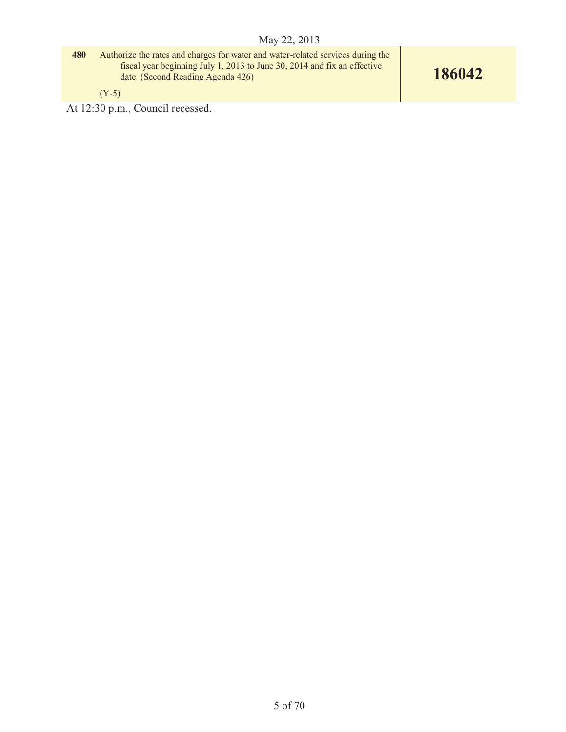May 22, 2013

| | | |
|---|---|---|
| **480** | Authorize the rates and charges for water and water-related services during the fiscal year beginning July 1, 2013 to June 30, 2014 and fix an effective date (Second Reading Agenda 426)<br><br>(Y-5) | **186042** |

At 12:30 p.m., Council recessed.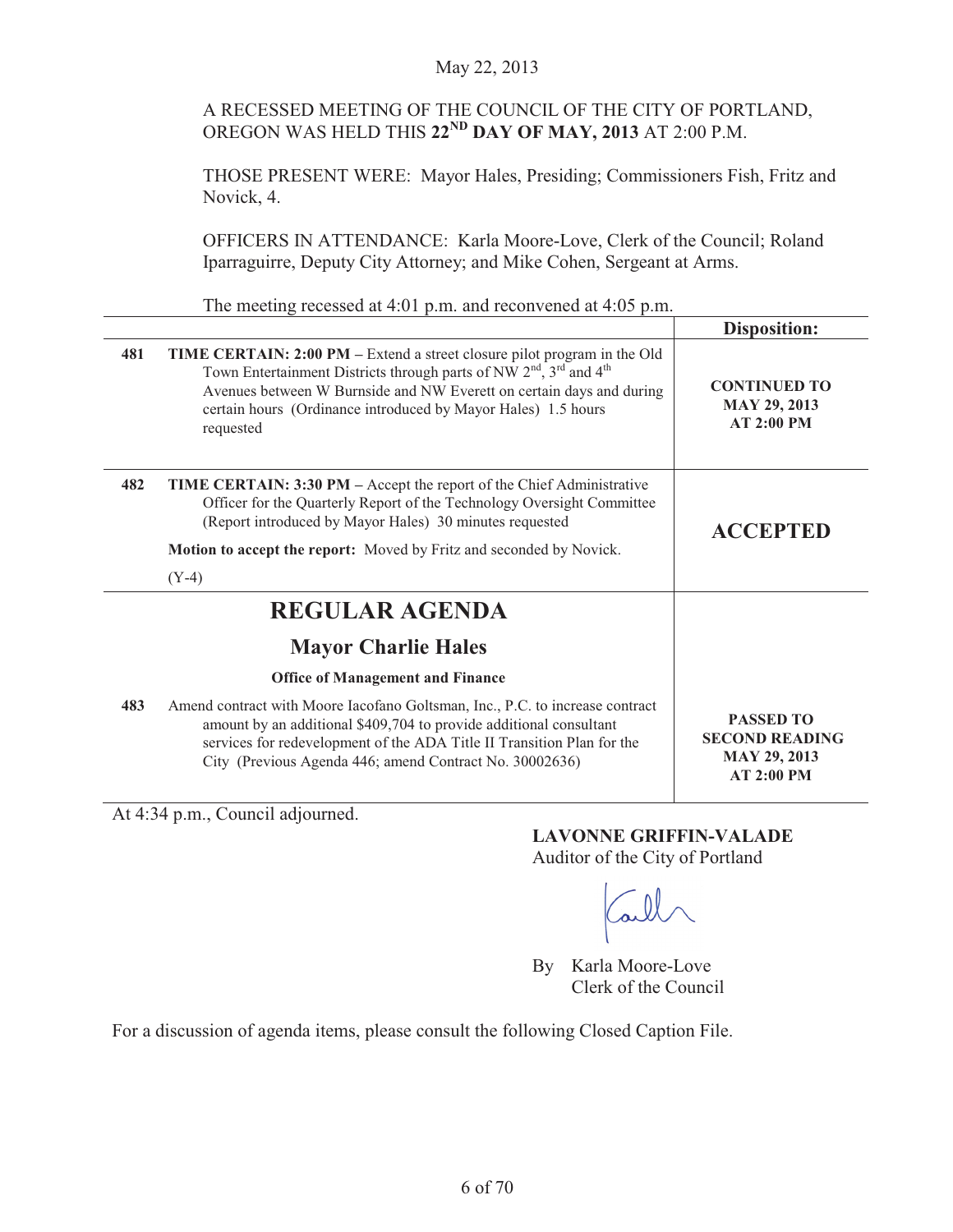May 22, 2013

A RECESSED MEETING OF THE COUNCIL OF THE CITY OF PORTLAND, OREGON WAS HELD THIS **22ND DAY OF MAY, 2013** AT 2:00 P.M.

THOSE PRESENT WERE: Mayor Hales, Presiding; Commissioners Fish, Fritz and Novick, 4.

OFFICERS IN ATTENDANCE: Karla Moore-Love, Clerk of the Council; Roland Iparraguirre, Deputy City Attorney; and Mike Cohen, Sergeant at Arms.

The meeting recessed at 4:01 p.m. and reconvened at 4:05 p.m.

| | | **Disposition:** |
|---|---|---|
| **481** | **TIME CERTAIN: 2:00 PM –** Extend a street closure pilot program in the Old Town Entertainment Districts through parts of NW 2nd, 3rd and 4th Avenues between W Burnside and NW Everett on certain days and during certain hours (Ordinance introduced by Mayor Hales) 1.5 hours requested | **CONTINUED TO MAY 29, 2013 AT 2:00 PM** |
| **482** | **TIME CERTAIN: 3:30 PM –** Accept the report of the Chief Administrative Officer for the Quarterly Report of the Technology Oversight Committee (Report introduced by Mayor Hales) 30 minutes requested<br><br>**Motion to accept the report:** Moved by Fritz and seconded by Novick.<br><br>(Y-4) | **ACCEPTED** |

## REGULAR AGENDA

### Mayor Charlie Hales

**Office of Management and Finance**

| | | |
|---|---|---|
| **483** | Amend contract with Moore Iacofano Goltsman, Inc., P.C. to increase contract amount by an additional $409,704 to provide additional consultant services for redevelopment of the ADA Title II Transition Plan for the City (Previous Agenda 446; amend Contract No. 30002636) | **PASSED TO SECOND READING MAY 29, 2013 AT 2:00 PM** |

At 4:34 p.m., Council adjourned.

**LAVONNE GRIFFIN-VALADE**
Auditor of the City of Portland

By Karla Moore-Love
Clerk of the Council

For a discussion of agenda items, please consult the following Closed Caption File.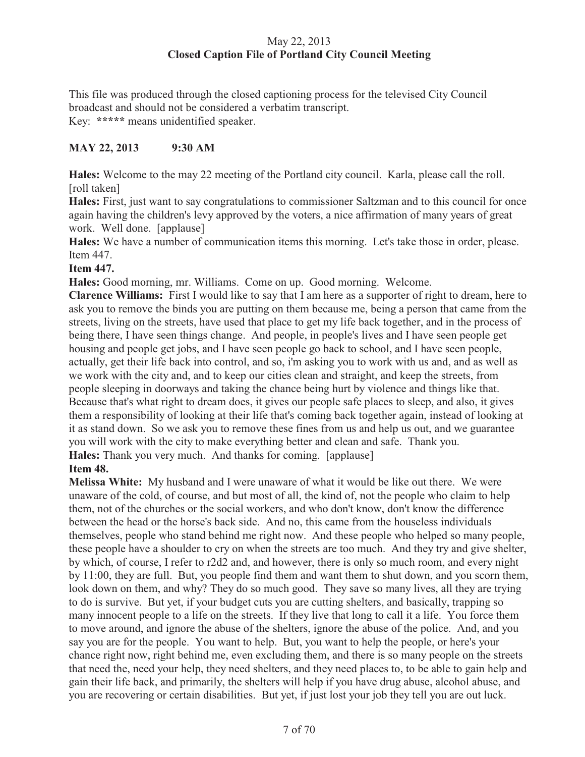May 22, 2013

**Closed Caption File of Portland City Council Meeting**

This file was produced through the closed captioning process for the televised City Council broadcast and should not be considered a verbatim transcript.
Key: ***** means unidentified speaker.

**MAY 22, 2013 9:30 AM**

**Hales:** Welcome to the may 22 meeting of the Portland city council. Karla, please call the roll. [roll taken]

**Hales:** First, just want to say congratulations to commissioner Saltzman and to this council for once again having the children's levy approved by the voters, a nice affirmation of many years of great work. Well done. [applause]

**Hales:** We have a number of communication items this morning. Let's take those in order, please. Item 447.

**Item 447.**

**Hales:** Good morning, mr. Williams. Come on up. Good morning. Welcome.

**Clarence Williams:** First I would like to say that I am here as a supporter of right to dream, here to ask you to remove the binds you are putting on them because me, being a person that came from the streets, living on the streets, have used that place to get my life back together, and in the process of being there, I have seen things change. And people, in people's lives and I have seen people get housing and people get jobs, and I have seen people go back to school, and I have seen people, actually, get their life back into control, and so, i'm asking you to work with us and, and as well as we work with the city and, and to keep our cities clean and straight, and keep the streets, from people sleeping in doorways and taking the chance being hurt by violence and things like that. Because that's what right to dream does, it gives our people safe places to sleep, and also, it gives them a responsibility of looking at their life that's coming back together again, instead of looking at it as stand down. So we ask you to remove these fines from us and help us out, and we guarantee you will work with the city to make everything better and clean and safe. Thank you.

**Hales:** Thank you very much. And thanks for coming. [applause]

**Item 48.**

**Melissa White:** My husband and I were unaware of what it would be like out there. We were unaware of the cold, of course, and but most of all, the kind of, not the people who claim to help them, not of the churches or the social workers, and who don't know, don't know the difference between the head or the horse's back side. And no, this came from the houseless individuals themselves, people who stand behind me right now. And these people who helped so many people, these people have a shoulder to cry on when the streets are too much. And they try and give shelter, by which, of course, I refer to r2d2 and, and however, there is only so much room, and every night by 11:00, they are full. But, you people find them and want them to shut down, and you scorn them, look down on them, and why? They do so much good. They save so many lives, all they are trying to do is survive. But yet, if your budget cuts you are cutting shelters, and basically, trapping so many innocent people to a life on the streets. If they live that long to call it a life. You force them to move around, and ignore the abuse of the shelters, ignore the abuse of the police. And, and you say you are for the people. You want to help. But, you want to help the people, or here's your chance right now, right behind me, even excluding them, and there is so many people on the streets that need the, need your help, they need shelters, and they need places to, to be able to gain help and gain their life back, and primarily, the shelters will help if you have drug abuse, alcohol abuse, and you are recovering or certain disabilities. But yet, if just lost your job they tell you are out luck.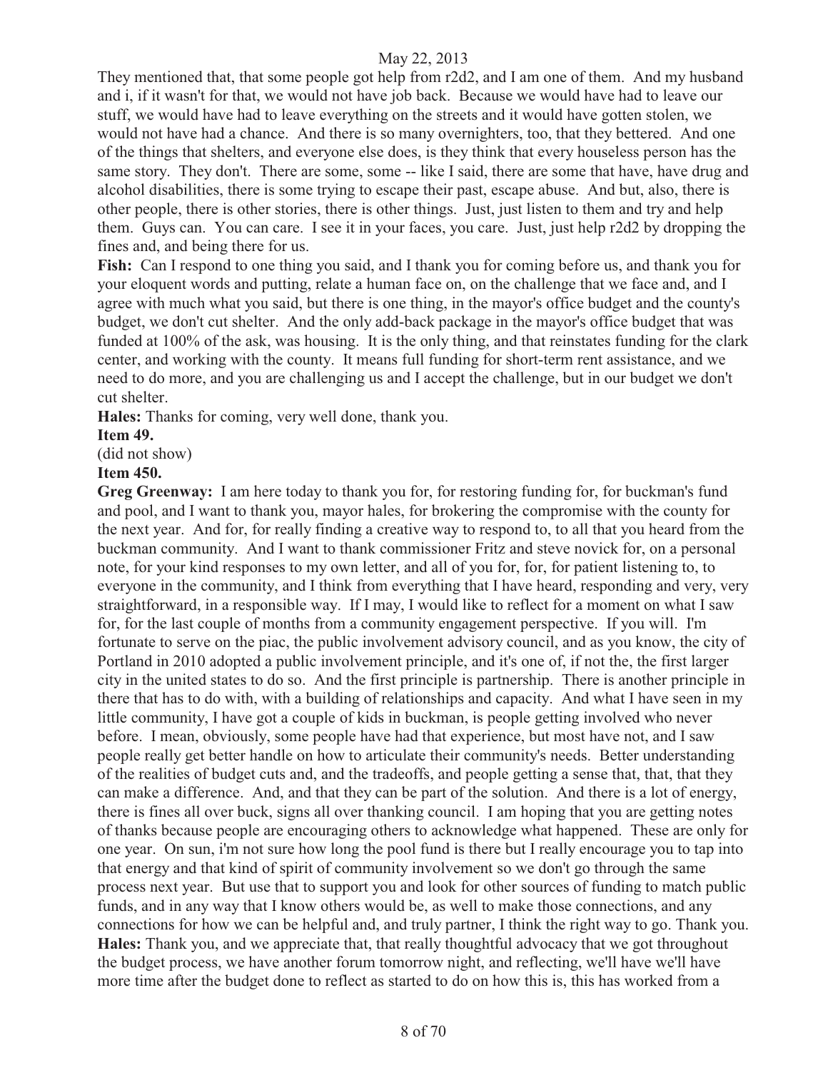They mentioned that, that some people got help from r2d2, and I am one of them. And my husband and i, if it wasn't for that, we would not have job back. Because we would have had to leave our stuff, we would have had to leave everything on the streets and it would have gotten stolen, we would not have had a chance. And there is so many overnighters, too, that they bettered. And one of the things that shelters, and everyone else does, is they think that every houseless person has the same story. They don't. There are some, some -- like I said, there are some that have, have drug and alcohol disabilities, there is some trying to escape their past, escape abuse. And but, also, there is other people, there is other stories, there is other things. Just, just listen to them and try and help them. Guys can. You can care. I see it in your faces, you care. Just, just help r2d2 by dropping the fines and, and being there for us.

**Fish:** Can I respond to one thing you said, and I thank you for coming before us, and thank you for your eloquent words and putting, relate a human face on, on the challenge that we face and, and I agree with much what you said, but there is one thing, in the mayor's office budget and the county's budget, we don't cut shelter. And the only add-back package in the mayor's office budget that was funded at 100% of the ask, was housing. It is the only thing, and that reinstates funding for the clark center, and working with the county. It means full funding for short-term rent assistance, and we need to do more, and you are challenging us and I accept the challenge, but in our budget we don't cut shelter.

**Hales:** Thanks for coming, very well done, thank you.

**Item 49.**

(did not show)

**Item 450.**

**Greg Greenway:** I am here today to thank you for, for restoring funding for, for buckman's fund and pool, and I want to thank you, mayor hales, for brokering the compromise with the county for the next year. And for, for really finding a creative way to respond to, to all that you heard from the buckman community. And I want to thank commissioner Fritz and steve novick for, on a personal note, for your kind responses to my own letter, and all of you for, for, for patient listening to, to everyone in the community, and I think from everything that I have heard, responding and very, very straightforward, in a responsible way. If I may, I would like to reflect for a moment on what I saw for, for the last couple of months from a community engagement perspective. If you will. I'm fortunate to serve on the piac, the public involvement advisory council, and as you know, the city of Portland in 2010 adopted a public involvement principle, and it's one of, if not the, the first larger city in the united states to do so. And the first principle is partnership. There is another principle in there that has to do with, with a building of relationships and capacity. And what I have seen in my little community, I have got a couple of kids in buckman, is people getting involved who never before. I mean, obviously, some people have had that experience, but most have not, and I saw people really get better handle on how to articulate their community's needs. Better understanding of the realities of budget cuts and, and the tradeoffs, and people getting a sense that, that, that they can make a difference. And, and that they can be part of the solution. And there is a lot of energy, there is fines all over buck, signs all over thanking council. I am hoping that you are getting notes of thanks because people are encouraging others to acknowledge what happened. These are only for one year. On sun, i'm not sure how long the pool fund is there but I really encourage you to tap into that energy and that kind of spirit of community involvement so we don't go through the same process next year. But use that to support you and look for other sources of funding to match public funds, and in any way that I know others would be, as well to make those connections, and any connections for how we can be helpful and, and truly partner, I think the right way to go. Thank you.

**Hales:** Thank you, and we appreciate that, that really thoughtful advocacy that we got throughout the budget process, we have another forum tomorrow night, and reflecting, we'll have we'll have more time after the budget done to reflect as started to do on how this is, this has worked from a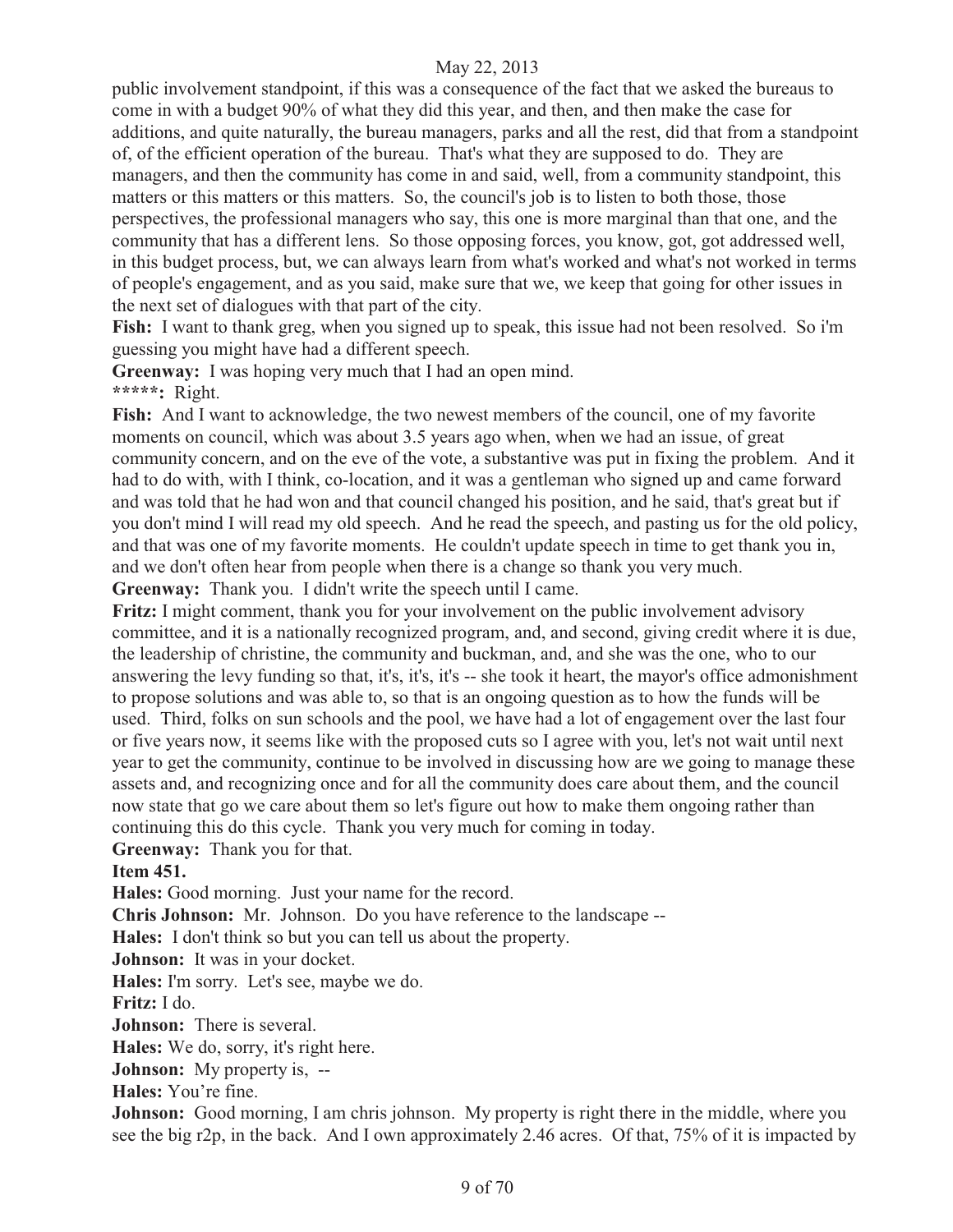public involvement standpoint, if this was a consequence of the fact that we asked the bureaus to come in with a budget 90% of what they did this year, and then, and then make the case for additions, and quite naturally, the bureau managers, parks and all the rest, did that from a standpoint of, of the efficient operation of the bureau. That's what they are supposed to do. They are managers, and then the community has come in and said, well, from a community standpoint, this matters or this matters or this matters. So, the council's job is to listen to both those, those perspectives, the professional managers who say, this one is more marginal than that one, and the community that has a different lens. So those opposing forces, you know, got, got addressed well, in this budget process, but, we can always learn from what's worked and what's not worked in terms of people's engagement, and as you said, make sure that we, we keep that going for other issues in the next set of dialogues with that part of the city.

**Fish:** I want to thank greg, when you signed up to speak, this issue had not been resolved. So i'm guessing you might have had a different speech.

**Greenway:** I was hoping very much that I had an open mind.

**\*\*\*\*\*:** Right.

**Fish:** And I want to acknowledge, the two newest members of the council, one of my favorite moments on council, which was about 3.5 years ago when, when we had an issue, of great community concern, and on the eve of the vote, a substantive was put in fixing the problem. And it had to do with, with I think, co-location, and it was a gentleman who signed up and came forward and was told that he had won and that council changed his position, and he said, that's great but if you don't mind I will read my old speech. And he read the speech, and pasting us for the old policy, and that was one of my favorite moments. He couldn't update speech in time to get thank you in, and we don't often hear from people when there is a change so thank you very much.

**Greenway:** Thank you. I didn't write the speech until I came.

**Fritz:** I might comment, thank you for your involvement on the public involvement advisory committee, and it is a nationally recognized program, and, and second, giving credit where it is due, the leadership of christine, the community and buckman, and, and she was the one, who to our answering the levy funding so that, it's, it's, it's -- she took it heart, the mayor's office admonishment to propose solutions and was able to, so that is an ongoing question as to how the funds will be used. Third, folks on sun schools and the pool, we have had a lot of engagement over the last four or five years now, it seems like with the proposed cuts so I agree with you, let's not wait until next year to get the community, continue to be involved in discussing how are we going to manage these assets and, and recognizing once and for all the community does care about them, and the council now state that go we care about them so let's figure out how to make them ongoing rather than continuing this do this cycle. Thank you very much for coming in today.

**Greenway:** Thank you for that.

**Item 451.**

**Hales:** Good morning. Just your name for the record.

**Chris Johnson:** Mr. Johnson. Do you have reference to the landscape --

**Hales:** I don't think so but you can tell us about the property.

**Johnson:** It was in your docket.

**Hales:** I'm sorry. Let's see, maybe we do.

**Fritz:** I do.

**Johnson:** There is several.

**Hales:** We do, sorry, it's right here.

**Johnson:** My property is, --

**Hales:** You're fine.

**Johnson:** Good morning, I am chris johnson. My property is right there in the middle, where you see the big r2p, in the back. And I own approximately 2.46 acres. Of that, 75% of it is impacted by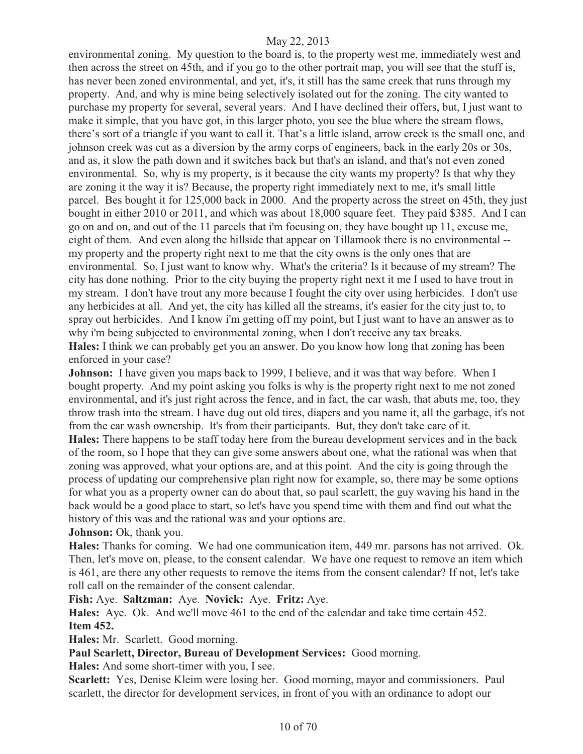environmental zoning. My question to the board is, to the property west me, immediately west and then across the street on 45th, and if you go to the other portrait map, you will see that the stuff is, has never been zoned environmental, and yet, it's, it still has the same creek that runs through my property. And, and why is mine being selectively isolated out for the zoning. The city wanted to purchase my property for several, several years. And I have declined their offers, but, I just want to make it simple, that you have got, in this larger photo, you see the blue where the stream flows, there's sort of a triangle if you want to call it. That's a little island, arrow creek is the small one, and johnson creek was cut as a diversion by the army corps of engineers, back in the early 20s or 30s, and as, it slow the path down and it switches back but that's an island, and that's not even zoned environmental. So, why is my property, is it because the city wants my property? Is that why they are zoning it the way it is? Because, the property right immediately next to me, it's small little parcel. Bes bought it for 125,000 back in 2000. And the property across the street on 45th, they just bought in either 2010 or 2011, and which was about 18,000 square feet. They paid $385. And I can go on and on, and out of the 11 parcels that i'm focusing on, they have bought up 11, excuse me, eight of them. And even along the hillside that appear on Tillamook there is no environmental -- my property and the property right next to me that the city owns is the only ones that are environmental. So, I just want to know why. What's the criteria? Is it because of my stream? The city has done nothing. Prior to the city buying the property right next it me I used to have trout in my stream. I don't have trout any more because I fought the city over using herbicides. I don't use any herbicides at all. And yet, the city has killed all the streams, it's easier for the city just to, to spray out herbicides. And I know i'm getting off my point, but I just want to have an answer as to why i'm being subjected to environmental zoning, when I don't receive any tax breaks.

**Hales:** I think we can probably get you an answer. Do you know how long that zoning has been enforced in your case?

**Johnson:** I have given you maps back to 1999, I believe, and it was that way before. When I bought property. And my point asking you folks is why is the property right next to me not zoned environmental, and it's just right across the fence, and in fact, the car wash, that abuts me, too, they throw trash into the stream. I have dug out old tires, diapers and you name it, all the garbage, it's not from the car wash ownership. It's from their participants. But, they don't take care of it.

**Hales:** There happens to be staff today here from the bureau development services and in the back of the room, so I hope that they can give some answers about one, what the rational was when that zoning was approved, what your options are, and at this point. And the city is going through the process of updating our comprehensive plan right now for example, so, there may be some options for what you as a property owner can do about that, so paul scarlett, the guy waving his hand in the back would be a good place to start, so let's have you spend time with them and find out what the history of this was and the rational was and your options are.

**Johnson:** Ok, thank you.

**Hales:** Thanks for coming. We had one communication item, 449 mr. parsons has not arrived. Ok. Then, let's move on, please, to the consent calendar. We have one request to remove an item which is 461, are there any other requests to remove the items from the consent calendar? If not, let's take roll call on the remainder of the consent calendar.

**Fish:** Aye. **Saltzman:** Aye. **Novick:** Aye. **Fritz:** Aye.

**Hales:** Aye. Ok. And we'll move 461 to the end of the calendar and take time certain 452.

**Item 452.**

**Hales:** Mr. Scarlett. Good morning.

**Paul Scarlett, Director, Bureau of Development Services:** Good morning.

**Hales:** And some short-timer with you, I see.

**Scarlett:** Yes, Denise Kleim were losing her. Good morning, mayor and commissioners. Paul scarlett, the director for development services, in front of you with an ordinance to adopt our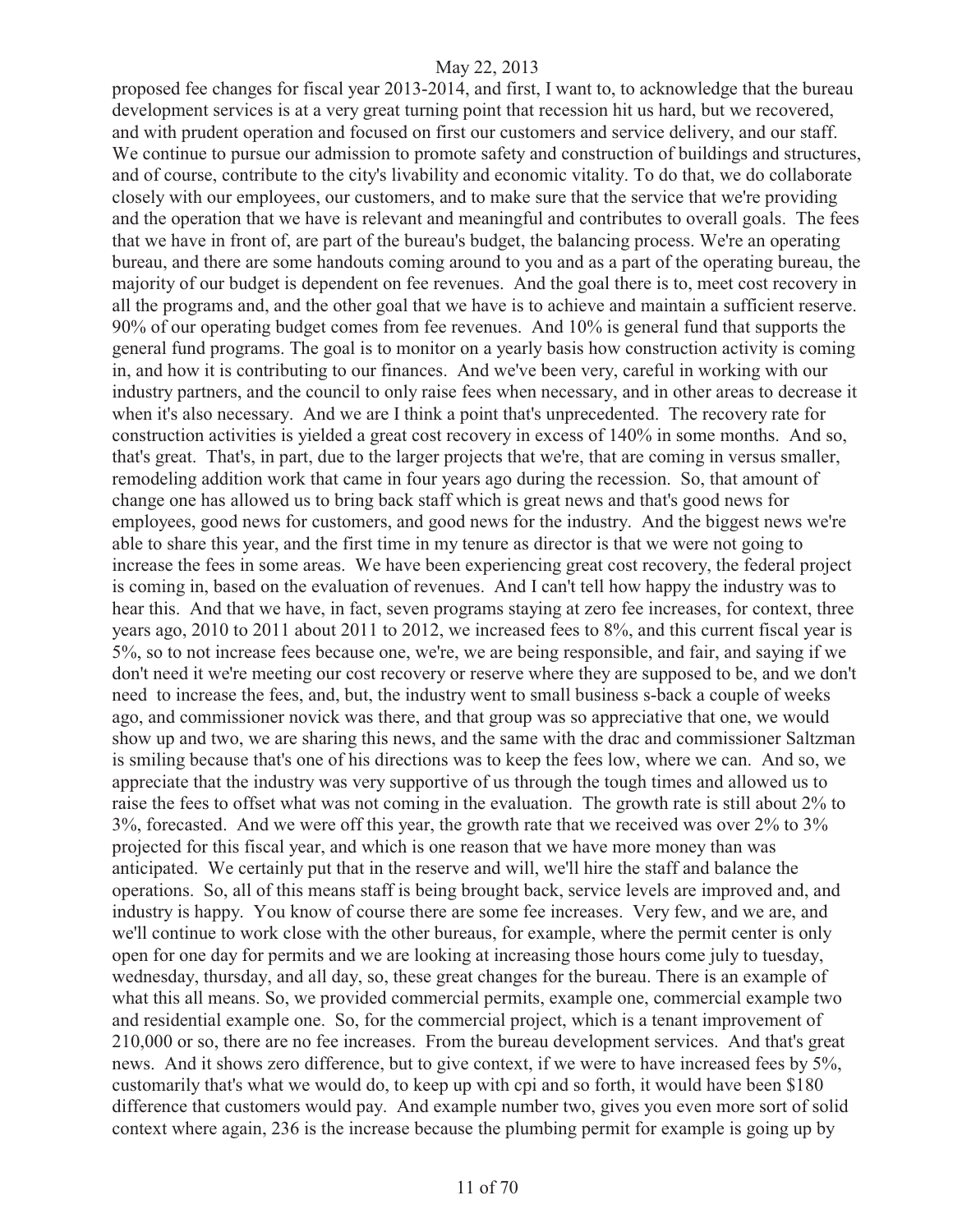proposed fee changes for fiscal year 2013-2014, and first, I want to, to acknowledge that the bureau development services is at a very great turning point that recession hit us hard, but we recovered, and with prudent operation and focused on first our customers and service delivery, and our staff. We continue to pursue our admission to promote safety and construction of buildings and structures, and of course, contribute to the city's livability and economic vitality. To do that, we do collaborate closely with our employees, our customers, and to make sure that the service that we're providing and the operation that we have is relevant and meaningful and contributes to overall goals. The fees that we have in front of, are part of the bureau's budget, the balancing process. We're an operating bureau, and there are some handouts coming around to you and as a part of the operating bureau, the majority of our budget is dependent on fee revenues. And the goal there is to, meet cost recovery in all the programs and, and the other goal that we have is to achieve and maintain a sufficient reserve. 90% of our operating budget comes from fee revenues. And 10% is general fund that supports the general fund programs. The goal is to monitor on a yearly basis how construction activity is coming in, and how it is contributing to our finances. And we've been very, careful in working with our industry partners, and the council to only raise fees when necessary, and in other areas to decrease it when it's also necessary. And we are I think a point that's unprecedented. The recovery rate for construction activities is yielded a great cost recovery in excess of 140% in some months. And so, that's great. That's, in part, due to the larger projects that we're, that are coming in versus smaller, remodeling addition work that came in four years ago during the recession. So, that amount of change one has allowed us to bring back staff which is great news and that's good news for employees, good news for customers, and good news for the industry. And the biggest news we're able to share this year, and the first time in my tenure as director is that we were not going to increase the fees in some areas. We have been experiencing great cost recovery, the federal project is coming in, based on the evaluation of revenues. And I can't tell how happy the industry was to hear this. And that we have, in fact, seven programs staying at zero fee increases, for context, three years ago, 2010 to 2011 about 2011 to 2012, we increased fees to 8%, and this current fiscal year is 5%, so to not increase fees because one, we're, we are being responsible, and fair, and saying if we don't need it we're meeting our cost recovery or reserve where they are supposed to be, and we don't need to increase the fees, and, but, the industry went to small business s-back a couple of weeks ago, and commissioner novick was there, and that group was so appreciative that one, we would show up and two, we are sharing this news, and the same with the drac and commissioner Saltzman is smiling because that's one of his directions was to keep the fees low, where we can. And so, we appreciate that the industry was very supportive of us through the tough times and allowed us to raise the fees to offset what was not coming in the evaluation. The growth rate is still about 2% to 3%, forecasted. And we were off this year, the growth rate that we received was over 2% to 3% projected for this fiscal year, and which is one reason that we have more money than was anticipated. We certainly put that in the reserve and will, we'll hire the staff and balance the operations. So, all of this means staff is being brought back, service levels are improved and, and industry is happy. You know of course there are some fee increases. Very few, and we are, and we'll continue to work close with the other bureaus, for example, where the permit center is only open for one day for permits and we are looking at increasing those hours come july to tuesday, wednesday, thursday, and all day, so, these great changes for the bureau. There is an example of what this all means. So, we provided commercial permits, example one, commercial example two and residential example one. So, for the commercial project, which is a tenant improvement of 210,000 or so, there are no fee increases. From the bureau development services. And that's great news. And it shows zero difference, but to give context, if we were to have increased fees by 5%, customarily that's what we would do, to keep up with cpi and so forth, it would have been $180 difference that customers would pay. And example number two, gives you even more sort of solid context where again, 236 is the increase because the plumbing permit for example is going up by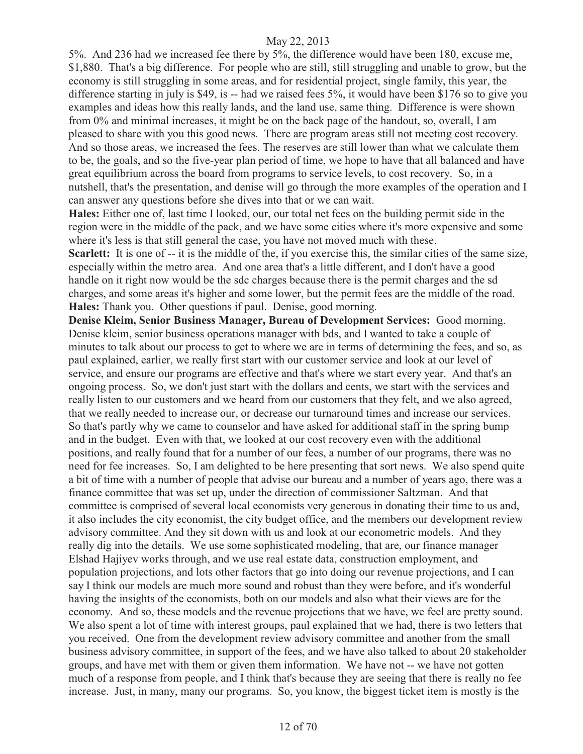5%. And 236 had we increased fee there by 5%, the difference would have been 180, excuse me, $1,880. That's a big difference. For people who are still, still struggling and unable to grow, but the economy is still struggling in some areas, and for residential project, single family, this year, the difference starting in july is $49, is -- had we raised fees 5%, it would have been $176 so to give you examples and ideas how this really lands, and the land use, same thing. Difference is were shown from 0% and minimal increases, it might be on the back page of the handout, so, overall, I am pleased to share with you this good news. There are program areas still not meeting cost recovery. And so those areas, we increased the fees. The reserves are still lower than what we calculate them to be, the goals, and so the five-year plan period of time, we hope to have that all balanced and have great equilibrium across the board from programs to service levels, to cost recovery. So, in a nutshell, that's the presentation, and denise will go through the more examples of the operation and I can answer any questions before she dives into that or we can wait.

**Hales:** Either one of, last time I looked, our, our total net fees on the building permit side in the region were in the middle of the pack, and we have some cities where it's more expensive and some where it's less is that still general the case, you have not moved much with these.

**Scarlett:** It is one of -- it is the middle of the, if you exercise this, the similar cities of the same size, especially within the metro area. And one area that's a little different, and I don't have a good handle on it right now would be the sdc charges because there is the permit charges and the sd charges, and some areas it's higher and some lower, but the permit fees are the middle of the road.

**Hales:** Thank you. Other questions if paul. Denise, good morning.

**Denise Kleim, Senior Business Manager, Bureau of Development Services:** Good morning. Denise kleim, senior business operations manager with bds, and I wanted to take a couple of minutes to talk about our process to get to where we are in terms of determining the fees, and so, as paul explained, earlier, we really first start with our customer service and look at our level of service, and ensure our programs are effective and that's where we start every year. And that's an ongoing process. So, we don't just start with the dollars and cents, we start with the services and really listen to our customers and we heard from our customers that they felt, and we also agreed, that we really needed to increase our, or decrease our turnaround times and increase our services. So that's partly why we came to counselor and have asked for additional staff in the spring bump and in the budget. Even with that, we looked at our cost recovery even with the additional positions, and really found that for a number of our fees, a number of our programs, there was no need for fee increases. So, I am delighted to be here presenting that sort news. We also spend quite a bit of time with a number of people that advise our bureau and a number of years ago, there was a finance committee that was set up, under the direction of commissioner Saltzman. And that committee is comprised of several local economists very generous in donating their time to us and, it also includes the city economist, the city budget office, and the members our development review advisory committee. And they sit down with us and look at our econometric models. And they really dig into the details. We use some sophisticated modeling, that are, our finance manager Elshad Hajiyev works through, and we use real estate data, construction employment, and population projections, and lots other factors that go into doing our revenue projections, and I can say I think our models are much more sound and robust than they were before, and it's wonderful having the insights of the economists, both on our models and also what their views are for the economy. And so, these models and the revenue projections that we have, we feel are pretty sound. We also spent a lot of time with interest groups, paul explained that we had, there is two letters that you received. One from the development review advisory committee and another from the small business advisory committee, in support of the fees, and we have also talked to about 20 stakeholder groups, and have met with them or given them information. We have not -- we have not gotten much of a response from people, and I think that's because they are seeing that there is really no fee increase. Just, in many, many our programs. So, you know, the biggest ticket item is mostly is the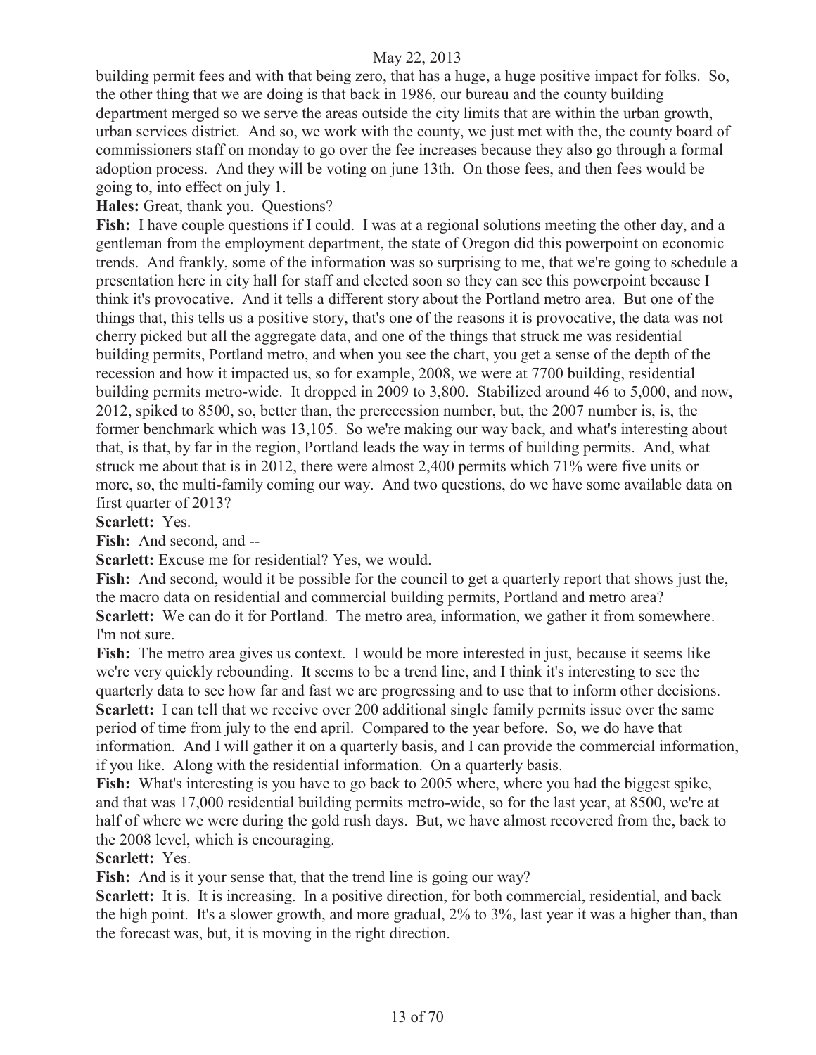building permit fees and with that being zero, that has a huge, a huge positive impact for folks. So, the other thing that we are doing is that back in 1986, our bureau and the county building department merged so we serve the areas outside the city limits that are within the urban growth, urban services district. And so, we work with the county, we just met with the, the county board of commissioners staff on monday to go over the fee increases because they also go through a formal adoption process. And they will be voting on june 13th. On those fees, and then fees would be going to, into effect on july 1.

**Hales:** Great, thank you. Questions?

**Fish:** I have couple questions if I could. I was at a regional solutions meeting the other day, and a gentleman from the employment department, the state of Oregon did this powerpoint on economic trends. And frankly, some of the information was so surprising to me, that we're going to schedule a presentation here in city hall for staff and elected soon so they can see this powerpoint because I think it's provocative. And it tells a different story about the Portland metro area. But one of the things that, this tells us a positive story, that's one of the reasons it is provocative, the data was not cherry picked but all the aggregate data, and one of the things that struck me was residential building permits, Portland metro, and when you see the chart, you get a sense of the depth of the recession and how it impacted us, so for example, 2008, we were at 7700 building, residential building permits metro-wide. It dropped in 2009 to 3,800. Stabilized around 46 to 5,000, and now, 2012, spiked to 8500, so, better than, the prerecession number, but, the 2007 number is, is, the former benchmark which was 13,105. So we're making our way back, and what's interesting about that, is that, by far in the region, Portland leads the way in terms of building permits. And, what struck me about that is in 2012, there were almost 2,400 permits which 71% were five units or more, so, the multi-family coming our way. And two questions, do we have some available data on first quarter of 2013?

**Scarlett:** Yes.

**Fish:** And second, and --

**Scarlett:** Excuse me for residential? Yes, we would.

**Fish:** And second, would it be possible for the council to get a quarterly report that shows just the, the macro data on residential and commercial building permits, Portland and metro area?

**Scarlett:** We can do it for Portland. The metro area, information, we gather it from somewhere. I'm not sure.

**Fish:** The metro area gives us context. I would be more interested in just, because it seems like we're very quickly rebounding. It seems to be a trend line, and I think it's interesting to see the quarterly data to see how far and fast we are progressing and to use that to inform other decisions.

**Scarlett:** I can tell that we receive over 200 additional single family permits issue over the same period of time from july to the end april. Compared to the year before. So, we do have that information. And I will gather it on a quarterly basis, and I can provide the commercial information, if you like. Along with the residential information. On a quarterly basis.

**Fish:** What's interesting is you have to go back to 2005 where, where you had the biggest spike, and that was 17,000 residential building permits metro-wide, so for the last year, at 8500, we're at half of where we were during the gold rush days. But, we have almost recovered from the, back to the 2008 level, which is encouraging.

**Scarlett:** Yes.

**Fish:** And is it your sense that, that the trend line is going our way?

**Scarlett:** It is. It is increasing. In a positive direction, for both commercial, residential, and back the high point. It's a slower growth, and more gradual, 2% to 3%, last year it was a higher than, than the forecast was, but, it is moving in the right direction.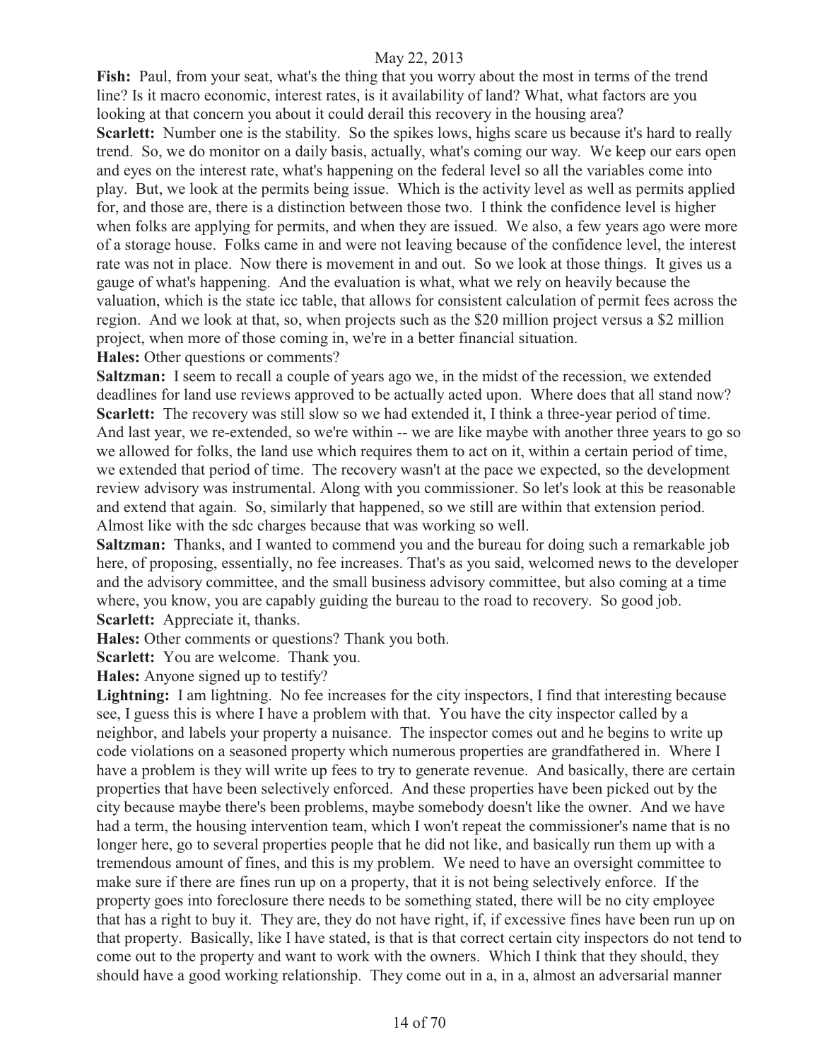**Fish:** Paul, from your seat, what's the thing that you worry about the most in terms of the trend line? Is it macro economic, interest rates, is it availability of land? What, what factors are you looking at that concern you about it could derail this recovery in the housing area?

**Scarlett:** Number one is the stability. So the spikes lows, highs scare us because it's hard to really trend. So, we do monitor on a daily basis, actually, what's coming our way. We keep our ears open and eyes on the interest rate, what's happening on the federal level so all the variables come into play. But, we look at the permits being issue. Which is the activity level as well as permits applied for, and those are, there is a distinction between those two. I think the confidence level is higher when folks are applying for permits, and when they are issued. We also, a few years ago were more of a storage house. Folks came in and were not leaving because of the confidence level, the interest rate was not in place. Now there is movement in and out. So we look at those things. It gives us a gauge of what's happening. And the evaluation is what, what we rely on heavily because the valuation, which is the state icc table, that allows for consistent calculation of permit fees across the region. And we look at that, so, when projects such as the $20 million project versus a $2 million project, when more of those coming in, we're in a better financial situation.

**Hales:** Other questions or comments?

**Saltzman:** I seem to recall a couple of years ago we, in the midst of the recession, we extended deadlines for land use reviews approved to be actually acted upon. Where does that all stand now?

**Scarlett:** The recovery was still slow so we had extended it, I think a three-year period of time. And last year, we re-extended, so we're within -- we are like maybe with another three years to go so we allowed for folks, the land use which requires them to act on it, within a certain period of time, we extended that period of time. The recovery wasn't at the pace we expected, so the development review advisory was instrumental. Along with you commissioner. So let's look at this be reasonable and extend that again. So, similarly that happened, so we still are within that extension period. Almost like with the sdc charges because that was working so well.

**Saltzman:** Thanks, and I wanted to commend you and the bureau for doing such a remarkable job here, of proposing, essentially, no fee increases. That's as you said, welcomed news to the developer and the advisory committee, and the small business advisory committee, but also coming at a time where, you know, you are capably guiding the bureau to the road to recovery. So good job.

**Scarlett:** Appreciate it, thanks.

**Hales:** Other comments or questions? Thank you both.

**Scarlett:** You are welcome. Thank you.

**Hales:** Anyone signed up to testify?

**Lightning:** I am lightning. No fee increases for the city inspectors, I find that interesting because see, I guess this is where I have a problem with that. You have the city inspector called by a neighbor, and labels your property a nuisance. The inspector comes out and he begins to write up code violations on a seasoned property which numerous properties are grandfathered in. Where I have a problem is they will write up fees to try to generate revenue. And basically, there are certain properties that have been selectively enforced. And these properties have been picked out by the city because maybe there's been problems, maybe somebody doesn't like the owner. And we have had a term, the housing intervention team, which I won't repeat the commissioner's name that is no longer here, go to several properties people that he did not like, and basically run them up with a tremendous amount of fines, and this is my problem. We need to have an oversight committee to make sure if there are fines run up on a property, that it is not being selectively enforce. If the property goes into foreclosure there needs to be something stated, there will be no city employee that has a right to buy it. They are, they do not have right, if, if excessive fines have been run up on that property. Basically, like I have stated, is that is that correct certain city inspectors do not tend to come out to the property and want to work with the owners. Which I think that they should, they should have a good working relationship. They come out in a, in a, almost an adversarial manner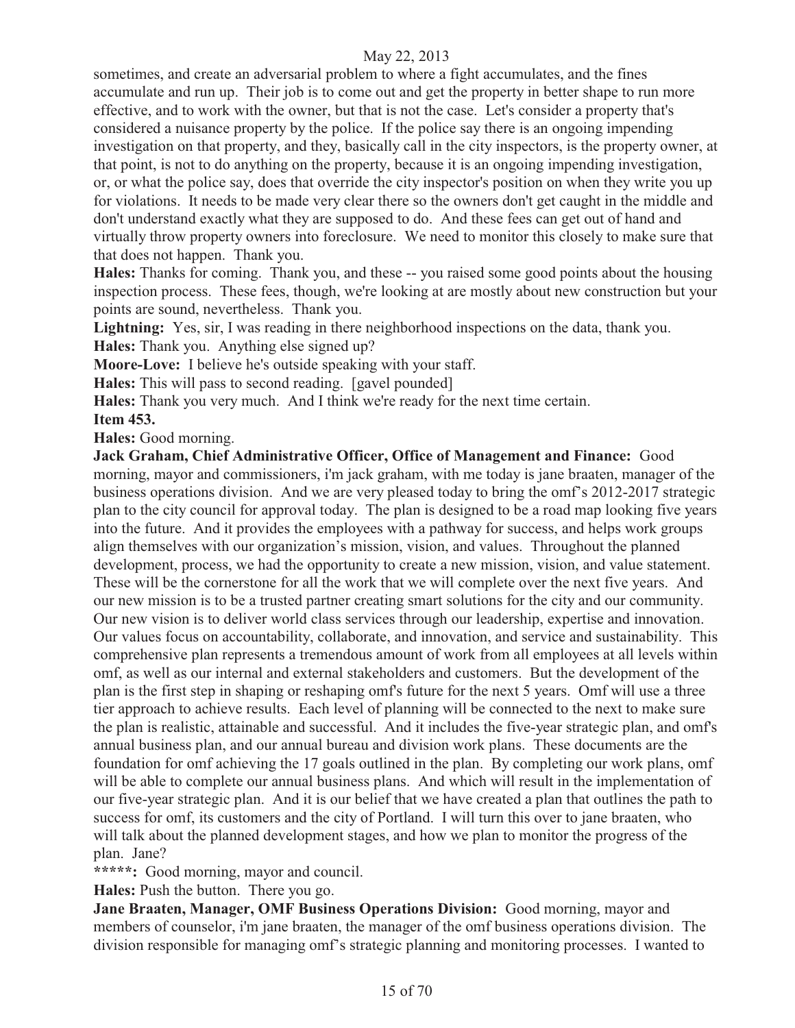sometimes, and create an adversarial problem to where a fight accumulates, and the fines accumulate and run up. Their job is to come out and get the property in better shape to run more effective, and to work with the owner, but that is not the case. Let's consider a property that's considered a nuisance property by the police. If the police say there is an ongoing impending investigation on that property, and they, basically call in the city inspectors, is the property owner, at that point, is not to do anything on the property, because it is an ongoing impending investigation, or, or what the police say, does that override the city inspector's position on when they write you up for violations. It needs to be made very clear there so the owners don't get caught in the middle and don't understand exactly what they are supposed to do. And these fees can get out of hand and virtually throw property owners into foreclosure. We need to monitor this closely to make sure that that does not happen. Thank you.

**Hales:** Thanks for coming. Thank you, and these -- you raised some good points about the housing inspection process. These fees, though, we're looking at are mostly about new construction but your points are sound, nevertheless. Thank you.

**Lightning:** Yes, sir, I was reading in there neighborhood inspections on the data, thank you.

**Hales:** Thank you. Anything else signed up?

**Moore-Love:** I believe he's outside speaking with your staff.

**Hales:** This will pass to second reading. [gavel pounded]

**Hales:** Thank you very much. And I think we're ready for the next time certain.

**Item 453.**

**Hales:** Good morning.

**Jack Graham, Chief Administrative Officer, Office of Management and Finance:** Good morning, mayor and commissioners, i'm jack graham, with me today is jane braaten, manager of the business operations division. And we are very pleased today to bring the omf's 2012-2017 strategic plan to the city council for approval today. The plan is designed to be a road map looking five years into the future. And it provides the employees with a pathway for success, and helps work groups align themselves with our organization's mission, vision, and values. Throughout the planned development, process, we had the opportunity to create a new mission, vision, and value statement. These will be the cornerstone for all the work that we will complete over the next five years. And our new mission is to be a trusted partner creating smart solutions for the city and our community. Our new vision is to deliver world class services through our leadership, expertise and innovation. Our values focus on accountability, collaborate, and innovation, and service and sustainability. This comprehensive plan represents a tremendous amount of work from all employees at all levels within omf, as well as our internal and external stakeholders and customers. But the development of the plan is the first step in shaping or reshaping omf's future for the next 5 years. Omf will use a three tier approach to achieve results. Each level of planning will be connected to the next to make sure the plan is realistic, attainable and successful. And it includes the five-year strategic plan, and omf's annual business plan, and our annual bureau and division work plans. These documents are the foundation for omf achieving the 17 goals outlined in the plan. By completing our work plans, omf will be able to complete our annual business plans. And which will result in the implementation of our five-year strategic plan. And it is our belief that we have created a plan that outlines the path to success for omf, its customers and the city of Portland. I will turn this over to jane braaten, who will talk about the planned development stages, and how we plan to monitor the progress of the plan. Jane?

**\*\*\*\*\*:** Good morning, mayor and council.

**Hales:** Push the button. There you go.

**Jane Braaten, Manager, OMF Business Operations Division:** Good morning, mayor and members of counselor, i'm jane braaten, the manager of the omf business operations division. The division responsible for managing omf's strategic planning and monitoring processes. I wanted to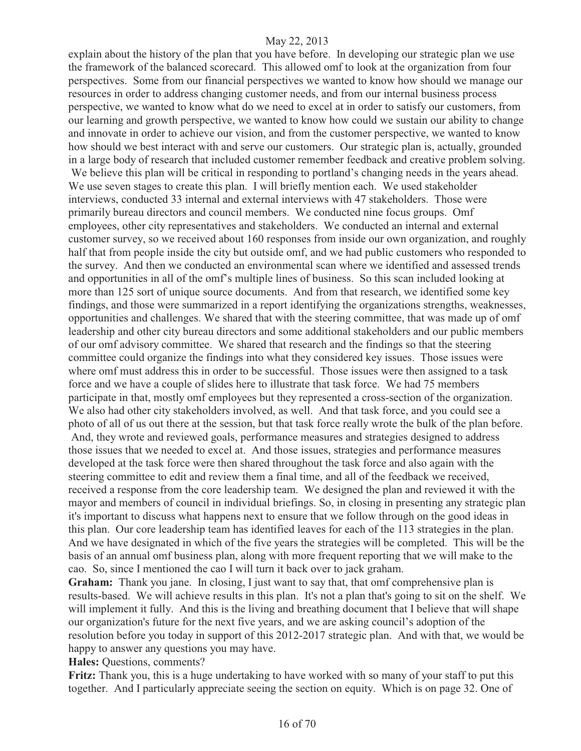explain about the history of the plan that you have before. In developing our strategic plan we use the framework of the balanced scorecard. This allowed omf to look at the organization from four perspectives. Some from our financial perspectives we wanted to know how should we manage our resources in order to address changing customer needs, and from our internal business process perspective, we wanted to know what do we need to excel at in order to satisfy our customers, from our learning and growth perspective, we wanted to know how could we sustain our ability to change and innovate in order to achieve our vision, and from the customer perspective, we wanted to know how should we best interact with and serve our customers. Our strategic plan is, actually, grounded in a large body of research that included customer remember feedback and creative problem solving. We believe this plan will be critical in responding to portland's changing needs in the years ahead. We use seven stages to create this plan. I will briefly mention each. We used stakeholder interviews, conducted 33 internal and external interviews with 47 stakeholders. Those were primarily bureau directors and council members. We conducted nine focus groups. Omf employees, other city representatives and stakeholders. We conducted an internal and external customer survey, so we received about 160 responses from inside our own organization, and roughly half that from people inside the city but outside omf, and we had public customers who responded to the survey. And then we conducted an environmental scan where we identified and assessed trends and opportunities in all of the omf's multiple lines of business. So this scan included looking at more than 125 sort of unique source documents. And from that research, we identified some key findings, and those were summarized in a report identifying the organizations strengths, weaknesses, opportunities and challenges. We shared that with the steering committee, that was made up of omf leadership and other city bureau directors and some additional stakeholders and our public members of our omf advisory committee. We shared that research and the findings so that the steering committee could organize the findings into what they considered key issues. Those issues were where omf must address this in order to be successful. Those issues were then assigned to a task force and we have a couple of slides here to illustrate that task force. We had 75 members participate in that, mostly omf employees but they represented a cross-section of the organization. We also had other city stakeholders involved, as well. And that task force, and you could see a photo of all of us out there at the session, but that task force really wrote the bulk of the plan before. And, they wrote and reviewed goals, performance measures and strategies designed to address those issues that we needed to excel at. And those issues, strategies and performance measures developed at the task force were then shared throughout the task force and also again with the steering committee to edit and review them a final time, and all of the feedback we received, received a response from the core leadership team. We designed the plan and reviewed it with the mayor and members of council in individual briefings. So, in closing in presenting any strategic plan it's important to discuss what happens next to ensure that we follow through on the good ideas in this plan. Our core leadership team has identified leaves for each of the 113 strategies in the plan. And we have designated in which of the five years the strategies will be completed. This will be the basis of an annual omf business plan, along with more frequent reporting that we will make to the cao. So, since I mentioned the cao I will turn it back over to jack graham.

**Graham:** Thank you jane. In closing, I just want to say that, that omf comprehensive plan is results-based. We will achieve results in this plan. It's not a plan that's going to sit on the shelf. We will implement it fully. And this is the living and breathing document that I believe that will shape our organization's future for the next five years, and we are asking council's adoption of the resolution before you today in support of this 2012-2017 strategic plan. And with that, we would be happy to answer any questions you may have.

**Hales:** Questions, comments?

**Fritz:** Thank you, this is a huge undertaking to have worked with so many of your staff to put this together. And I particularly appreciate seeing the section on equity. Which is on page 32. One of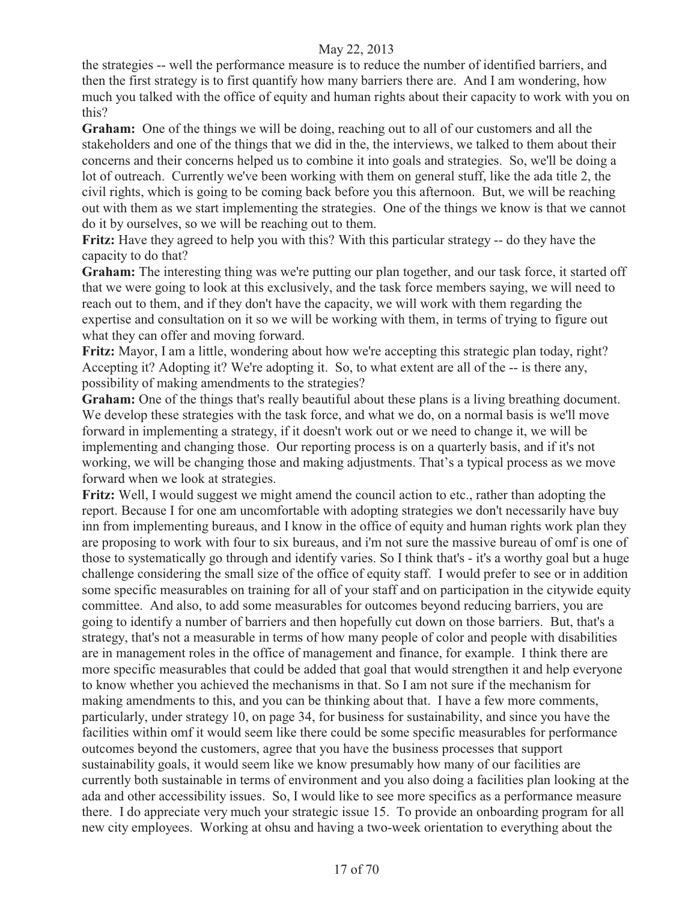the strategies -- well the performance measure is to reduce the number of identified barriers, and then the first strategy is to first quantify how many barriers there are. And I am wondering, how much you talked with the office of equity and human rights about their capacity to work with you on this?

**Graham:** One of the things we will be doing, reaching out to all of our customers and all the stakeholders and one of the things that we did in the, the interviews, we talked to them about their concerns and their concerns helped us to combine it into goals and strategies. So, we'll be doing a lot of outreach. Currently we've been working with them on general stuff, like the ada title 2, the civil rights, which is going to be coming back before you this afternoon. But, we will be reaching out with them as we start implementing the strategies. One of the things we know is that we cannot do it by ourselves, so we will be reaching out to them.

**Fritz:** Have they agreed to help you with this? With this particular strategy -- do they have the capacity to do that?

**Graham:** The interesting thing was we're putting our plan together, and our task force, it started off that we were going to look at this exclusively, and the task force members saying, we will need to reach out to them, and if they don't have the capacity, we will work with them regarding the expertise and consultation on it so we will be working with them, in terms of trying to figure out what they can offer and moving forward.

**Fritz:** Mayor, I am a little, wondering about how we're accepting this strategic plan today, right? Accepting it? Adopting it? We're adopting it. So, to what extent are all of the -- is there any, possibility of making amendments to the strategies?

**Graham:** One of the things that's really beautiful about these plans is a living breathing document. We develop these strategies with the task force, and what we do, on a normal basis is we'll move forward in implementing a strategy, if it doesn't work out or we need to change it, we will be implementing and changing those. Our reporting process is on a quarterly basis, and if it's not working, we will be changing those and making adjustments. That's a typical process as we move forward when we look at strategies.

**Fritz:** Well, I would suggest we might amend the council action to etc., rather than adopting the report. Because I for one am uncomfortable with adopting strategies we don't necessarily have buy inn from implementing bureaus, and I know in the office of equity and human rights work plan they are proposing to work with four to six bureaus, and i'm not sure the massive bureau of omf is one of those to systematically go through and identify varies. So I think that's - it's a worthy goal but a huge challenge considering the small size of the office of equity staff. I would prefer to see or in addition some specific measurables on training for all of your staff and on participation in the citywide equity committee. And also, to add some measurables for outcomes beyond reducing barriers, you are going to identify a number of barriers and then hopefully cut down on those barriers. But, that's a strategy, that's not a measurable in terms of how many people of color and people with disabilities are in management roles in the office of management and finance, for example. I think there are more specific measurables that could be added that goal that would strengthen it and help everyone to know whether you achieved the mechanisms in that. So I am not sure if the mechanism for making amendments to this, and you can be thinking about that. I have a few more comments, particularly, under strategy 10, on page 34, for business for sustainability, and since you have the facilities within omf it would seem like there could be some specific measurables for performance outcomes beyond the customers, agree that you have the business processes that support sustainability goals, it would seem like we know presumably how many of our facilities are currently both sustainable in terms of environment and you also doing a facilities plan looking at the ada and other accessibility issues. So, I would like to see more specifics as a performance measure there. I do appreciate very much your strategic issue 15. To provide an onboarding program for all new city employees. Working at ohsu and having a two-week orientation to everything about the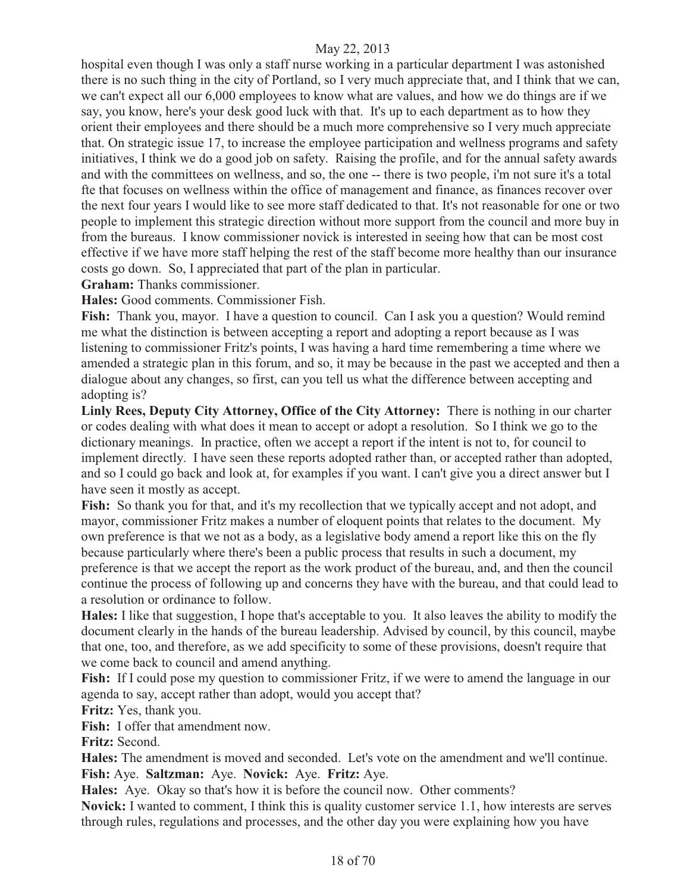hospital even though I was only a staff nurse working in a particular department I was astonished there is no such thing in the city of Portland, so I very much appreciate that, and I think that we can, we can't expect all our 6,000 employees to know what are values, and how we do things are if we say, you know, here's your desk good luck with that. It's up to each department as to how they orient their employees and there should be a much more comprehensive so I very much appreciate that. On strategic issue 17, to increase the employee participation and wellness programs and safety initiatives, I think we do a good job on safety. Raising the profile, and for the annual safety awards and with the committees on wellness, and so, the one -- there is two people, i'm not sure it's a total fte that focuses on wellness within the office of management and finance, as finances recover over the next four years I would like to see more staff dedicated to that. It's not reasonable for one or two people to implement this strategic direction without more support from the council and more buy in from the bureaus. I know commissioner novick is interested in seeing how that can be most cost effective if we have more staff helping the rest of the staff become more healthy than our insurance costs go down. So, I appreciated that part of the plan in particular.

**Graham:** Thanks commissioner.

**Hales:** Good comments. Commissioner Fish.

**Fish:** Thank you, mayor. I have a question to council. Can I ask you a question? Would remind me what the distinction is between accepting a report and adopting a report because as I was listening to commissioner Fritz's points, I was having a hard time remembering a time where we amended a strategic plan in this forum, and so, it may be because in the past we accepted and then a dialogue about any changes, so first, can you tell us what the difference between accepting and adopting is?

**Linly Rees, Deputy City Attorney, Office of the City Attorney:** There is nothing in our charter or codes dealing with what does it mean to accept or adopt a resolution. So I think we go to the dictionary meanings. In practice, often we accept a report if the intent is not to, for council to implement directly. I have seen these reports adopted rather than, or accepted rather than adopted, and so I could go back and look at, for examples if you want. I can't give you a direct answer but I have seen it mostly as accept.

**Fish:** So thank you for that, and it's my recollection that we typically accept and not adopt, and mayor, commissioner Fritz makes a number of eloquent points that relates to the document. My own preference is that we not as a body, as a legislative body amend a report like this on the fly because particularly where there's been a public process that results in such a document, my preference is that we accept the report as the work product of the bureau, and, and then the council continue the process of following up and concerns they have with the bureau, and that could lead to a resolution or ordinance to follow.

**Hales:** I like that suggestion, I hope that's acceptable to you. It also leaves the ability to modify the document clearly in the hands of the bureau leadership. Advised by council, by this council, maybe that one, too, and therefore, as we add specificity to some of these provisions, doesn't require that we come back to council and amend anything.

**Fish:** If I could pose my question to commissioner Fritz, if we were to amend the language in our agenda to say, accept rather than adopt, would you accept that?

**Fritz:** Yes, thank you.

**Fish:** I offer that amendment now.

**Fritz:** Second.

**Hales:** The amendment is moved and seconded. Let's vote on the amendment and we'll continue.

**Fish:** Aye. **Saltzman:** Aye. **Novick:** Aye. **Fritz:** Aye.

**Hales:** Aye. Okay so that's how it is before the council now. Other comments?

**Novick:** I wanted to comment, I think this is quality customer service 1.1, how interests are serves through rules, regulations and processes, and the other day you were explaining how you have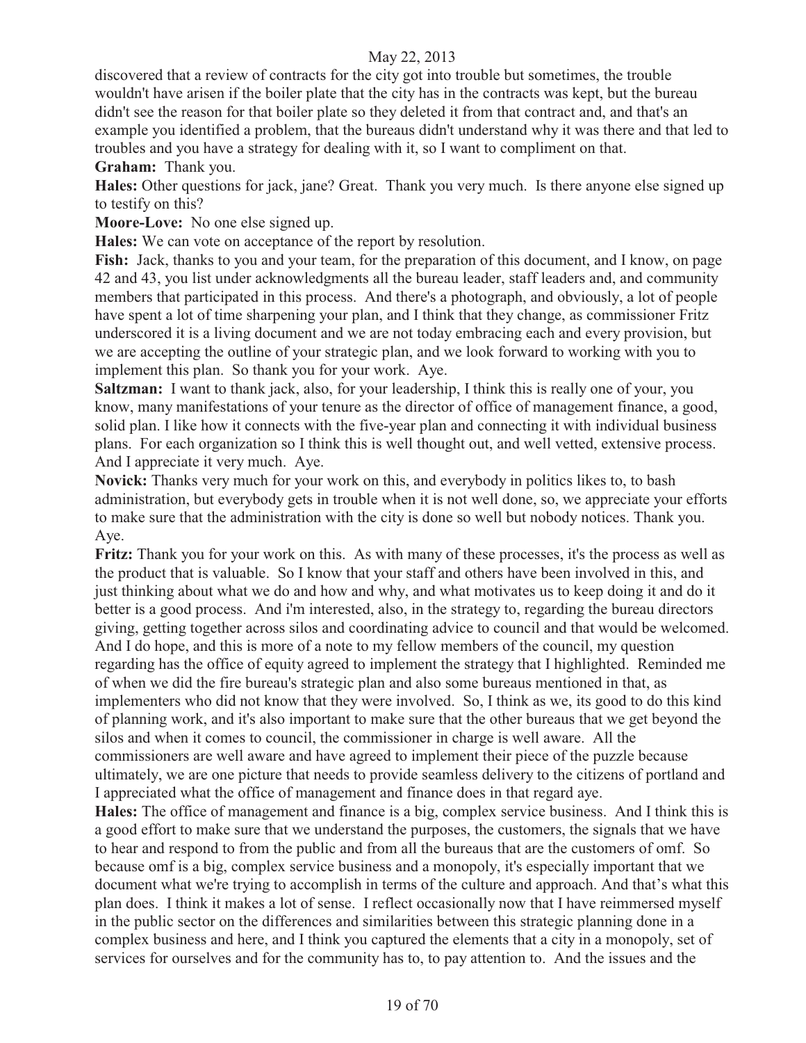discovered that a review of contracts for the city got into trouble but sometimes, the trouble wouldn't have arisen if the boiler plate that the city has in the contracts was kept, but the bureau didn't see the reason for that boiler plate so they deleted it from that contract and, and that's an example you identified a problem, that the bureaus didn't understand why it was there and that led to troubles and you have a strategy for dealing with it, so I want to compliment on that.

**Graham:** Thank you.

**Hales:** Other questions for jack, jane? Great. Thank you very much. Is there anyone else signed up to testify on this?

**Moore-Love:** No one else signed up.

**Hales:** We can vote on acceptance of the report by resolution.

**Fish:** Jack, thanks to you and your team, for the preparation of this document, and I know, on page 42 and 43, you list under acknowledgments all the bureau leader, staff leaders and, and community members that participated in this process. And there's a photograph, and obviously, a lot of people have spent a lot of time sharpening your plan, and I think that they change, as commissioner Fritz underscored it is a living document and we are not today embracing each and every provision, but we are accepting the outline of your strategic plan, and we look forward to working with you to implement this plan. So thank you for your work. Aye.

**Saltzman:** I want to thank jack, also, for your leadership, I think this is really one of your, you know, many manifestations of your tenure as the director of office of management finance, a good, solid plan. I like how it connects with the five-year plan and connecting it with individual business plans. For each organization so I think this is well thought out, and well vetted, extensive process. And I appreciate it very much. Aye.

**Novick:** Thanks very much for your work on this, and everybody in politics likes to, to bash administration, but everybody gets in trouble when it is not well done, so, we appreciate your efforts to make sure that the administration with the city is done so well but nobody notices. Thank you. Aye.

**Fritz:** Thank you for your work on this. As with many of these processes, it's the process as well as the product that is valuable. So I know that your staff and others have been involved in this, and just thinking about what we do and how and why, and what motivates us to keep doing it and do it better is a good process. And i'm interested, also, in the strategy to, regarding the bureau directors giving, getting together across silos and coordinating advice to council and that would be welcomed. And I do hope, and this is more of a note to my fellow members of the council, my question regarding has the office of equity agreed to implement the strategy that I highlighted. Reminded me of when we did the fire bureau's strategic plan and also some bureaus mentioned in that, as implementers who did not know that they were involved. So, I think as we, its good to do this kind of planning work, and it's also important to make sure that the other bureaus that we get beyond the silos and when it comes to council, the commissioner in charge is well aware. All the commissioners are well aware and have agreed to implement their piece of the puzzle because ultimately, we are one picture that needs to provide seamless delivery to the citizens of portland and I appreciated what the office of management and finance does in that regard aye.

**Hales:** The office of management and finance is a big, complex service business. And I think this is a good effort to make sure that we understand the purposes, the customers, the signals that we have to hear and respond to from the public and from all the bureaus that are the customers of omf. So because omf is a big, complex service business and a monopoly, it's especially important that we document what we're trying to accomplish in terms of the culture and approach. And that's what this plan does. I think it makes a lot of sense. I reflect occasionally now that I have reimmersed myself in the public sector on the differences and similarities between this strategic planning done in a complex business and here, and I think you captured the elements that a city in a monopoly, set of services for ourselves and for the community has to, to pay attention to. And the issues and the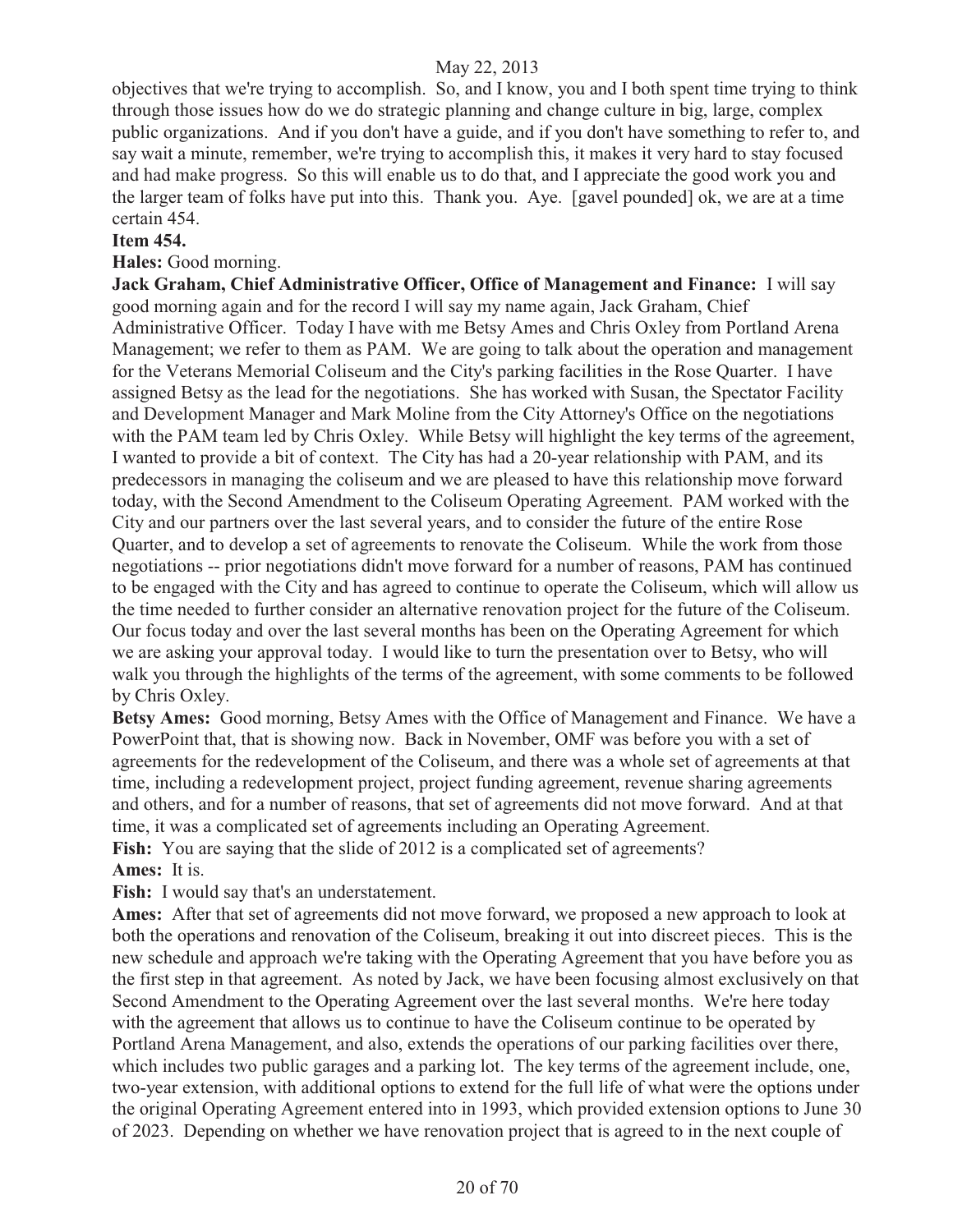objectives that we're trying to accomplish. So, and I know, you and I both spent time trying to think through those issues how do we do strategic planning and change culture in big, large, complex public organizations. And if you don't have a guide, and if you don't have something to refer to, and say wait a minute, remember, we're trying to accomplish this, it makes it very hard to stay focused and had make progress. So this will enable us to do that, and I appreciate the good work you and the larger team of folks have put into this. Thank you. Aye. [gavel pounded] ok, we are at a time certain 454.

**Item 454.**

**Hales:** Good morning.

**Jack Graham, Chief Administrative Officer, Office of Management and Finance:** I will say good morning again and for the record I will say my name again, Jack Graham, Chief Administrative Officer. Today I have with me Betsy Ames and Chris Oxley from Portland Arena Management; we refer to them as PAM. We are going to talk about the operation and management for the Veterans Memorial Coliseum and the City's parking facilities in the Rose Quarter. I have assigned Betsy as the lead for the negotiations. She has worked with Susan, the Spectator Facility and Development Manager and Mark Moline from the City Attorney's Office on the negotiations with the PAM team led by Chris Oxley. While Betsy will highlight the key terms of the agreement, I wanted to provide a bit of context. The City has had a 20-year relationship with PAM, and its predecessors in managing the coliseum and we are pleased to have this relationship move forward today, with the Second Amendment to the Coliseum Operating Agreement. PAM worked with the City and our partners over the last several years, and to consider the future of the entire Rose Quarter, and to develop a set of agreements to renovate the Coliseum. While the work from those negotiations -- prior negotiations didn't move forward for a number of reasons, PAM has continued to be engaged with the City and has agreed to continue to operate the Coliseum, which will allow us the time needed to further consider an alternative renovation project for the future of the Coliseum. Our focus today and over the last several months has been on the Operating Agreement for which we are asking your approval today. I would like to turn the presentation over to Betsy, who will walk you through the highlights of the terms of the agreement, with some comments to be followed by Chris Oxley.

**Betsy Ames:** Good morning, Betsy Ames with the Office of Management and Finance. We have a PowerPoint that, that is showing now. Back in November, OMF was before you with a set of agreements for the redevelopment of the Coliseum, and there was a whole set of agreements at that time, including a redevelopment project, project funding agreement, revenue sharing agreements and others, and for a number of reasons, that set of agreements did not move forward. And at that time, it was a complicated set of agreements including an Operating Agreement.

**Fish:** You are saying that the slide of 2012 is a complicated set of agreements?

**Ames:** It is.

**Fish:** I would say that's an understatement.

**Ames:** After that set of agreements did not move forward, we proposed a new approach to look at both the operations and renovation of the Coliseum, breaking it out into discreet pieces. This is the new schedule and approach we're taking with the Operating Agreement that you have before you as the first step in that agreement. As noted by Jack, we have been focusing almost exclusively on that Second Amendment to the Operating Agreement over the last several months. We're here today with the agreement that allows us to continue to have the Coliseum continue to be operated by Portland Arena Management, and also, extends the operations of our parking facilities over there, which includes two public garages and a parking lot. The key terms of the agreement include, one, two-year extension, with additional options to extend for the full life of what were the options under the original Operating Agreement entered into in 1993, which provided extension options to June 30 of 2023. Depending on whether we have renovation project that is agreed to in the next couple of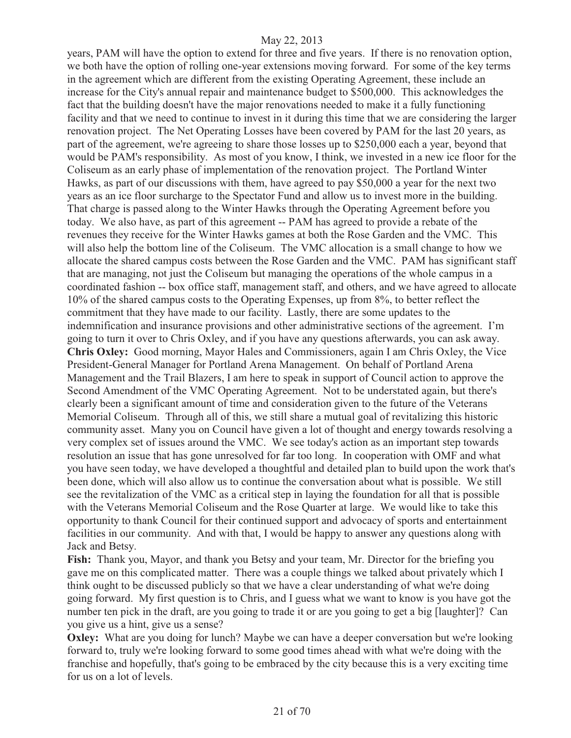years, PAM will have the option to extend for three and five years. If there is no renovation option, we both have the option of rolling one-year extensions moving forward. For some of the key terms in the agreement which are different from the existing Operating Agreement, these include an increase for the City's annual repair and maintenance budget to $500,000. This acknowledges the fact that the building doesn't have the major renovations needed to make it a fully functioning facility and that we need to continue to invest in it during this time that we are considering the larger renovation project. The Net Operating Losses have been covered by PAM for the last 20 years, as part of the agreement, we're agreeing to share those losses up to $250,000 each a year, beyond that would be PAM's responsibility. As most of you know, I think, we invested in a new ice floor for the Coliseum as an early phase of implementation of the renovation project. The Portland Winter Hawks, as part of our discussions with them, have agreed to pay $50,000 a year for the next two years as an ice floor surcharge to the Spectator Fund and allow us to invest more in the building. That charge is passed along to the Winter Hawks through the Operating Agreement before you today. We also have, as part of this agreement -- PAM has agreed to provide a rebate of the revenues they receive for the Winter Hawks games at both the Rose Garden and the VMC. This will also help the bottom line of the Coliseum. The VMC allocation is a small change to how we allocate the shared campus costs between the Rose Garden and the VMC. PAM has significant staff that are managing, not just the Coliseum but managing the operations of the whole campus in a coordinated fashion -- box office staff, management staff, and others, and we have agreed to allocate 10% of the shared campus costs to the Operating Expenses, up from 8%, to better reflect the commitment that they have made to our facility. Lastly, there are some updates to the indemnification and insurance provisions and other administrative sections of the agreement. I'm going to turn it over to Chris Oxley, and if you have any questions afterwards, you can ask away.

**Chris Oxley:** Good morning, Mayor Hales and Commissioners, again I am Chris Oxley, the Vice President-General Manager for Portland Arena Management. On behalf of Portland Arena Management and the Trail Blazers, I am here to speak in support of Council action to approve the Second Amendment of the VMC Operating Agreement. Not to be understated again, but there's clearly been a significant amount of time and consideration given to the future of the Veterans Memorial Coliseum. Through all of this, we still share a mutual goal of revitalizing this historic community asset. Many you on Council have given a lot of thought and energy towards resolving a very complex set of issues around the VMC. We see today's action as an important step towards resolution an issue that has gone unresolved for far too long. In cooperation with OMF and what you have seen today, we have developed a thoughtful and detailed plan to build upon the work that's been done, which will also allow us to continue the conversation about what is possible. We still see the revitalization of the VMC as a critical step in laying the foundation for all that is possible with the Veterans Memorial Coliseum and the Rose Quarter at large. We would like to take this opportunity to thank Council for their continued support and advocacy of sports and entertainment facilities in our community. And with that, I would be happy to answer any questions along with Jack and Betsy.

**Fish:** Thank you, Mayor, and thank you Betsy and your team, Mr. Director for the briefing you gave me on this complicated matter. There was a couple things we talked about privately which I think ought to be discussed publicly so that we have a clear understanding of what we're doing going forward. My first question is to Chris, and I guess what we want to know is you have got the number ten pick in the draft, are you going to trade it or are you going to get a big [laughter]? Can you give us a hint, give us a sense?

**Oxley:** What are you doing for lunch? Maybe we can have a deeper conversation but we're looking forward to, truly we're looking forward to some good times ahead with what we're doing with the franchise and hopefully, that's going to be embraced by the city because this is a very exciting time for us on a lot of levels.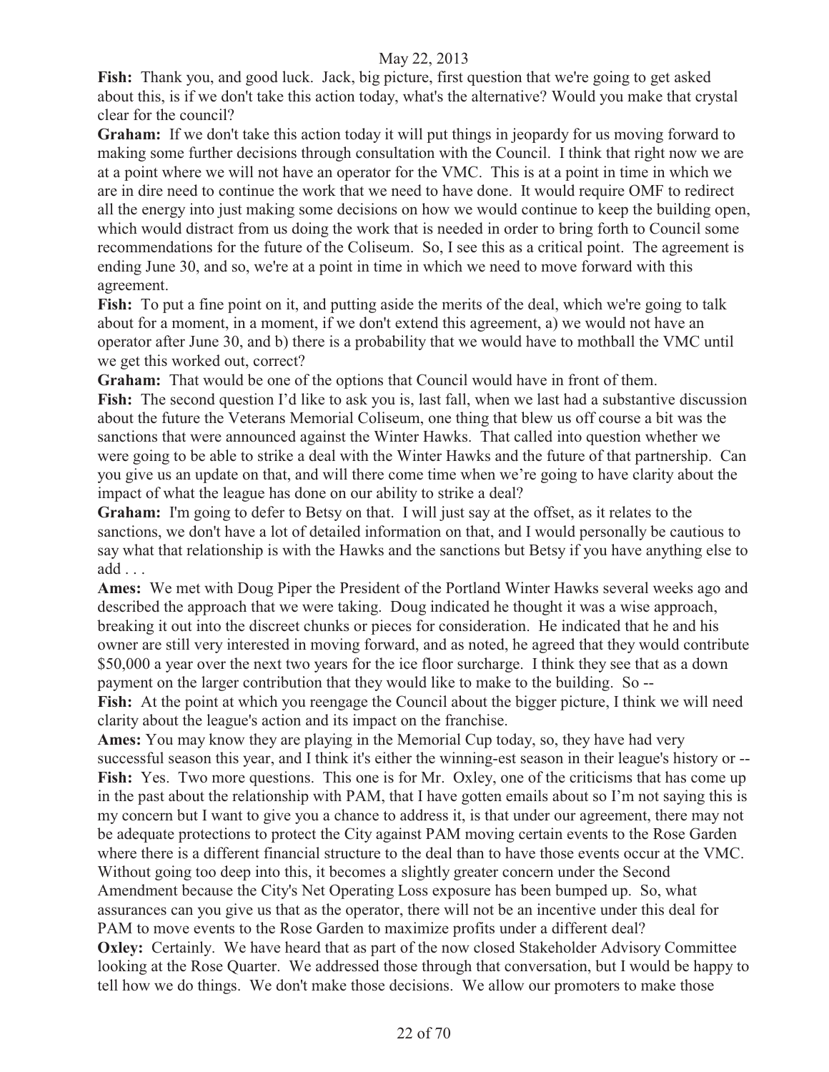**Fish:** Thank you, and good luck. Jack, big picture, first question that we're going to get asked about this, is if we don't take this action today, what's the alternative? Would you make that crystal clear for the council?

**Graham:** If we don't take this action today it will put things in jeopardy for us moving forward to making some further decisions through consultation with the Council. I think that right now we are at a point where we will not have an operator for the VMC. This is at a point in time in which we are in dire need to continue the work that we need to have done. It would require OMF to redirect all the energy into just making some decisions on how we would continue to keep the building open, which would distract from us doing the work that is needed in order to bring forth to Council some recommendations for the future of the Coliseum. So, I see this as a critical point. The agreement is ending June 30, and so, we're at a point in time in which we need to move forward with this agreement.

**Fish:** To put a fine point on it, and putting aside the merits of the deal, which we're going to talk about for a moment, in a moment, if we don't extend this agreement, a) we would not have an operator after June 30, and b) there is a probability that we would have to mothball the VMC until we get this worked out, correct?

**Graham:** That would be one of the options that Council would have in front of them.

**Fish:** The second question I'd like to ask you is, last fall, when we last had a substantive discussion about the future the Veterans Memorial Coliseum, one thing that blew us off course a bit was the sanctions that were announced against the Winter Hawks. That called into question whether we were going to be able to strike a deal with the Winter Hawks and the future of that partnership. Can you give us an update on that, and will there come time when we're going to have clarity about the impact of what the league has done on our ability to strike a deal?

**Graham:** I'm going to defer to Betsy on that. I will just say at the offset, as it relates to the sanctions, we don't have a lot of detailed information on that, and I would personally be cautious to say what that relationship is with the Hawks and the sanctions but Betsy if you have anything else to add . . .

**Ames:** We met with Doug Piper the President of the Portland Winter Hawks several weeks ago and described the approach that we were taking. Doug indicated he thought it was a wise approach, breaking it out into the discreet chunks or pieces for consideration. He indicated that he and his owner are still very interested in moving forward, and as noted, he agreed that they would contribute $50,000 a year over the next two years for the ice floor surcharge. I think they see that as a down payment on the larger contribution that they would like to make to the building. So --

**Fish:** At the point at which you reengage the Council about the bigger picture, I think we will need clarity about the league's action and its impact on the franchise.

**Ames:** You may know they are playing in the Memorial Cup today, so, they have had very successful season this year, and I think it's either the winning-est season in their league's history or --

**Fish:** Yes. Two more questions. This one is for Mr. Oxley, one of the criticisms that has come up in the past about the relationship with PAM, that I have gotten emails about so I'm not saying this is my concern but I want to give you a chance to address it, is that under our agreement, there may not be adequate protections to protect the City against PAM moving certain events to the Rose Garden where there is a different financial structure to the deal than to have those events occur at the VMC. Without going too deep into this, it becomes a slightly greater concern under the Second Amendment because the City's Net Operating Loss exposure has been bumped up. So, what assurances can you give us that as the operator, there will not be an incentive under this deal for PAM to move events to the Rose Garden to maximize profits under a different deal?

**Oxley:** Certainly. We have heard that as part of the now closed Stakeholder Advisory Committee looking at the Rose Quarter. We addressed those through that conversation, but I would be happy to tell how we do things. We don't make those decisions. We allow our promoters to make those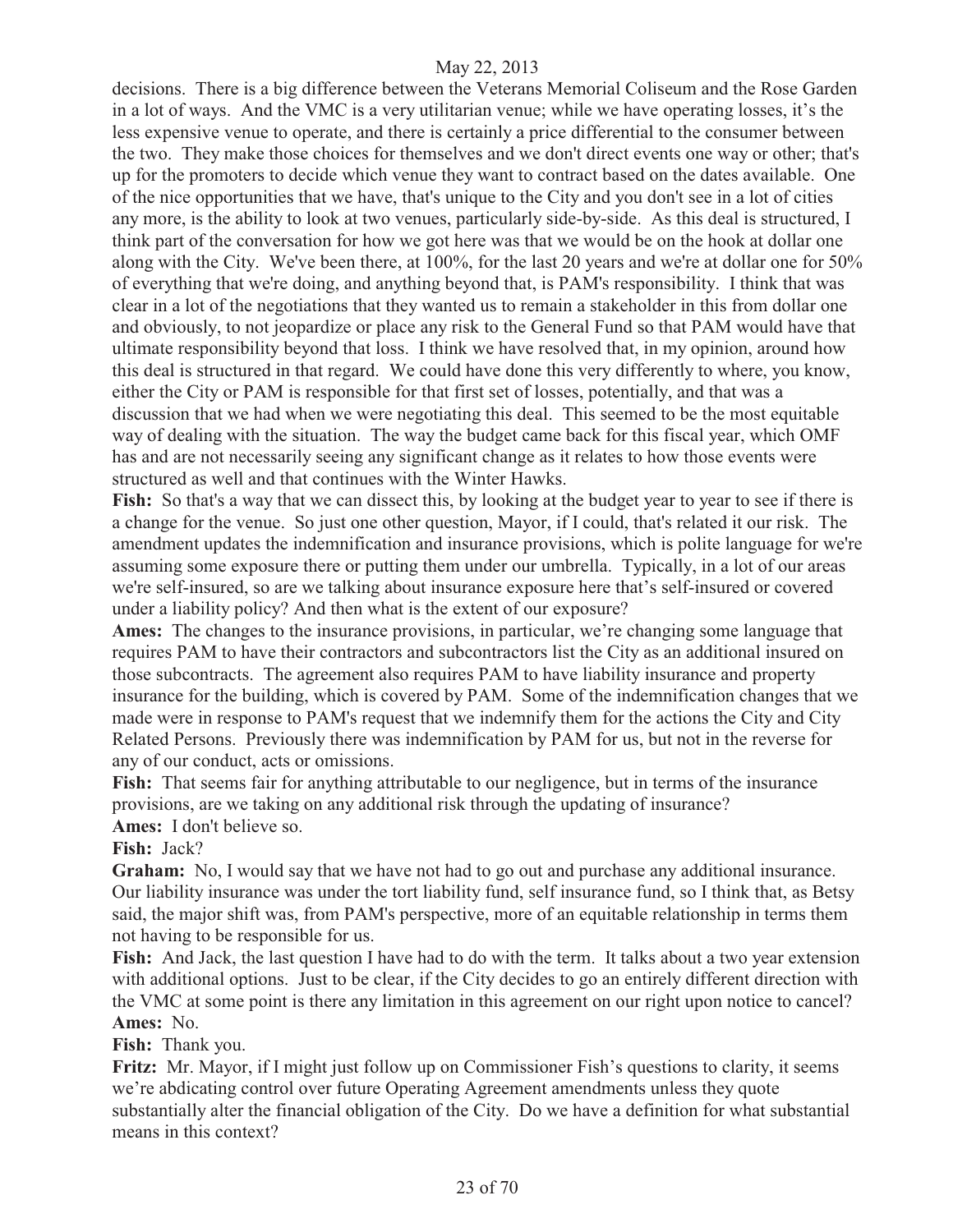decisions. There is a big difference between the Veterans Memorial Coliseum and the Rose Garden in a lot of ways. And the VMC is a very utilitarian venue; while we have operating losses, it's the less expensive venue to operate, and there is certainly a price differential to the consumer between the two. They make those choices for themselves and we don't direct events one way or other; that's up for the promoters to decide which venue they want to contract based on the dates available. One of the nice opportunities that we have, that's unique to the City and you don't see in a lot of cities any more, is the ability to look at two venues, particularly side-by-side. As this deal is structured, I think part of the conversation for how we got here was that we would be on the hook at dollar one along with the City. We've been there, at 100%, for the last 20 years and we're at dollar one for 50% of everything that we're doing, and anything beyond that, is PAM's responsibility. I think that was clear in a lot of the negotiations that they wanted us to remain a stakeholder in this from dollar one and obviously, to not jeopardize or place any risk to the General Fund so that PAM would have that ultimate responsibility beyond that loss. I think we have resolved that, in my opinion, around how this deal is structured in that regard. We could have done this very differently to where, you know, either the City or PAM is responsible for that first set of losses, potentially, and that was a discussion that we had when we were negotiating this deal. This seemed to be the most equitable way of dealing with the situation. The way the budget came back for this fiscal year, which OMF has and are not necessarily seeing any significant change as it relates to how those events were structured as well and that continues with the Winter Hawks.

**Fish:** So that's a way that we can dissect this, by looking at the budget year to year to see if there is a change for the venue. So just one other question, Mayor, if I could, that's related it our risk. The amendment updates the indemnification and insurance provisions, which is polite language for we're assuming some exposure there or putting them under our umbrella. Typically, in a lot of our areas we're self-insured, so are we talking about insurance exposure here that's self-insured or covered under a liability policy? And then what is the extent of our exposure?

**Ames:** The changes to the insurance provisions, in particular, we're changing some language that requires PAM to have their contractors and subcontractors list the City as an additional insured on those subcontracts. The agreement also requires PAM to have liability insurance and property insurance for the building, which is covered by PAM. Some of the indemnification changes that we made were in response to PAM's request that we indemnify them for the actions the City and City Related Persons. Previously there was indemnification by PAM for us, but not in the reverse for any of our conduct, acts or omissions.

**Fish:** That seems fair for anything attributable to our negligence, but in terms of the insurance provisions, are we taking on any additional risk through the updating of insurance?

**Ames:** I don't believe so.

**Fish:** Jack?

**Graham:** No, I would say that we have not had to go out and purchase any additional insurance. Our liability insurance was under the tort liability fund, self insurance fund, so I think that, as Betsy said, the major shift was, from PAM's perspective, more of an equitable relationship in terms them not having to be responsible for us.

**Fish:** And Jack, the last question I have had to do with the term. It talks about a two year extension with additional options. Just to be clear, if the City decides to go an entirely different direction with the VMC at some point is there any limitation in this agreement on our right upon notice to cancel?

**Ames:** No.

**Fish:** Thank you.

**Fritz:** Mr. Mayor, if I might just follow up on Commissioner Fish's questions to clarity, it seems we're abdicating control over future Operating Agreement amendments unless they quote substantially alter the financial obligation of the City. Do we have a definition for what substantial means in this context?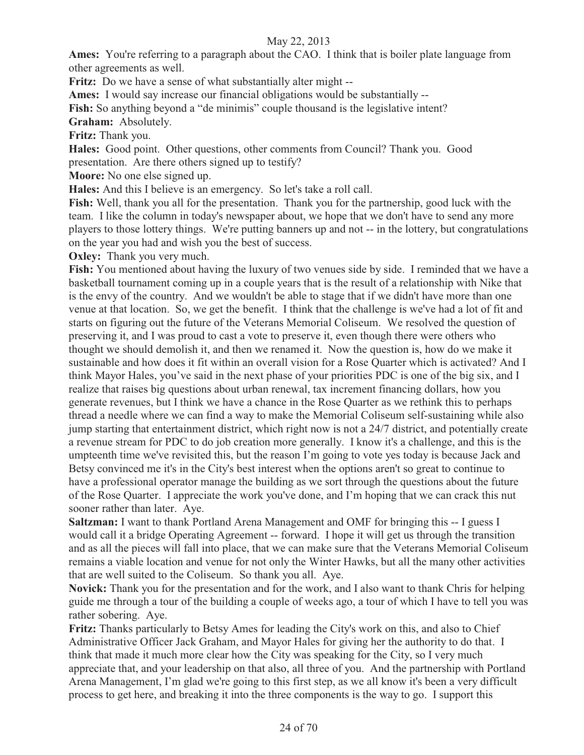**Ames:** You're referring to a paragraph about the CAO. I think that is boiler plate language from other agreements as well.

**Fritz:** Do we have a sense of what substantially alter might --

**Ames:** I would say increase our financial obligations would be substantially --

**Fish:** So anything beyond a "de minimis" couple thousand is the legislative intent?

**Graham:** Absolutely.

**Fritz:** Thank you.

**Hales:** Good point. Other questions, other comments from Council? Thank you. Good presentation. Are there others signed up to testify?

**Moore:** No one else signed up.

**Hales:** And this I believe is an emergency. So let's take a roll call.

**Fish:** Well, thank you all for the presentation. Thank you for the partnership, good luck with the team. I like the column in today's newspaper about, we hope that we don't have to send any more players to those lottery things. We're putting banners up and not -- in the lottery, but congratulations on the year you had and wish you the best of success.

**Oxley:** Thank you very much.

**Fish:** You mentioned about having the luxury of two venues side by side. I reminded that we have a basketball tournament coming up in a couple years that is the result of a relationship with Nike that is the envy of the country. And we wouldn't be able to stage that if we didn't have more than one venue at that location. So, we get the benefit. I think that the challenge is we've had a lot of fit and starts on figuring out the future of the Veterans Memorial Coliseum. We resolved the question of preserving it, and I was proud to cast a vote to preserve it, even though there were others who thought we should demolish it, and then we renamed it. Now the question is, how do we make it sustainable and how does it fit within an overall vision for a Rose Quarter which is activated? And I think Mayor Hales, you've said in the next phase of your priorities PDC is one of the big six, and I realize that raises big questions about urban renewal, tax increment financing dollars, how you generate revenues, but I think we have a chance in the Rose Quarter as we rethink this to perhaps thread a needle where we can find a way to make the Memorial Coliseum self-sustaining while also jump starting that entertainment district, which right now is not a 24/7 district, and potentially create a revenue stream for PDC to do job creation more generally. I know it's a challenge, and this is the umpteenth time we've revisited this, but the reason I'm going to vote yes today is because Jack and Betsy convinced me it's in the City's best interest when the options aren't so great to continue to have a professional operator manage the building as we sort through the questions about the future of the Rose Quarter. I appreciate the work you've done, and I'm hoping that we can crack this nut sooner rather than later. Aye.

**Saltzman:** I want to thank Portland Arena Management and OMF for bringing this -- I guess I would call it a bridge Operating Agreement -- forward. I hope it will get us through the transition and as all the pieces will fall into place, that we can make sure that the Veterans Memorial Coliseum remains a viable location and venue for not only the Winter Hawks, but all the many other activities that are well suited to the Coliseum. So thank you all. Aye.

**Novick:** Thank you for the presentation and for the work, and I also want to thank Chris for helping guide me through a tour of the building a couple of weeks ago, a tour of which I have to tell you was rather sobering. Aye.

**Fritz:** Thanks particularly to Betsy Ames for leading the City's work on this, and also to Chief Administrative Officer Jack Graham, and Mayor Hales for giving her the authority to do that. I think that made it much more clear how the City was speaking for the City, so I very much appreciate that, and your leadership on that also, all three of you. And the partnership with Portland Arena Management, I'm glad we're going to this first step, as we all know it's been a very difficult process to get here, and breaking it into the three components is the way to go. I support this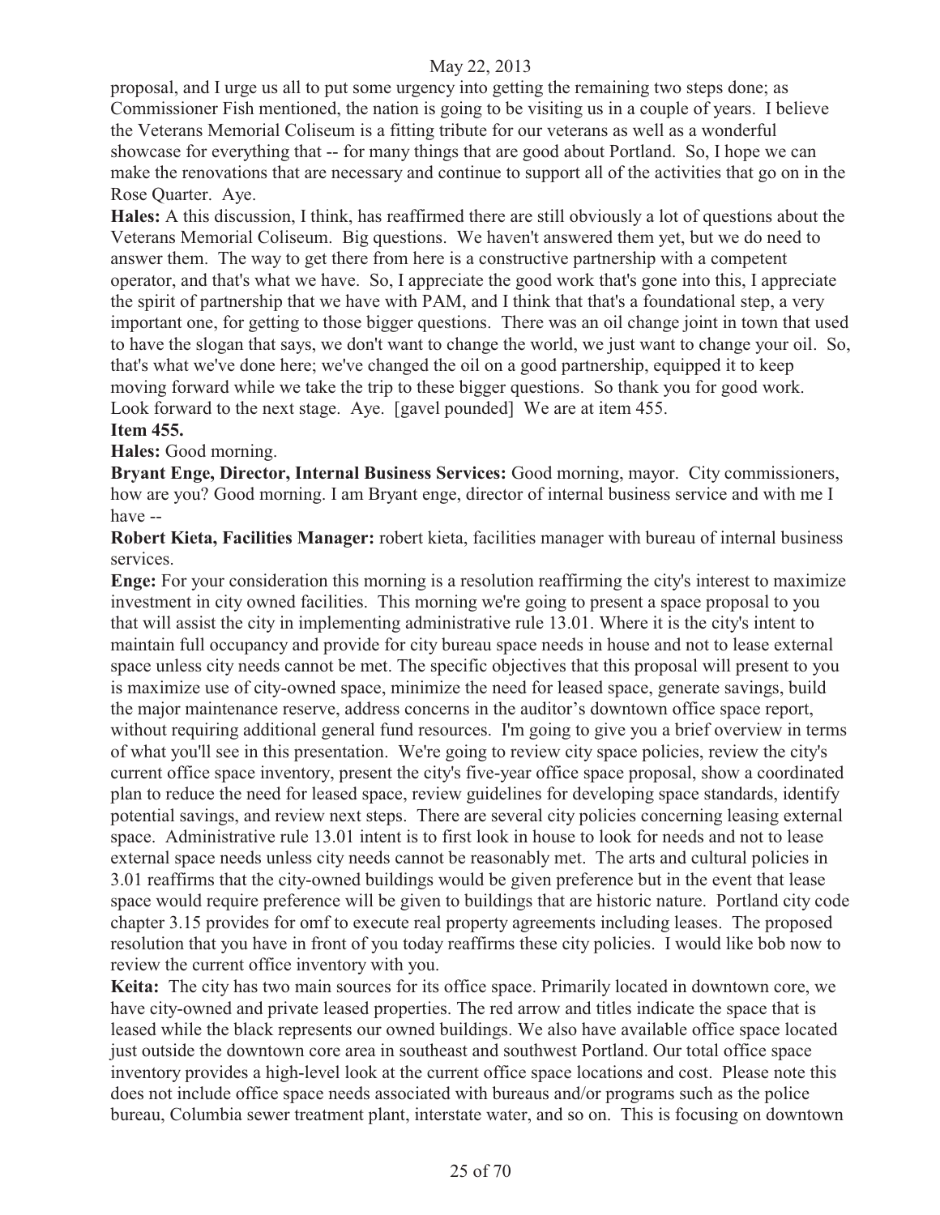proposal, and I urge us all to put some urgency into getting the remaining two steps done; as Commissioner Fish mentioned, the nation is going to be visiting us in a couple of years. I believe the Veterans Memorial Coliseum is a fitting tribute for our veterans as well as a wonderful showcase for everything that -- for many things that are good about Portland. So, I hope we can make the renovations that are necessary and continue to support all of the activities that go on in the Rose Quarter. Aye.

**Hales:** A this discussion, I think, has reaffirmed there are still obviously a lot of questions about the Veterans Memorial Coliseum. Big questions. We haven't answered them yet, but we do need to answer them. The way to get there from here is a constructive partnership with a competent operator, and that's what we have. So, I appreciate the good work that's gone into this, I appreciate the spirit of partnership that we have with PAM, and I think that that's a foundational step, a very important one, for getting to those bigger questions. There was an oil change joint in town that used to have the slogan that says, we don't want to change the world, we just want to change your oil. So, that's what we've done here; we've changed the oil on a good partnership, equipped it to keep moving forward while we take the trip to these bigger questions. So thank you for good work. Look forward to the next stage. Aye. [gavel pounded] We are at item 455.

**Item 455.**

**Hales:** Good morning.

**Bryant Enge, Director, Internal Business Services:** Good morning, mayor. City commissioners, how are you? Good morning. I am Bryant enge, director of internal business service and with me I have --

**Robert Kieta, Facilities Manager:** robert kieta, facilities manager with bureau of internal business services.

**Enge:** For your consideration this morning is a resolution reaffirming the city's interest to maximize investment in city owned facilities. This morning we're going to present a space proposal to you that will assist the city in implementing administrative rule 13.01. Where it is the city's intent to maintain full occupancy and provide for city bureau space needs in house and not to lease external space unless city needs cannot be met. The specific objectives that this proposal will present to you is maximize use of city-owned space, minimize the need for leased space, generate savings, build the major maintenance reserve, address concerns in the auditor's downtown office space report, without requiring additional general fund resources. I'm going to give you a brief overview in terms of what you'll see in this presentation. We're going to review city space policies, review the city's current office space inventory, present the city's five-year office space proposal, show a coordinated plan to reduce the need for leased space, review guidelines for developing space standards, identify potential savings, and review next steps. There are several city policies concerning leasing external space. Administrative rule 13.01 intent is to first look in house to look for needs and not to lease external space needs unless city needs cannot be reasonably met. The arts and cultural policies in 3.01 reaffirms that the city-owned buildings would be given preference but in the event that lease space would require preference will be given to buildings that are historic nature. Portland city code chapter 3.15 provides for omf to execute real property agreements including leases. The proposed resolution that you have in front of you today reaffirms these city policies. I would like bob now to review the current office inventory with you.

**Keita:** The city has two main sources for its office space. Primarily located in downtown core, we have city-owned and private leased properties. The red arrow and titles indicate the space that is leased while the black represents our owned buildings. We also have available office space located just outside the downtown core area in southeast and southwest Portland. Our total office space inventory provides a high-level look at the current office space locations and cost. Please note this does not include office space needs associated with bureaus and/or programs such as the police bureau, Columbia sewer treatment plant, interstate water, and so on. This is focusing on downtown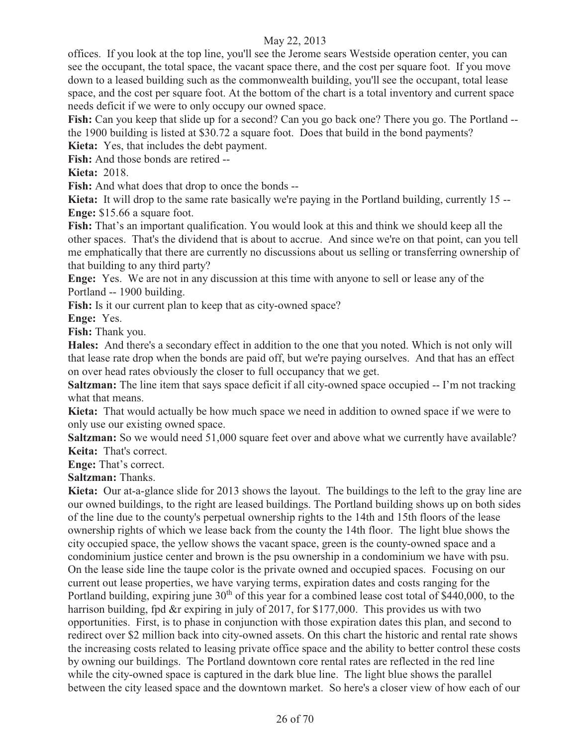offices. If you look at the top line, you'll see the Jerome sears Westside operation center, you can see the occupant, the total space, the vacant space there, and the cost per square foot. If you move down to a leased building such as the commonwealth building, you'll see the occupant, total lease space, and the cost per square foot. At the bottom of the chart is a total inventory and current space needs deficit if we were to only occupy our owned space.

**Fish:** Can you keep that slide up for a second? Can you go back one? There you go. The Portland -- the 1900 building is listed at $30.72 a square foot. Does that build in the bond payments?

**Kieta:** Yes, that includes the debt payment.

**Fish:** And those bonds are retired --

**Kieta:** 2018.

**Fish:** And what does that drop to once the bonds --

**Kieta:** It will drop to the same rate basically we're paying in the Portland building, currently 15 --

**Enge:** $15.66 a square foot.

**Fish:** That's an important qualification. You would look at this and think we should keep all the other spaces. That's the dividend that is about to accrue. And since we're on that point, can you tell me emphatically that there are currently no discussions about us selling or transferring ownership of that building to any third party?

**Enge:** Yes. We are not in any discussion at this time with anyone to sell or lease any of the Portland -- 1900 building.

**Fish:** Is it our current plan to keep that as city-owned space?

**Enge:** Yes.

**Fish:** Thank you.

**Hales:** And there's a secondary effect in addition to the one that you noted. Which is not only will that lease rate drop when the bonds are paid off, but we're paying ourselves. And that has an effect on over head rates obviously the closer to full occupancy that we get.

**Saltzman:** The line item that says space deficit if all city-owned space occupied -- I'm not tracking what that means.

**Kieta:** That would actually be how much space we need in addition to owned space if we were to only use our existing owned space.

**Saltzman:** So we would need 51,000 square feet over and above what we currently have available?

**Keita:** That's correct.

**Enge:** That's correct.

**Saltzman:** Thanks.

**Kieta:** Our at-a-glance slide for 2013 shows the layout. The buildings to the left to the gray line are our owned buildings, to the right are leased buildings. The Portland building shows up on both sides of the line due to the county's perpetual ownership rights to the 14th and 15th floors of the lease ownership rights of which we lease back from the county the 14th floor. The light blue shows the city occupied space, the yellow shows the vacant space, green is the county-owned space and a condominium justice center and brown is the psu ownership in a condominium we have with psu. On the lease side line the taupe color is the private owned and occupied spaces. Focusing on our current out lease properties, we have varying terms, expiration dates and costs ranging for the Portland building, expiring june 30th of this year for a combined lease cost total of $440,000, to the harrison building, fpd &r expiring in july of 2017, for $177,000. This provides us with two opportunities. First, is to phase in conjunction with those expiration dates this plan, and second to redirect over $2 million back into city-owned assets. On this chart the historic and rental rate shows the increasing costs related to leasing private office space and the ability to better control these costs by owning our buildings. The Portland downtown core rental rates are reflected in the red line while the city-owned space is captured in the dark blue line. The light blue shows the parallel between the city leased space and the downtown market. So here's a closer view of how each of our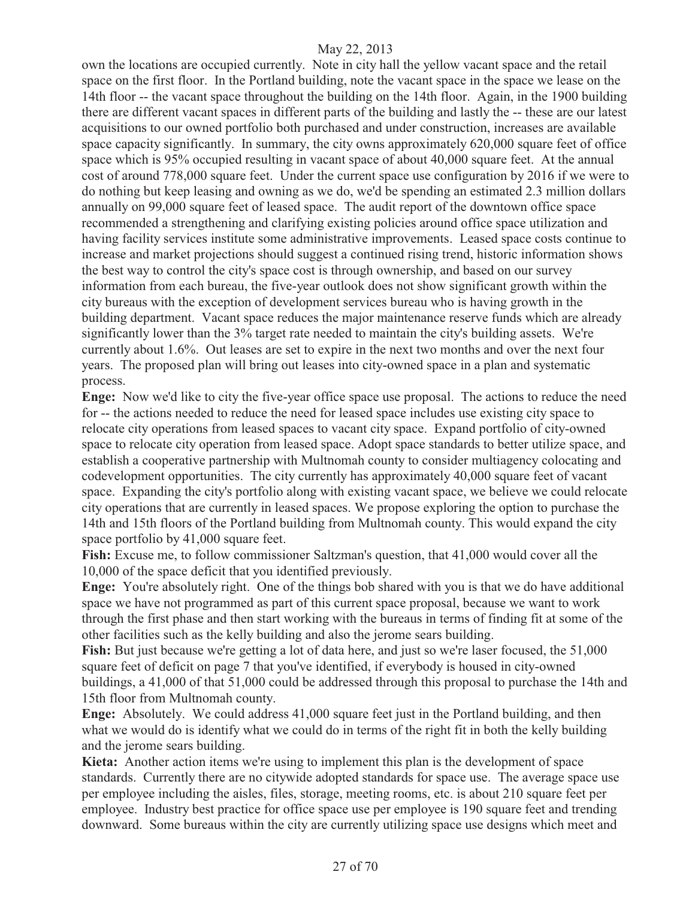own the locations are occupied currently. Note in city hall the yellow vacant space and the retail space on the first floor. In the Portland building, note the vacant space in the space we lease on the 14th floor -- the vacant space throughout the building on the 14th floor. Again, in the 1900 building there are different vacant spaces in different parts of the building and lastly the -- these are our latest acquisitions to our owned portfolio both purchased and under construction, increases are available space capacity significantly. In summary, the city owns approximately 620,000 square feet of office space which is 95% occupied resulting in vacant space of about 40,000 square feet. At the annual cost of around 778,000 square feet. Under the current space use configuration by 2016 if we were to do nothing but keep leasing and owning as we do, we'd be spending an estimated 2.3 million dollars annually on 99,000 square feet of leased space. The audit report of the downtown office space recommended a strengthening and clarifying existing policies around office space utilization and having facility services institute some administrative improvements. Leased space costs continue to increase and market projections should suggest a continued rising trend, historic information shows the best way to control the city's space cost is through ownership, and based on our survey information from each bureau, the five-year outlook does not show significant growth within the city bureaus with the exception of development services bureau who is having growth in the building department. Vacant space reduces the major maintenance reserve funds which are already significantly lower than the 3% target rate needed to maintain the city's building assets. We're currently about 1.6%. Out leases are set to expire in the next two months and over the next four years. The proposed plan will bring out leases into city-owned space in a plan and systematic process.

**Enge:** Now we'd like to city the five-year office space use proposal. The actions to reduce the need for -- the actions needed to reduce the need for leased space includes use existing city space to relocate city operations from leased spaces to vacant city space. Expand portfolio of city-owned space to relocate city operation from leased space. Adopt space standards to better utilize space, and establish a cooperative partnership with Multnomah county to consider multiagency colocating and codevelopment opportunities. The city currently has approximately 40,000 square feet of vacant space. Expanding the city's portfolio along with existing vacant space, we believe we could relocate city operations that are currently in leased spaces. We propose exploring the option to purchase the 14th and 15th floors of the Portland building from Multnomah county. This would expand the city space portfolio by 41,000 square feet.

**Fish:** Excuse me, to follow commissioner Saltzman's question, that 41,000 would cover all the 10,000 of the space deficit that you identified previously.

**Enge:** You're absolutely right. One of the things bob shared with you is that we do have additional space we have not programmed as part of this current space proposal, because we want to work through the first phase and then start working with the bureaus in terms of finding fit at some of the other facilities such as the kelly building and also the jerome sears building.

**Fish:** But just because we're getting a lot of data here, and just so we're laser focused, the 51,000 square feet of deficit on page 7 that you've identified, if everybody is housed in city-owned buildings, a 41,000 of that 51,000 could be addressed through this proposal to purchase the 14th and 15th floor from Multnomah county.

**Enge:** Absolutely. We could address 41,000 square feet just in the Portland building, and then what we would do is identify what we could do in terms of the right fit in both the kelly building and the jerome sears building.

**Kieta:** Another action items we're using to implement this plan is the development of space standards. Currently there are no citywide adopted standards for space use. The average space use per employee including the aisles, files, storage, meeting rooms, etc. is about 210 square feet per employee. Industry best practice for office space use per employee is 190 square feet and trending downward. Some bureaus within the city are currently utilizing space use designs which meet and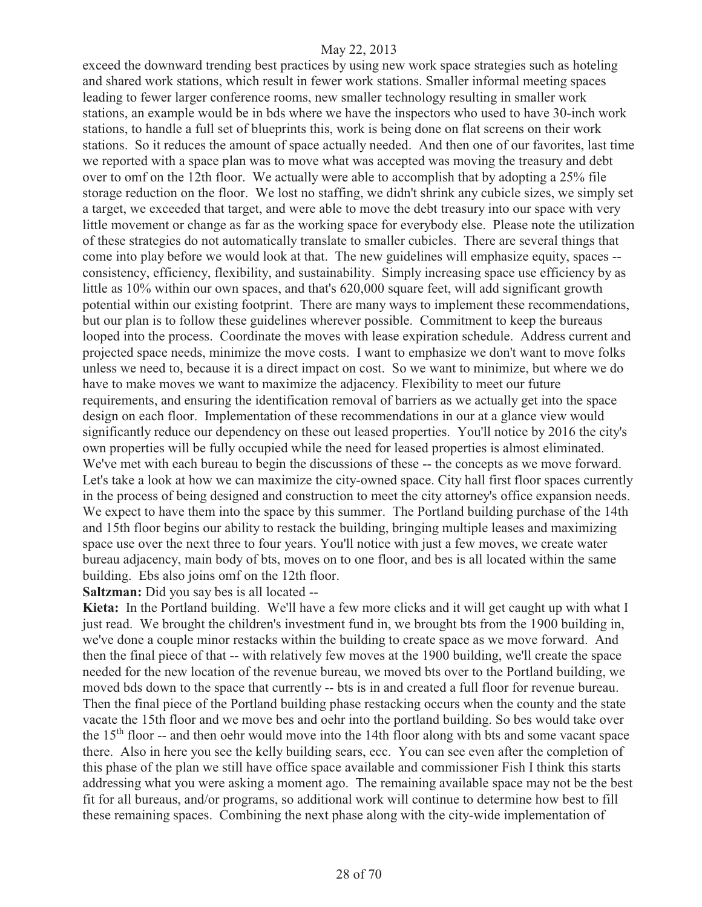exceed the downward trending best practices by using new work space strategies such as hoteling and shared work stations, which result in fewer work stations. Smaller informal meeting spaces leading to fewer larger conference rooms, new smaller technology resulting in smaller work stations, an example would be in bds where we have the inspectors who used to have 30-inch work stations, to handle a full set of blueprints this, work is being done on flat screens on their work stations. So it reduces the amount of space actually needed. And then one of our favorites, last time we reported with a space plan was to move what was accepted was moving the treasury and debt over to omf on the 12th floor. We actually were able to accomplish that by adopting a 25% file storage reduction on the floor. We lost no staffing, we didn't shrink any cubicle sizes, we simply set a target, we exceeded that target, and were able to move the debt treasury into our space with very little movement or change as far as the working space for everybody else. Please note the utilization of these strategies do not automatically translate to smaller cubicles. There are several things that come into play before we would look at that. The new guidelines will emphasize equity, spaces -- consistency, efficiency, flexibility, and sustainability. Simply increasing space use efficiency by as little as 10% within our own spaces, and that's 620,000 square feet, will add significant growth potential within our existing footprint. There are many ways to implement these recommendations, but our plan is to follow these guidelines wherever possible. Commitment to keep the bureaus looped into the process. Coordinate the moves with lease expiration schedule. Address current and projected space needs, minimize the move costs. I want to emphasize we don't want to move folks unless we need to, because it is a direct impact on cost. So we want to minimize, but where we do have to make moves we want to maximize the adjacency. Flexibility to meet our future requirements, and ensuring the identification removal of barriers as we actually get into the space design on each floor. Implementation of these recommendations in our at a glance view would significantly reduce our dependency on these out leased properties. You'll notice by 2016 the city's own properties will be fully occupied while the need for leased properties is almost eliminated. We've met with each bureau to begin the discussions of these -- the concepts as we move forward. Let's take a look at how we can maximize the city-owned space. City hall first floor spaces currently in the process of being designed and construction to meet the city attorney's office expansion needs. We expect to have them into the space by this summer. The Portland building purchase of the 14th and 15th floor begins our ability to restack the building, bringing multiple leases and maximizing space use over the next three to four years. You'll notice with just a few moves, we create water bureau adjacency, main body of bts, moves on to one floor, and bes is all located within the same building. Ebs also joins omf on the 12th floor.

**Saltzman:** Did you say bes is all located --

**Kieta:** In the Portland building. We'll have a few more clicks and it will get caught up with what I just read. We brought the children's investment fund in, we brought bts from the 1900 building in, we've done a couple minor restacks within the building to create space as we move forward. And then the final piece of that -- with relatively few moves at the 1900 building, we'll create the space needed for the new location of the revenue bureau, we moved bts over to the Portland building, we moved bds down to the space that currently -- bts is in and created a full floor for revenue bureau. Then the final piece of the Portland building phase restacking occurs when the county and the state vacate the 15th floor and we move bes and oehr into the portland building. So bes would take over the 15th floor -- and then oehr would move into the 14th floor along with bts and some vacant space there. Also in here you see the kelly building sears, ecc. You can see even after the completion of this phase of the plan we still have office space available and commissioner Fish I think this starts addressing what you were asking a moment ago. The remaining available space may not be the best fit for all bureaus, and/or programs, so additional work will continue to determine how best to fill these remaining spaces. Combining the next phase along with the city-wide implementation of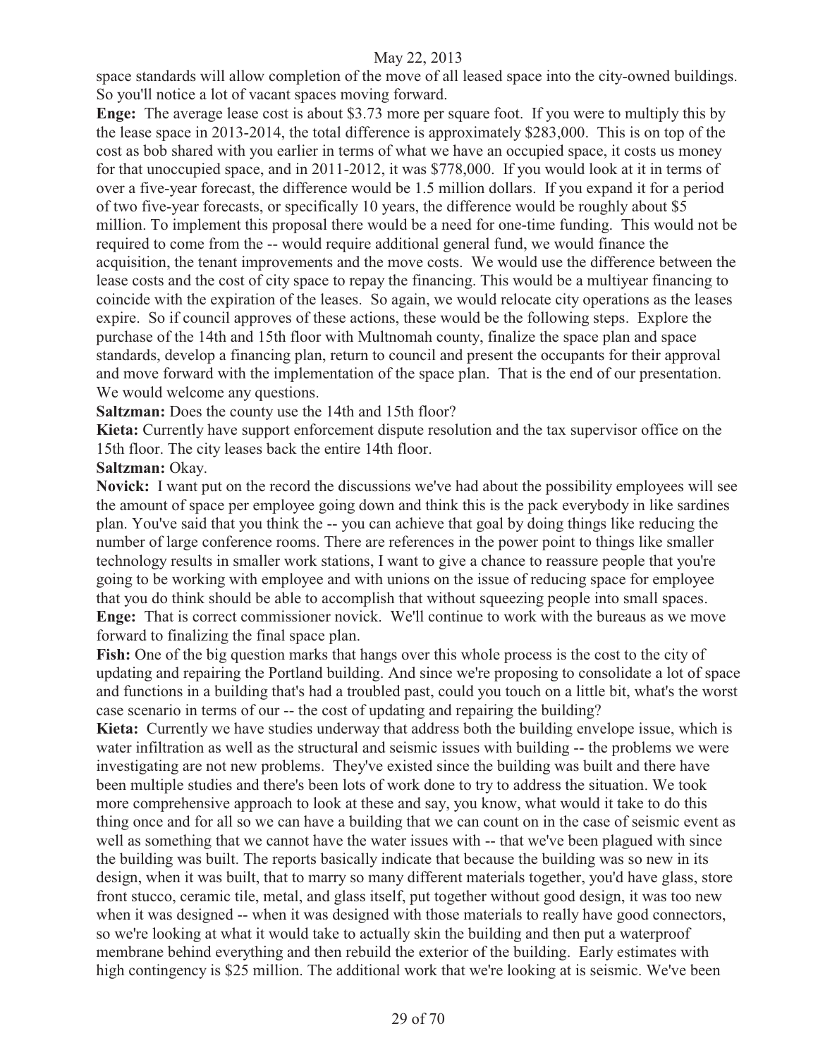space standards will allow completion of the move of all leased space into the city-owned buildings. So you'll notice a lot of vacant spaces moving forward.

**Enge:** The average lease cost is about $3.73 more per square foot. If you were to multiply this by the lease space in 2013-2014, the total difference is approximately $283,000. This is on top of the cost as bob shared with you earlier in terms of what we have an occupied space, it costs us money for that unoccupied space, and in 2011-2012, it was $778,000. If you would look at it in terms of over a five-year forecast, the difference would be 1.5 million dollars. If you expand it for a period of two five-year forecasts, or specifically 10 years, the difference would be roughly about $5 million. To implement this proposal there would be a need for one-time funding. This would not be required to come from the -- would require additional general fund, we would finance the acquisition, the tenant improvements and the move costs. We would use the difference between the lease costs and the cost of city space to repay the financing. This would be a multiyear financing to coincide with the expiration of the leases. So again, we would relocate city operations as the leases expire. So if council approves of these actions, these would be the following steps. Explore the purchase of the 14th and 15th floor with Multnomah county, finalize the space plan and space standards, develop a financing plan, return to council and present the occupants for their approval and move forward with the implementation of the space plan. That is the end of our presentation. We would welcome any questions.

**Saltzman:** Does the county use the 14th and 15th floor?

**Kieta:** Currently have support enforcement dispute resolution and the tax supervisor office on the 15th floor. The city leases back the entire 14th floor.

**Saltzman:** Okay.

**Novick:** I want put on the record the discussions we've had about the possibility employees will see the amount of space per employee going down and think this is the pack everybody in like sardines plan. You've said that you think the -- you can achieve that goal by doing things like reducing the number of large conference rooms. There are references in the power point to things like smaller technology results in smaller work stations, I want to give a chance to reassure people that you're going to be working with employee and with unions on the issue of reducing space for employee that you do think should be able to accomplish that without squeezing people into small spaces.

**Enge:** That is correct commissioner novick. We'll continue to work with the bureaus as we move forward to finalizing the final space plan.

**Fish:** One of the big question marks that hangs over this whole process is the cost to the city of updating and repairing the Portland building. And since we're proposing to consolidate a lot of space and functions in a building that's had a troubled past, could you touch on a little bit, what's the worst case scenario in terms of our -- the cost of updating and repairing the building?

**Kieta:** Currently we have studies underway that address both the building envelope issue, which is water infiltration as well as the structural and seismic issues with building -- the problems we were investigating are not new problems. They've existed since the building was built and there have been multiple studies and there's been lots of work done to try to address the situation. We took more comprehensive approach to look at these and say, you know, what would it take to do this thing once and for all so we can have a building that we can count on in the case of seismic event as well as something that we cannot have the water issues with -- that we've been plagued with since the building was built. The reports basically indicate that because the building was so new in its design, when it was built, that to marry so many different materials together, you'd have glass, store front stucco, ceramic tile, metal, and glass itself, put together without good design, it was too new when it was designed -- when it was designed with those materials to really have good connectors, so we're looking at what it would take to actually skin the building and then put a waterproof membrane behind everything and then rebuild the exterior of the building. Early estimates with high contingency is $25 million. The additional work that we're looking at is seismic. We've been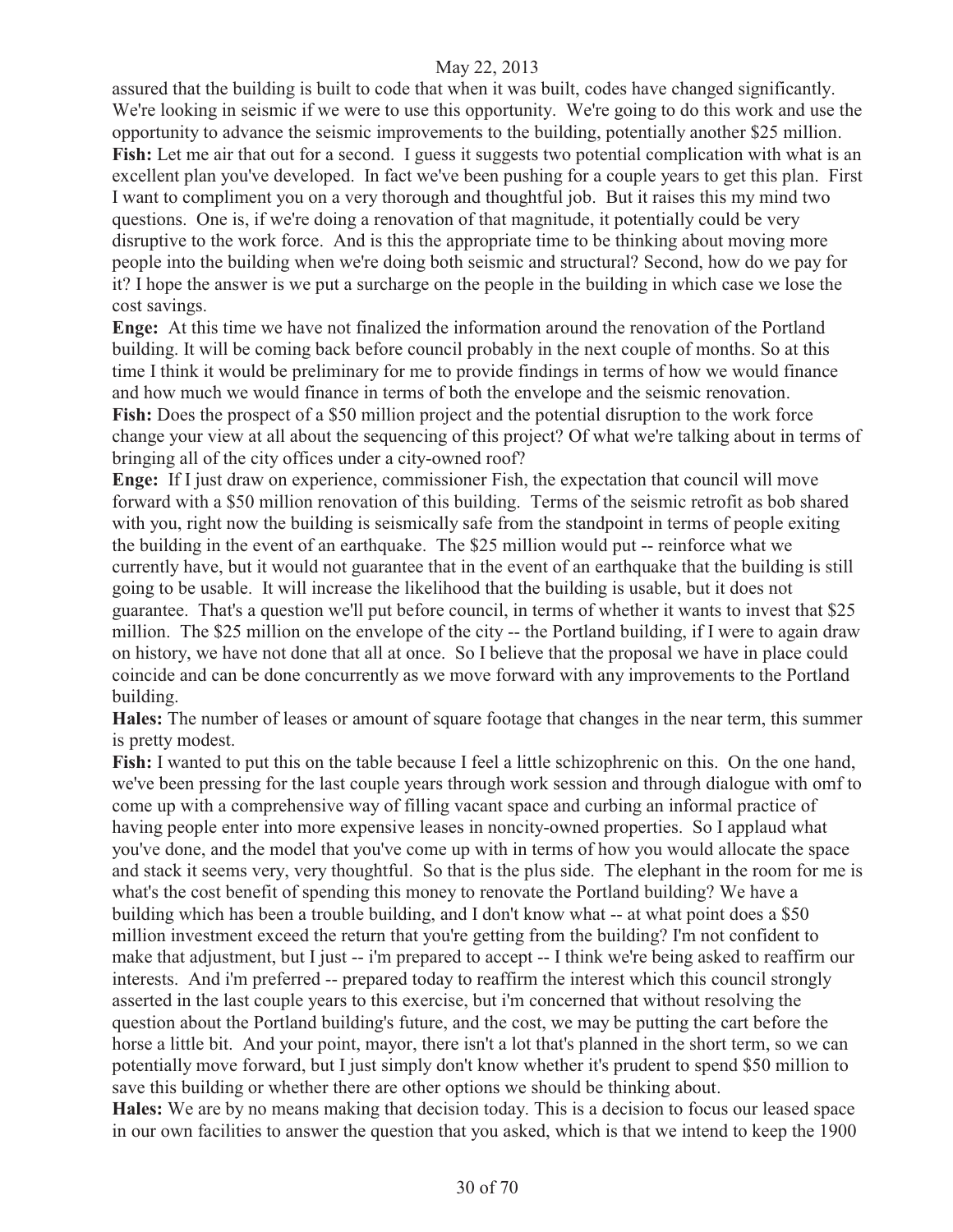assured that the building is built to code that when it was built, codes have changed significantly. We're looking in seismic if we were to use this opportunity. We're going to do this work and use the opportunity to advance the seismic improvements to the building, potentially another $25 million.

**Fish:** Let me air that out for a second. I guess it suggests two potential complication with what is an excellent plan you've developed. In fact we've been pushing for a couple years to get this plan. First I want to compliment you on a very thorough and thoughtful job. But it raises this my mind two questions. One is, if we're doing a renovation of that magnitude, it potentially could be very disruptive to the work force. And is this the appropriate time to be thinking about moving more people into the building when we're doing both seismic and structural? Second, how do we pay for it? I hope the answer is we put a surcharge on the people in the building in which case we lose the cost savings.

**Enge:** At this time we have not finalized the information around the renovation of the Portland building. It will be coming back before council probably in the next couple of months. So at this time I think it would be preliminary for me to provide findings in terms of how we would finance and how much we would finance in terms of both the envelope and the seismic renovation.

**Fish:** Does the prospect of a $50 million project and the potential disruption to the work force change your view at all about the sequencing of this project? Of what we're talking about in terms of bringing all of the city offices under a city-owned roof?

**Enge:** If I just draw on experience, commissioner Fish, the expectation that council will move forward with a $50 million renovation of this building. Terms of the seismic retrofit as bob shared with you, right now the building is seismically safe from the standpoint in terms of people exiting the building in the event of an earthquake. The $25 million would put -- reinforce what we currently have, but it would not guarantee that in the event of an earthquake that the building is still going to be usable. It will increase the likelihood that the building is usable, but it does not guarantee. That's a question we'll put before council, in terms of whether it wants to invest that $25 million. The $25 million on the envelope of the city -- the Portland building, if I were to again draw on history, we have not done that all at once. So I believe that the proposal we have in place could coincide and can be done concurrently as we move forward with any improvements to the Portland building.

**Hales:** The number of leases or amount of square footage that changes in the near term, this summer is pretty modest.

**Fish:** I wanted to put this on the table because I feel a little schizophrenic on this. On the one hand, we've been pressing for the last couple years through work session and through dialogue with omf to come up with a comprehensive way of filling vacant space and curbing an informal practice of having people enter into more expensive leases in noncity-owned properties. So I applaud what you've done, and the model that you've come up with in terms of how you would allocate the space and stack it seems very, very thoughtful. So that is the plus side. The elephant in the room for me is what's the cost benefit of spending this money to renovate the Portland building? We have a building which has been a trouble building, and I don't know what -- at what point does a $50 million investment exceed the return that you're getting from the building? I'm not confident to make that adjustment, but I just -- i'm prepared to accept -- I think we're being asked to reaffirm our interests. And i'm preferred -- prepared today to reaffirm the interest which this council strongly asserted in the last couple years to this exercise, but i'm concerned that without resolving the question about the Portland building's future, and the cost, we may be putting the cart before the horse a little bit. And your point, mayor, there isn't a lot that's planned in the short term, so we can potentially move forward, but I just simply don't know whether it's prudent to spend $50 million to save this building or whether there are other options we should be thinking about.

**Hales:** We are by no means making that decision today. This is a decision to focus our leased space in our own facilities to answer the question that you asked, which is that we intend to keep the 1900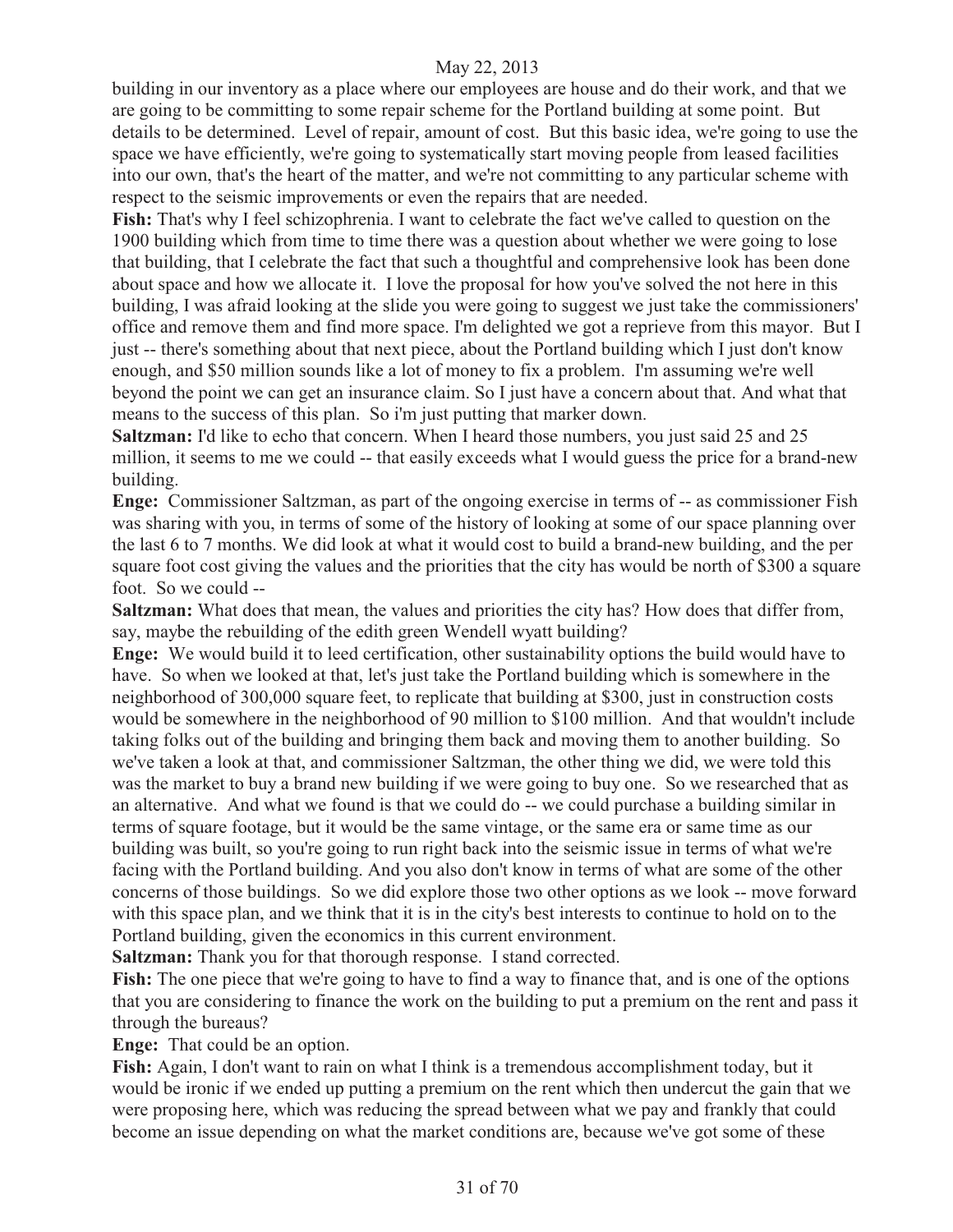building in our inventory as a place where our employees are house and do their work, and that we are going to be committing to some repair scheme for the Portland building at some point. But details to be determined. Level of repair, amount of cost. But this basic idea, we're going to use the space we have efficiently, we're going to systematically start moving people from leased facilities into our own, that's the heart of the matter, and we're not committing to any particular scheme with respect to the seismic improvements or even the repairs that are needed.

**Fish:** That's why I feel schizophrenia. I want to celebrate the fact we've called to question on the 1900 building which from time to time there was a question about whether we were going to lose that building, that I celebrate the fact that such a thoughtful and comprehensive look has been done about space and how we allocate it. I love the proposal for how you've solved the not here in this building, I was afraid looking at the slide you were going to suggest we just take the commissioners' office and remove them and find more space. I'm delighted we got a reprieve from this mayor. But I just -- there's something about that next piece, about the Portland building which I just don't know enough, and $50 million sounds like a lot of money to fix a problem. I'm assuming we're well beyond the point we can get an insurance claim. So I just have a concern about that. And what that means to the success of this plan. So i'm just putting that marker down.

**Saltzman:** I'd like to echo that concern. When I heard those numbers, you just said 25 and 25 million, it seems to me we could -- that easily exceeds what I would guess the price for a brand-new building.

**Enge:** Commissioner Saltzman, as part of the ongoing exercise in terms of -- as commissioner Fish was sharing with you, in terms of some of the history of looking at some of our space planning over the last 6 to 7 months. We did look at what it would cost to build a brand-new building, and the per square foot cost giving the values and the priorities that the city has would be north of $300 a square foot. So we could --

**Saltzman:** What does that mean, the values and priorities the city has? How does that differ from, say, maybe the rebuilding of the edith green Wendell wyatt building?

**Enge:** We would build it to leed certification, other sustainability options the build would have to have. So when we looked at that, let's just take the Portland building which is somewhere in the neighborhood of 300,000 square feet, to replicate that building at $300, just in construction costs would be somewhere in the neighborhood of 90 million to $100 million. And that wouldn't include taking folks out of the building and bringing them back and moving them to another building. So we've taken a look at that, and commissioner Saltzman, the other thing we did, we were told this was the market to buy a brand new building if we were going to buy one. So we researched that as an alternative. And what we found is that we could do -- we could purchase a building similar in terms of square footage, but it would be the same vintage, or the same era or same time as our building was built, so you're going to run right back into the seismic issue in terms of what we're facing with the Portland building. And you also don't know in terms of what are some of the other concerns of those buildings. So we did explore those two other options as we look -- move forward with this space plan, and we think that it is in the city's best interests to continue to hold on to the Portland building, given the economics in this current environment.

**Saltzman:** Thank you for that thorough response. I stand corrected.

**Fish:** The one piece that we're going to have to find a way to finance that, and is one of the options that you are considering to finance the work on the building to put a premium on the rent and pass it through the bureaus?

**Enge:** That could be an option.

**Fish:** Again, I don't want to rain on what I think is a tremendous accomplishment today, but it would be ironic if we ended up putting a premium on the rent which then undercut the gain that we were proposing here, which was reducing the spread between what we pay and frankly that could become an issue depending on what the market conditions are, because we've got some of these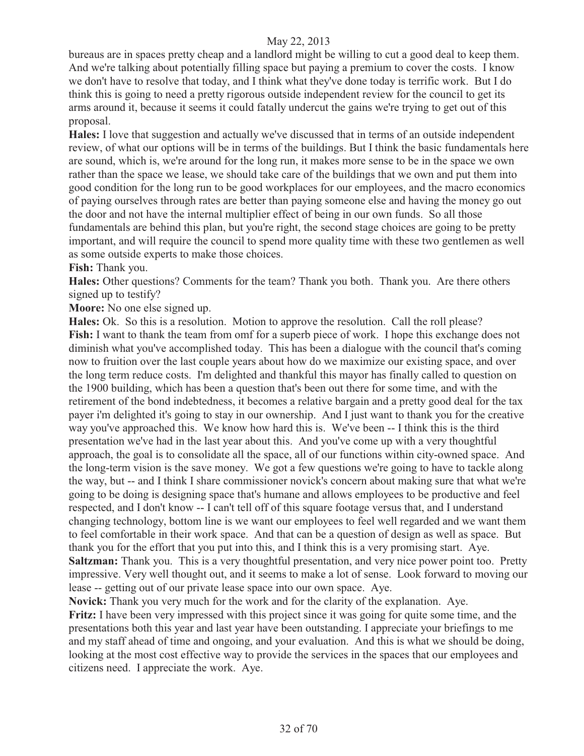bureaus are in spaces pretty cheap and a landlord might be willing to cut a good deal to keep them. And we're talking about potentially filling space but paying a premium to cover the costs. I know we don't have to resolve that today, and I think what they've done today is terrific work. But I do think this is going to need a pretty rigorous outside independent review for the council to get its arms around it, because it seems it could fatally undercut the gains we're trying to get out of this proposal.

**Hales:** I love that suggestion and actually we've discussed that in terms of an outside independent review, of what our options will be in terms of the buildings. But I think the basic fundamentals here are sound, which is, we're around for the long run, it makes more sense to be in the space we own rather than the space we lease, we should take care of the buildings that we own and put them into good condition for the long run to be good workplaces for our employees, and the macro economics of paying ourselves through rates are better than paying someone else and having the money go out the door and not have the internal multiplier effect of being in our own funds. So all those fundamentals are behind this plan, but you're right, the second stage choices are going to be pretty important, and will require the council to spend more quality time with these two gentlemen as well as some outside experts to make those choices.

**Fish:** Thank you.

**Hales:** Other questions? Comments for the team? Thank you both. Thank you. Are there others signed up to testify?

**Moore:** No one else signed up.

**Hales:** Ok. So this is a resolution. Motion to approve the resolution. Call the roll please?

**Fish:** I want to thank the team from omf for a superb piece of work. I hope this exchange does not diminish what you've accomplished today. This has been a dialogue with the council that's coming now to fruition over the last couple years about how do we maximize our existing space, and over the long term reduce costs. I'm delighted and thankful this mayor has finally called to question on the 1900 building, which has been a question that's been out there for some time, and with the retirement of the bond indebtedness, it becomes a relative bargain and a pretty good deal for the tax payer i'm delighted it's going to stay in our ownership. And I just want to thank you for the creative way you've approached this. We know how hard this is. We've been -- I think this is the third presentation we've had in the last year about this. And you've come up with a very thoughtful approach, the goal is to consolidate all the space, all of our functions within city-owned space. And the long-term vision is the save money. We got a few questions we're going to have to tackle along the way, but -- and I think I share commissioner novick's concern about making sure that what we're going to be doing is designing space that's humane and allows employees to be productive and feel respected, and I don't know -- I can't tell off of this square footage versus that, and I understand changing technology, bottom line is we want our employees to feel well regarded and we want them to feel comfortable in their work space. And that can be a question of design as well as space. But thank you for the effort that you put into this, and I think this is a very promising start. Aye.

**Saltzman:** Thank you. This is a very thoughtful presentation, and very nice power point too. Pretty impressive. Very well thought out, and it seems to make a lot of sense. Look forward to moving our lease -- getting out of our private lease space into our own space. Aye.

**Novick:** Thank you very much for the work and for the clarity of the explanation. Aye.

**Fritz:** I have been very impressed with this project since it was going for quite some time, and the presentations both this year and last year have been outstanding. I appreciate your briefings to me and my staff ahead of time and ongoing, and your evaluation. And this is what we should be doing, looking at the most cost effective way to provide the services in the spaces that our employees and citizens need. I appreciate the work. Aye.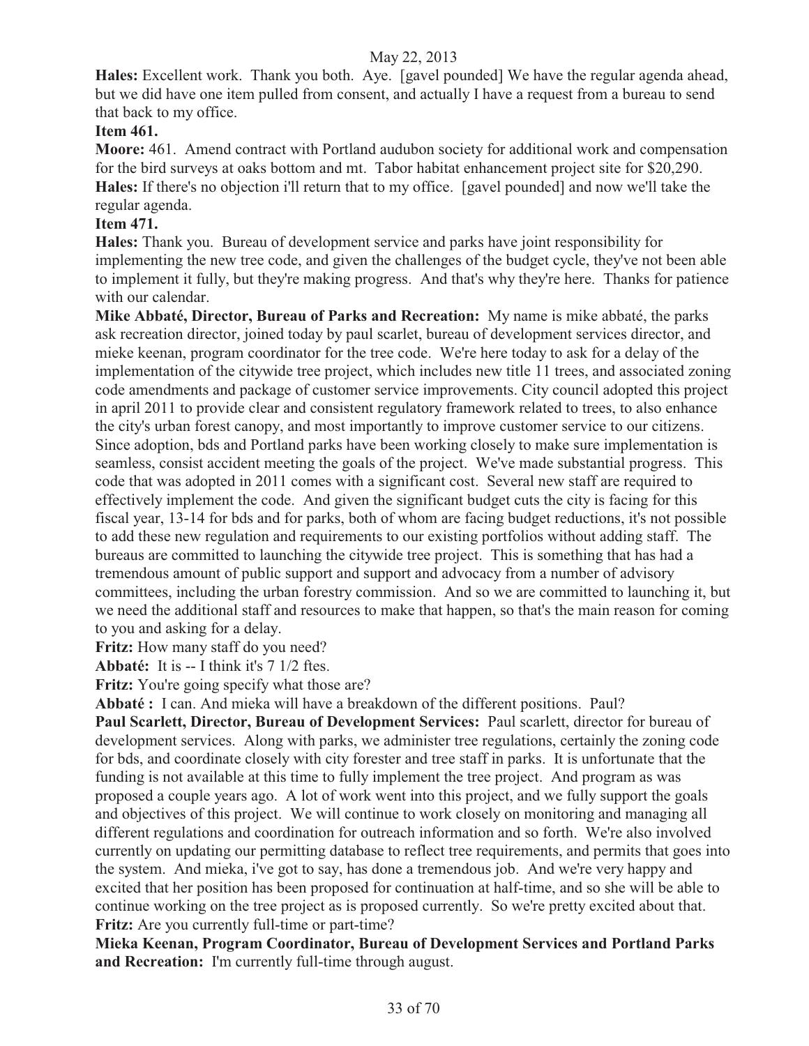**Hales:** Excellent work. Thank you both. Aye. [gavel pounded] We have the regular agenda ahead, but we did have one item pulled from consent, and actually I have a request from a bureau to send that back to my office.

**Item 461.**

**Moore:** 461. Amend contract with Portland audubon society for additional work and compensation for the bird surveys at oaks bottom and mt. Tabor habitat enhancement project site for $20,290.

**Hales:** If there's no objection i'll return that to my office. [gavel pounded] and now we'll take the regular agenda.

**Item 471.**

**Hales:** Thank you. Bureau of development service and parks have joint responsibility for implementing the new tree code, and given the challenges of the budget cycle, they've not been able to implement it fully, but they're making progress. And that's why they're here. Thanks for patience with our calendar.

**Mike Abbaté, Director, Bureau of Parks and Recreation:** My name is mike abbaté, the parks ask recreation director, joined today by paul scarlet, bureau of development services director, and mieke keenan, program coordinator for the tree code. We're here today to ask for a delay of the implementation of the citywide tree project, which includes new title 11 trees, and associated zoning code amendments and package of customer service improvements. City council adopted this project in april 2011 to provide clear and consistent regulatory framework related to trees, to also enhance the city's urban forest canopy, and most importantly to improve customer service to our citizens. Since adoption, bds and Portland parks have been working closely to make sure implementation is seamless, consist accident meeting the goals of the project. We've made substantial progress. This code that was adopted in 2011 comes with a significant cost. Several new staff are required to effectively implement the code. And given the significant budget cuts the city is facing for this fiscal year, 13-14 for bds and for parks, both of whom are facing budget reductions, it's not possible to add these new regulation and requirements to our existing portfolios without adding staff. The bureaus are committed to launching the citywide tree project. This is something that has had a tremendous amount of public support and support and advocacy from a number of advisory committees, including the urban forestry commission. And so we are committed to launching it, but we need the additional staff and resources to make that happen, so that's the main reason for coming to you and asking for a delay.

**Fritz:** How many staff do you need?

**Abbaté:** It is -- I think it's 7 1/2 ftes.

**Fritz:** You're going specify what those are?

**Abbaté :** I can. And mieka will have a breakdown of the different positions. Paul?

**Paul Scarlett, Director, Bureau of Development Services:** Paul scarlett, director for bureau of development services. Along with parks, we administer tree regulations, certainly the zoning code for bds, and coordinate closely with city forester and tree staff in parks. It is unfortunate that the funding is not available at this time to fully implement the tree project. And program as was proposed a couple years ago. A lot of work went into this project, and we fully support the goals and objectives of this project. We will continue to work closely on monitoring and managing all different regulations and coordination for outreach information and so forth. We're also involved currently on updating our permitting database to reflect tree requirements, and permits that goes into the system. And mieka, i've got to say, has done a tremendous job. And we're very happy and excited that her position has been proposed for continuation at half-time, and so she will be able to continue working on the tree project as is proposed currently. So we're pretty excited about that.

**Fritz:** Are you currently full-time or part-time?

**Mieka Keenan, Program Coordinator, Bureau of Development Services and Portland Parks and Recreation:** I'm currently full-time through august.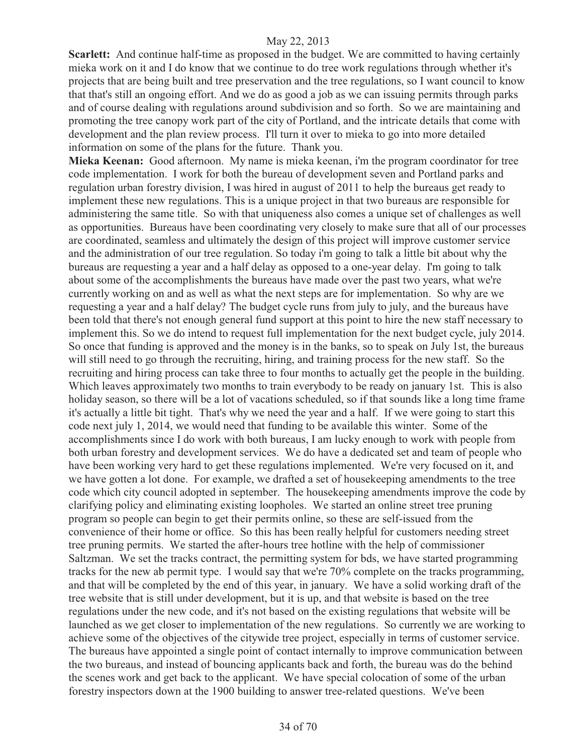**Scarlett:** And continue half-time as proposed in the budget. We are committed to having certainly mieka work on it and I do know that we continue to do tree work regulations through whether it's projects that are being built and tree preservation and the tree regulations, so I want council to know that that's still an ongoing effort. And we do as good a job as we can issuing permits through parks and of course dealing with regulations around subdivision and so forth. So we are maintaining and promoting the tree canopy work part of the city of Portland, and the intricate details that come with development and the plan review process. I'll turn it over to mieka to go into more detailed information on some of the plans for the future. Thank you.

**Mieka Keenan:** Good afternoon. My name is mieka keenan, i'm the program coordinator for tree code implementation. I work for both the bureau of development seven and Portland parks and regulation urban forestry division, I was hired in august of 2011 to help the bureaus get ready to implement these new regulations. This is a unique project in that two bureaus are responsible for administering the same title. So with that uniqueness also comes a unique set of challenges as well as opportunities. Bureaus have been coordinating very closely to make sure that all of our processes are coordinated, seamless and ultimately the design of this project will improve customer service and the administration of our tree regulation. So today i'm going to talk a little bit about why the bureaus are requesting a year and a half delay as opposed to a one-year delay. I'm going to talk about some of the accomplishments the bureaus have made over the past two years, what we're currently working on and as well as what the next steps are for implementation. So why are we requesting a year and a half delay? The budget cycle runs from july to july, and the bureaus have been told that there's not enough general fund support at this point to hire the new staff necessary to implement this. So we do intend to request full implementation for the next budget cycle, july 2014. So once that funding is approved and the money is in the banks, so to speak on July 1st, the bureaus will still need to go through the recruiting, hiring, and training process for the new staff. So the recruiting and hiring process can take three to four months to actually get the people in the building. Which leaves approximately two months to train everybody to be ready on january 1st. This is also holiday season, so there will be a lot of vacations scheduled, so if that sounds like a long time frame it's actually a little bit tight. That's why we need the year and a half. If we were going to start this code next july 1, 2014, we would need that funding to be available this winter. Some of the accomplishments since I do work with both bureaus, I am lucky enough to work with people from both urban forestry and development services. We do have a dedicated set and team of people who have been working very hard to get these regulations implemented. We're very focused on it, and we have gotten a lot done. For example, we drafted a set of housekeeping amendments to the tree code which city council adopted in september. The housekeeping amendments improve the code by clarifying policy and eliminating existing loopholes. We started an online street tree pruning program so people can begin to get their permits online, so these are self-issued from the convenience of their home or office. So this has been really helpful for customers needing street tree pruning permits. We started the after-hours tree hotline with the help of commissioner Saltzman. We set the tracks contract, the permitting system for bds, we have started programming tracks for the new ab permit type. I would say that we're 70% complete on the tracks programming, and that will be completed by the end of this year, in january. We have a solid working draft of the tree website that is still under development, but it is up, and that website is based on the tree regulations under the new code, and it's not based on the existing regulations that website will be launched as we get closer to implementation of the new regulations. So currently we are working to achieve some of the objectives of the citywide tree project, especially in terms of customer service. The bureaus have appointed a single point of contact internally to improve communication between the two bureaus, and instead of bouncing applicants back and forth, the bureau was do the behind the scenes work and get back to the applicant. We have special colocation of some of the urban forestry inspectors down at the 1900 building to answer tree-related questions. We've been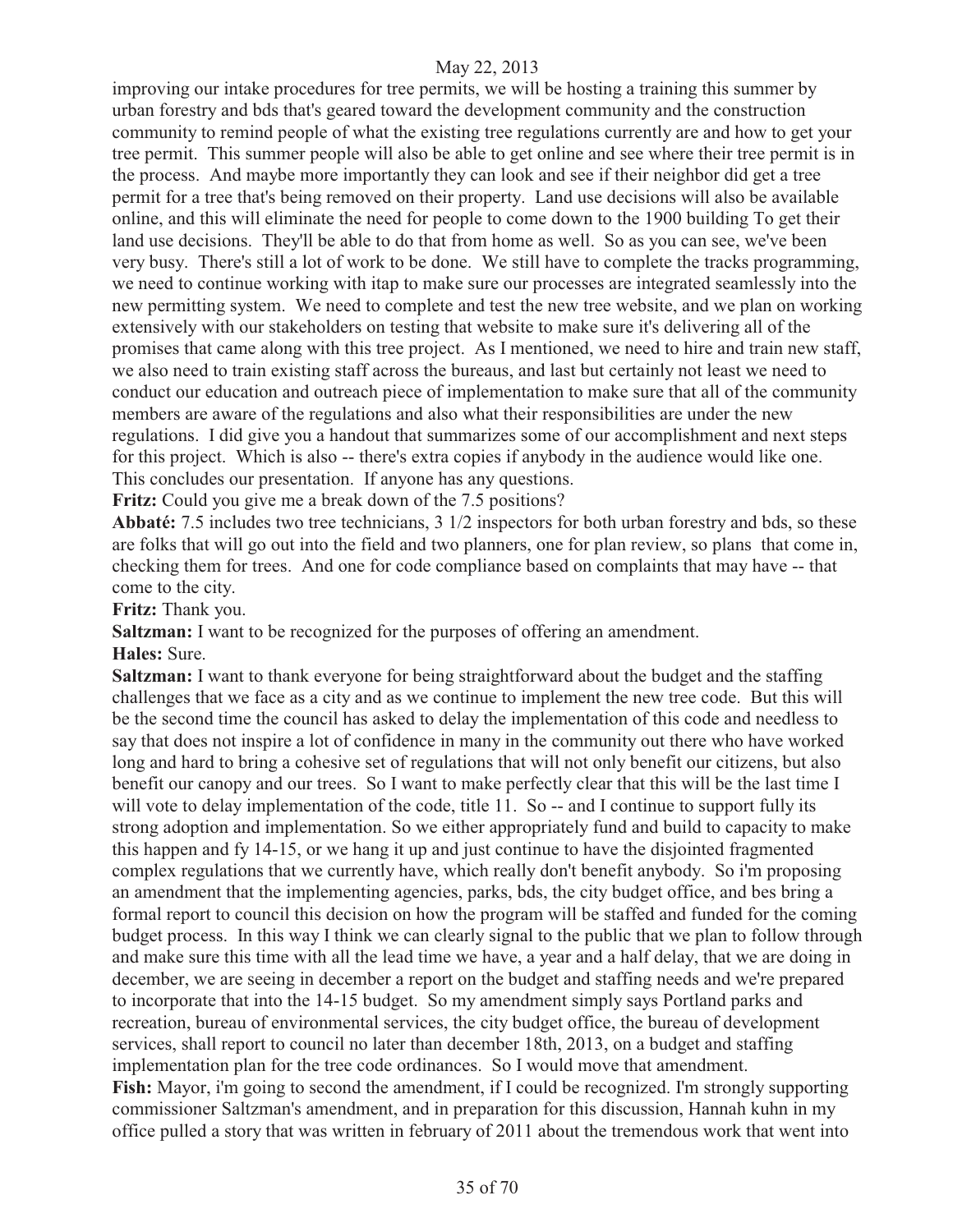improving our intake procedures for tree permits, we will be hosting a training this summer by urban forestry and bds that's geared toward the development community and the construction community to remind people of what the existing tree regulations currently are and how to get your tree permit. This summer people will also be able to get online and see where their tree permit is in the process. And maybe more importantly they can look and see if their neighbor did get a tree permit for a tree that's being removed on their property. Land use decisions will also be available online, and this will eliminate the need for people to come down to the 1900 building To get their land use decisions. They'll be able to do that from home as well. So as you can see, we've been very busy. There's still a lot of work to be done. We still have to complete the tracks programming, we need to continue working with itap to make sure our processes are integrated seamlessly into the new permitting system. We need to complete and test the new tree website, and we plan on working extensively with our stakeholders on testing that website to make sure it's delivering all of the promises that came along with this tree project. As I mentioned, we need to hire and train new staff, we also need to train existing staff across the bureaus, and last but certainly not least we need to conduct our education and outreach piece of implementation to make sure that all of the community members are aware of the regulations and also what their responsibilities are under the new regulations. I did give you a handout that summarizes some of our accomplishment and next steps for this project. Which is also -- there's extra copies if anybody in the audience would like one. This concludes our presentation. If anyone has any questions.

**Fritz:** Could you give me a break down of the 7.5 positions?

**Abbaté:** 7.5 includes two tree technicians, 3 1/2 inspectors for both urban forestry and bds, so these are folks that will go out into the field and two planners, one for plan review, so plans that come in, checking them for trees. And one for code compliance based on complaints that may have -- that come to the city.

**Fritz:** Thank you.

**Saltzman:** I want to be recognized for the purposes of offering an amendment.

**Hales:** Sure.

**Saltzman:** I want to thank everyone for being straightforward about the budget and the staffing challenges that we face as a city and as we continue to implement the new tree code. But this will be the second time the council has asked to delay the implementation of this code and needless to say that does not inspire a lot of confidence in many in the community out there who have worked long and hard to bring a cohesive set of regulations that will not only benefit our citizens, but also benefit our canopy and our trees. So I want to make perfectly clear that this will be the last time I will vote to delay implementation of the code, title 11. So -- and I continue to support fully its strong adoption and implementation. So we either appropriately fund and build to capacity to make this happen and fy 14-15, or we hang it up and just continue to have the disjointed fragmented complex regulations that we currently have, which really don't benefit anybody. So i'm proposing an amendment that the implementing agencies, parks, bds, the city budget office, and bes bring a formal report to council this decision on how the program will be staffed and funded for the coming budget process. In this way I think we can clearly signal to the public that we plan to follow through and make sure this time with all the lead time we have, a year and a half delay, that we are doing in december, we are seeing in december a report on the budget and staffing needs and we're prepared to incorporate that into the 14-15 budget. So my amendment simply says Portland parks and recreation, bureau of environmental services, the city budget office, the bureau of development services, shall report to council no later than december 18th, 2013, on a budget and staffing implementation plan for the tree code ordinances. So I would move that amendment.

**Fish:** Mayor, i'm going to second the amendment, if I could be recognized. I'm strongly supporting commissioner Saltzman's amendment, and in preparation for this discussion, Hannah kuhn in my office pulled a story that was written in february of 2011 about the tremendous work that went into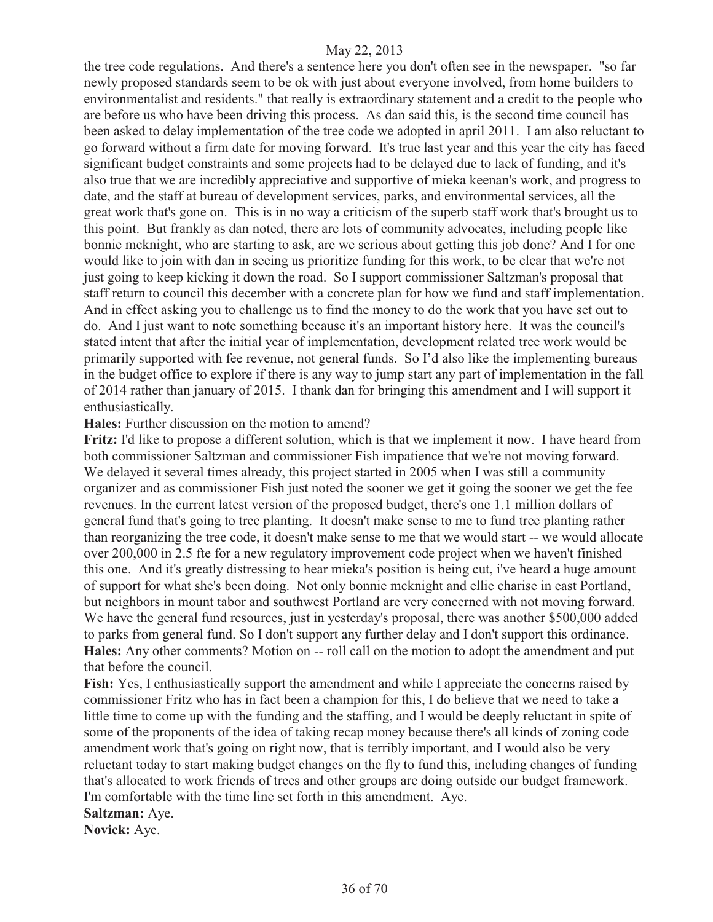the tree code regulations. And there's a sentence here you don't often see in the newspaper. "so far newly proposed standards seem to be ok with just about everyone involved, from home builders to environmentalist and residents." that really is extraordinary statement and a credit to the people who are before us who have been driving this process. As dan said this, is the second time council has been asked to delay implementation of the tree code we adopted in april 2011. I am also reluctant to go forward without a firm date for moving forward. It's true last year and this year the city has faced significant budget constraints and some projects had to be delayed due to lack of funding, and it's also true that we are incredibly appreciative and supportive of mieka keenan's work, and progress to date, and the staff at bureau of development services, parks, and environmental services, all the great work that's gone on. This is in no way a criticism of the superb staff work that's brought us to this point. But frankly as dan noted, there are lots of community advocates, including people like bonnie mcknight, who are starting to ask, are we serious about getting this job done? And I for one would like to join with dan in seeing us prioritize funding for this work, to be clear that we're not just going to keep kicking it down the road. So I support commissioner Saltzman's proposal that staff return to council this december with a concrete plan for how we fund and staff implementation. And in effect asking you to challenge us to find the money to do the work that you have set out to do. And I just want to note something because it's an important history here. It was the council's stated intent that after the initial year of implementation, development related tree work would be primarily supported with fee revenue, not general funds. So I'd also like the implementing bureaus in the budget office to explore if there is any way to jump start any part of implementation in the fall of 2014 rather than january of 2015. I thank dan for bringing this amendment and I will support it enthusiastically.

**Hales:** Further discussion on the motion to amend?

**Fritz:** I'd like to propose a different solution, which is that we implement it now. I have heard from both commissioner Saltzman and commissioner Fish impatience that we're not moving forward. We delayed it several times already, this project started in 2005 when I was still a community organizer and as commissioner Fish just noted the sooner we get it going the sooner we get the fee revenues. In the current latest version of the proposed budget, there's one 1.1 million dollars of general fund that's going to tree planting. It doesn't make sense to me to fund tree planting rather than reorganizing the tree code, it doesn't make sense to me that we would start -- we would allocate over 200,000 in 2.5 fte for a new regulatory improvement code project when we haven't finished this one. And it's greatly distressing to hear mieka's position is being cut, i've heard a huge amount of support for what she's been doing. Not only bonnie mcknight and ellie charise in east Portland, but neighbors in mount tabor and southwest Portland are very concerned with not moving forward. We have the general fund resources, just in yesterday's proposal, there was another $500,000 added to parks from general fund. So I don't support any further delay and I don't support this ordinance.

**Hales:** Any other comments? Motion on -- roll call on the motion to adopt the amendment and put that before the council.

**Fish:** Yes, I enthusiastically support the amendment and while I appreciate the concerns raised by commissioner Fritz who has in fact been a champion for this, I do believe that we need to take a little time to come up with the funding and the staffing, and I would be deeply reluctant in spite of some of the proponents of the idea of taking recap money because there's all kinds of zoning code amendment work that's going on right now, that is terribly important, and I would also be very reluctant today to start making budget changes on the fly to fund this, including changes of funding that's allocated to work friends of trees and other groups are doing outside our budget framework. I'm comfortable with the time line set forth in this amendment. Aye.

**Saltzman:** Aye.

**Novick:** Aye.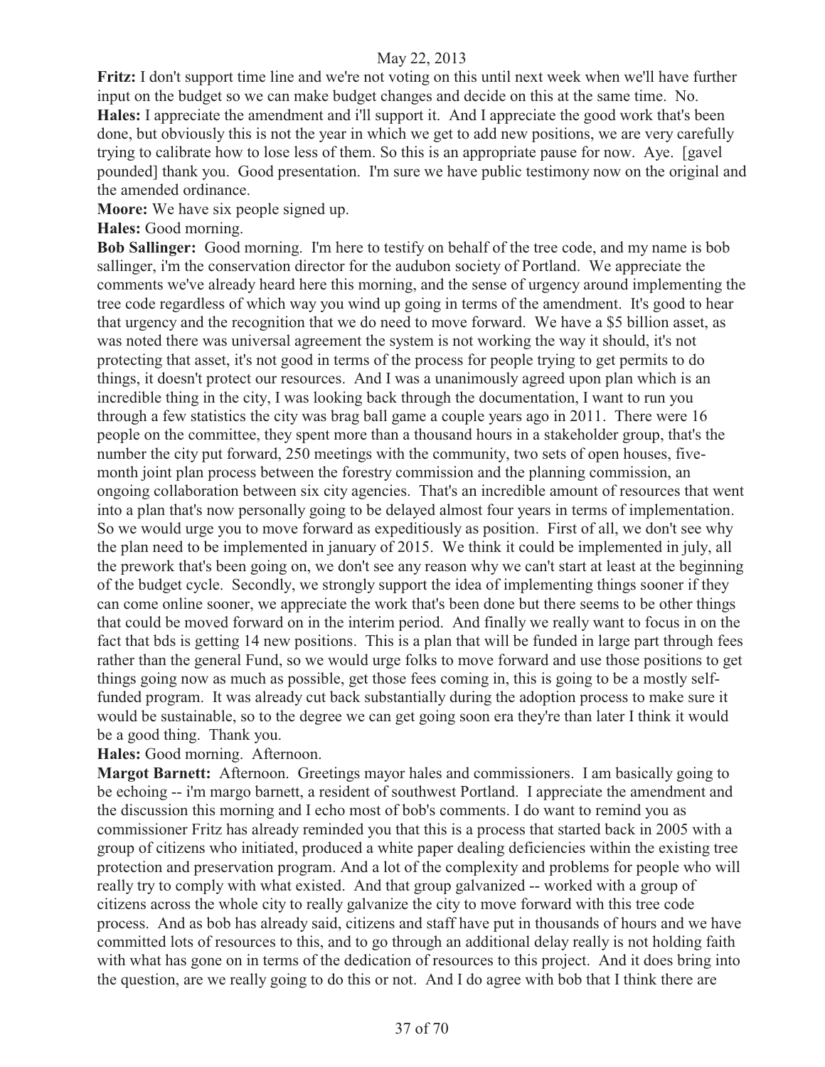**Fritz:** I don't support time line and we're not voting on this until next week when we'll have further input on the budget so we can make budget changes and decide on this at the same time. No.

**Hales:** I appreciate the amendment and i'll support it. And I appreciate the good work that's been done, but obviously this is not the year in which we get to add new positions, we are very carefully trying to calibrate how to lose less of them. So this is an appropriate pause for now. Aye. [gavel pounded] thank you. Good presentation. I'm sure we have public testimony now on the original and the amended ordinance.

**Moore:** We have six people signed up.

**Hales:** Good morning.

**Bob Sallinger:** Good morning. I'm here to testify on behalf of the tree code, and my name is bob sallinger, i'm the conservation director for the audubon society of Portland. We appreciate the comments we've already heard here this morning, and the sense of urgency around implementing the tree code regardless of which way you wind up going in terms of the amendment. It's good to hear that urgency and the recognition that we do need to move forward. We have a $5 billion asset, as was noted there was universal agreement the system is not working the way it should, it's not protecting that asset, it's not good in terms of the process for people trying to get permits to do things, it doesn't protect our resources. And I was a unanimously agreed upon plan which is an incredible thing in the city, I was looking back through the documentation, I want to run you through a few statistics the city was brag ball game a couple years ago in 2011. There were 16 people on the committee, they spent more than a thousand hours in a stakeholder group, that's the number the city put forward, 250 meetings with the community, two sets of open houses, five-month joint plan process between the forestry commission and the planning commission, an ongoing collaboration between six city agencies. That's an incredible amount of resources that went into a plan that's now personally going to be delayed almost four years in terms of implementation. So we would urge you to move forward as expeditiously as position. First of all, we don't see why the plan need to be implemented in january of 2015. We think it could be implemented in july, all the prework that's been going on, we don't see any reason why we can't start at least at the beginning of the budget cycle. Secondly, we strongly support the idea of implementing things sooner if they can come online sooner, we appreciate the work that's been done but there seems to be other things that could be moved forward on in the interim period. And finally we really want to focus in on the fact that bds is getting 14 new positions. This is a plan that will be funded in large part through fees rather than the general Fund, so we would urge folks to move forward and use those positions to get things going now as much as possible, get those fees coming in, this is going to be a mostly self-funded program. It was already cut back substantially during the adoption process to make sure it would be sustainable, so to the degree we can get going soon era they're than later I think it would be a good thing. Thank you.

**Hales:** Good morning. Afternoon.

**Margot Barnett:** Afternoon. Greetings mayor hales and commissioners. I am basically going to be echoing -- i'm margo barnett, a resident of southwest Portland. I appreciate the amendment and the discussion this morning and I echo most of bob's comments. I do want to remind you as commissioner Fritz has already reminded you that this is a process that started back in 2005 with a group of citizens who initiated, produced a white paper dealing deficiencies within the existing tree protection and preservation program. And a lot of the complexity and problems for people who will really try to comply with what existed. And that group galvanized -- worked with a group of citizens across the whole city to really galvanize the city to move forward with this tree code process. And as bob has already said, citizens and staff have put in thousands of hours and we have committed lots of resources to this, and to go through an additional delay really is not holding faith with what has gone on in terms of the dedication of resources to this project. And it does bring into the question, are we really going to do this or not. And I do agree with bob that I think there are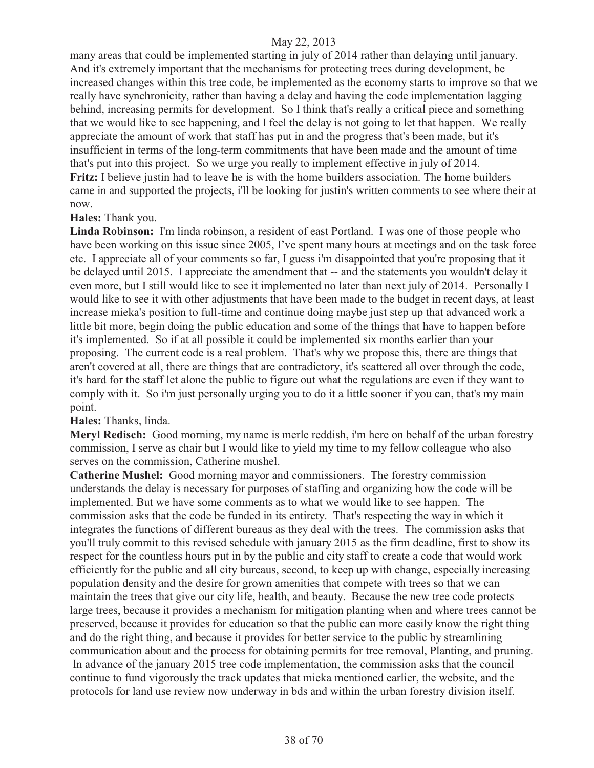many areas that could be implemented starting in july of 2014 rather than delaying until january. And it's extremely important that the mechanisms for protecting trees during development, be increased changes within this tree code, be implemented as the economy starts to improve so that we really have synchronicity, rather than having a delay and having the code implementation lagging behind, increasing permits for development. So I think that's really a critical piece and something that we would like to see happening, and I feel the delay is not going to let that happen. We really appreciate the amount of work that staff has put in and the progress that's been made, but it's insufficient in terms of the long-term commitments that have been made and the amount of time that's put into this project. So we urge you really to implement effective in july of 2014.

**Fritz:** I believe justin had to leave he is with the home builders association. The home builders came in and supported the projects, i'll be looking for justin's written comments to see where their at now.

**Hales:** Thank you.

**Linda Robinson:** I'm linda robinson, a resident of east Portland. I was one of those people who have been working on this issue since 2005, I've spent many hours at meetings and on the task force etc. I appreciate all of your comments so far, I guess i'm disappointed that you're proposing that it be delayed until 2015. I appreciate the amendment that -- and the statements you wouldn't delay it even more, but I still would like to see it implemented no later than next july of 2014. Personally I would like to see it with other adjustments that have been made to the budget in recent days, at least increase mieka's position to full-time and continue doing maybe just step up that advanced work a little bit more, begin doing the public education and some of the things that have to happen before it's implemented. So if at all possible it could be implemented six months earlier than your proposing. The current code is a real problem. That's why we propose this, there are things that aren't covered at all, there are things that are contradictory, it's scattered all over through the code, it's hard for the staff let alone the public to figure out what the regulations are even if they want to comply with it. So i'm just personally urging you to do it a little sooner if you can, that's my main point.

**Hales:** Thanks, linda.

**Meryl Redisch:** Good morning, my name is merle reddish, i'm here on behalf of the urban forestry commission, I serve as chair but I would like to yield my time to my fellow colleague who also serves on the commission, Catherine mushel.

**Catherine Mushel:** Good morning mayor and commissioners. The forestry commission understands the delay is necessary for purposes of staffing and organizing how the code will be implemented. But we have some comments as to what we would like to see happen. The commission asks that the code be funded in its entirety. That's respecting the way in which it integrates the functions of different bureaus as they deal with the trees. The commission asks that you'll truly commit to this revised schedule with january 2015 as the firm deadline, first to show its respect for the countless hours put in by the public and city staff to create a code that would work efficiently for the public and all city bureaus, second, to keep up with change, especially increasing population density and the desire for grown amenities that compete with trees so that we can maintain the trees that give our city life, health, and beauty. Because the new tree code protects large trees, because it provides a mechanism for mitigation planting when and where trees cannot be preserved, because it provides for education so that the public can more easily know the right thing and do the right thing, and because it provides for better service to the public by streamlining communication about and the process for obtaining permits for tree removal, Planting, and pruning. In advance of the january 2015 tree code implementation, the commission asks that the council continue to fund vigorously the track updates that mieka mentioned earlier, the website, and the protocols for land use review now underway in bds and within the urban forestry division itself.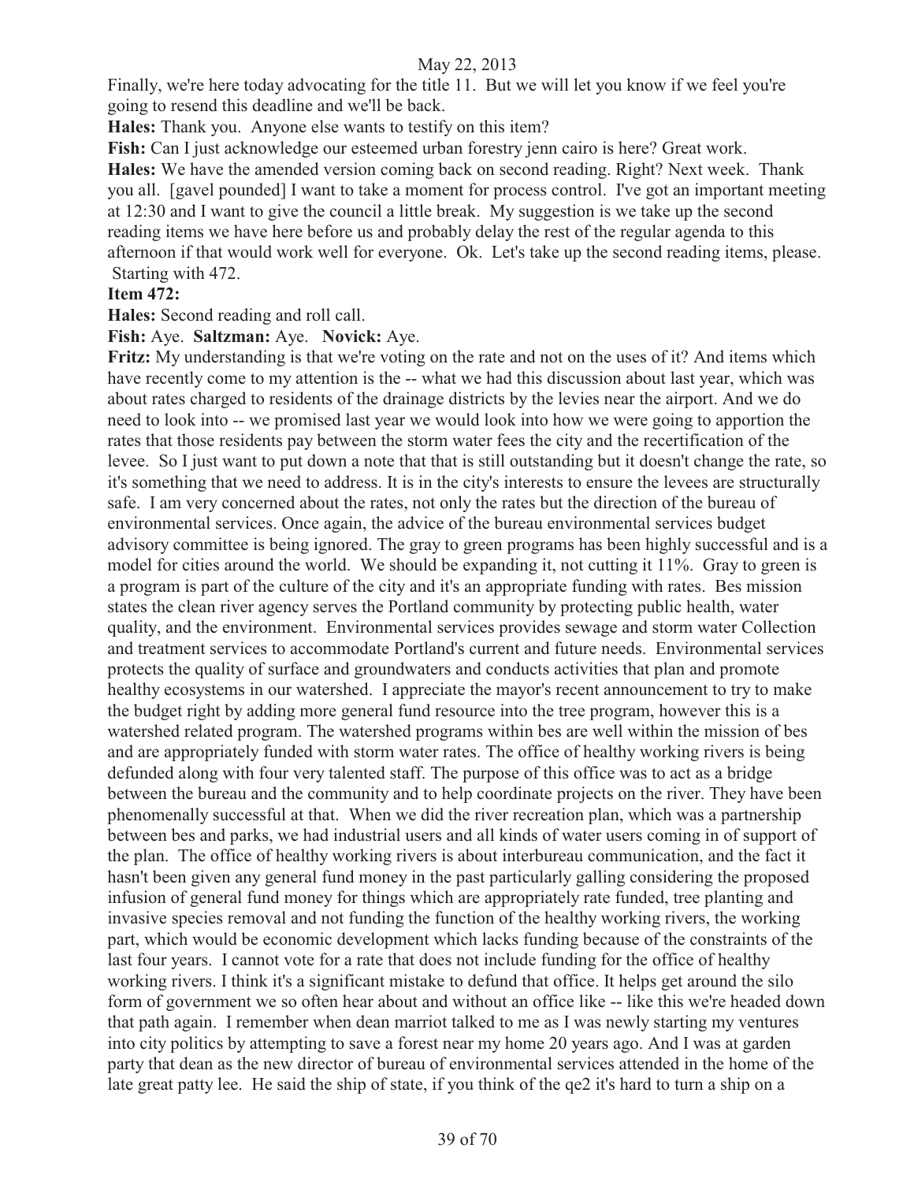Finally, we're here today advocating for the title 11. But we will let you know if we feel you're going to resend this deadline and we'll be back.

**Hales:** Thank you. Anyone else wants to testify on this item?

**Fish:** Can I just acknowledge our esteemed urban forestry jenn cairo is here? Great work.

**Hales:** We have the amended version coming back on second reading. Right? Next week. Thank you all. [gavel pounded] I want to take a moment for process control. I've got an important meeting at 12:30 and I want to give the council a little break. My suggestion is we take up the second reading items we have here before us and probably delay the rest of the regular agenda to this afternoon if that would work well for everyone. Ok. Let's take up the second reading items, please. Starting with 472.

**Item 472:**

**Hales:** Second reading and roll call.

**Fish:** Aye. **Saltzman:** Aye. **Novick:** Aye.

**Fritz:** My understanding is that we're voting on the rate and not on the uses of it? And items which have recently come to my attention is the -- what we had this discussion about last year, which was about rates charged to residents of the drainage districts by the levies near the airport. And we do need to look into -- we promised last year we would look into how we were going to apportion the rates that those residents pay between the storm water fees the city and the recertification of the levee. So I just want to put down a note that that is still outstanding but it doesn't change the rate, so it's something that we need to address. It is in the city's interests to ensure the levees are structurally safe. I am very concerned about the rates, not only the rates but the direction of the bureau of environmental services. Once again, the advice of the bureau environmental services budget advisory committee is being ignored. The gray to green programs has been highly successful and is a model for cities around the world. We should be expanding it, not cutting it 11%. Gray to green is a program is part of the culture of the city and it's an appropriate funding with rates. Bes mission states the clean river agency serves the Portland community by protecting public health, water quality, and the environment. Environmental services provides sewage and storm water Collection and treatment services to accommodate Portland's current and future needs. Environmental services protects the quality of surface and groundwaters and conducts activities that plan and promote healthy ecosystems in our watershed. I appreciate the mayor's recent announcement to try to make the budget right by adding more general fund resource into the tree program, however this is a watershed related program. The watershed programs within bes are well within the mission of bes and are appropriately funded with storm water rates. The office of healthy working rivers is being defunded along with four very talented staff. The purpose of this office was to act as a bridge between the bureau and the community and to help coordinate projects on the river. They have been phenomenally successful at that. When we did the river recreation plan, which was a partnership between bes and parks, we had industrial users and all kinds of water users coming in of support of the plan. The office of healthy working rivers is about interbureau communication, and the fact it hasn't been given any general fund money in the past particularly galling considering the proposed infusion of general fund money for things which are appropriately rate funded, tree planting and invasive species removal and not funding the function of the healthy working rivers, the working part, which would be economic development which lacks funding because of the constraints of the last four years. I cannot vote for a rate that does not include funding for the office of healthy working rivers. I think it's a significant mistake to defund that office. It helps get around the silo form of government we so often hear about and without an office like -- like this we're headed down that path again. I remember when dean marriot talked to me as I was newly starting my ventures into city politics by attempting to save a forest near my home 20 years ago. And I was at garden party that dean as the new director of bureau of environmental services attended in the home of the late great patty lee. He said the ship of state, if you think of the qe2 it's hard to turn a ship on a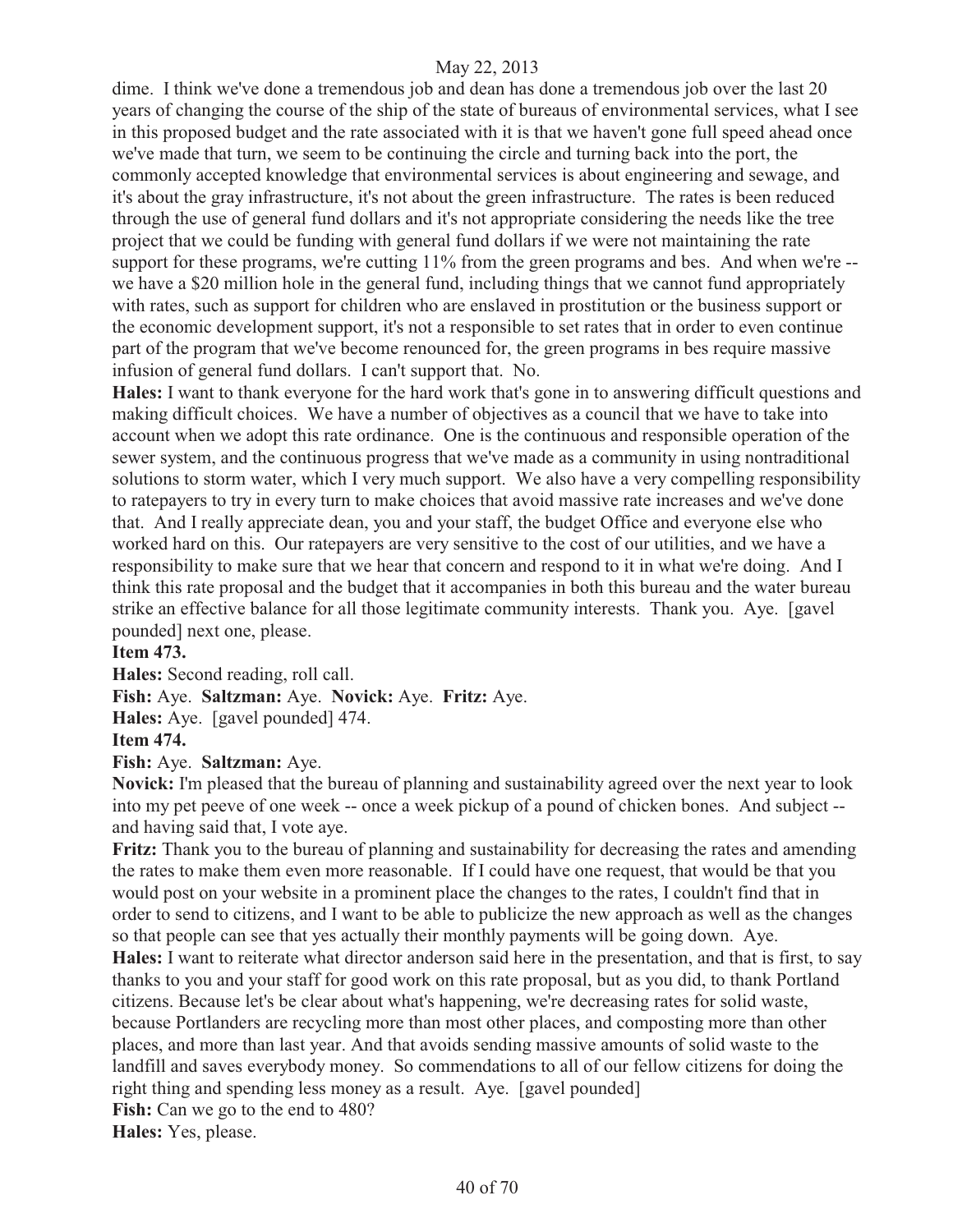dime. I think we've done a tremendous job and dean has done a tremendous job over the last 20 years of changing the course of the ship of the state of bureaus of environmental services, what I see in this proposed budget and the rate associated with it is that we haven't gone full speed ahead once we've made that turn, we seem to be continuing the circle and turning back into the port, the commonly accepted knowledge that environmental services is about engineering and sewage, and it's about the gray infrastructure, it's not about the green infrastructure. The rates is been reduced through the use of general fund dollars and it's not appropriate considering the needs like the tree project that we could be funding with general fund dollars if we were not maintaining the rate support for these programs, we're cutting 11% from the green programs and bes. And when we're -- we have a $20 million hole in the general fund, including things that we cannot fund appropriately with rates, such as support for children who are enslaved in prostitution or the business support or the economic development support, it's not a responsible to set rates that in order to even continue part of the program that we've become renounced for, the green programs in bes require massive infusion of general fund dollars. I can't support that. No.

**Hales:** I want to thank everyone for the hard work that's gone in to answering difficult questions and making difficult choices. We have a number of objectives as a council that we have to take into account when we adopt this rate ordinance. One is the continuous and responsible operation of the sewer system, and the continuous progress that we've made as a community in using nontraditional solutions to storm water, which I very much support. We also have a very compelling responsibility to ratepayers to try in every turn to make choices that avoid massive rate increases and we've done that. And I really appreciate dean, you and your staff, the budget Office and everyone else who worked hard on this. Our ratepayers are very sensitive to the cost of our utilities, and we have a responsibility to make sure that we hear that concern and respond to it in what we're doing. And I think this rate proposal and the budget that it accompanies in both this bureau and the water bureau strike an effective balance for all those legitimate community interests. Thank you. Aye. [gavel pounded] next one, please.

**Item 473.**

**Hales:** Second reading, roll call.

**Fish:** Aye. **Saltzman:** Aye. **Novick:** Aye. **Fritz:** Aye.

**Hales:** Aye. [gavel pounded] 474.

**Item 474.**

**Fish:** Aye. **Saltzman:** Aye.

**Novick:** I'm pleased that the bureau of planning and sustainability agreed over the next year to look into my pet peeve of one week -- once a week pickup of a pound of chicken bones. And subject -- and having said that, I vote aye.

**Fritz:** Thank you to the bureau of planning and sustainability for decreasing the rates and amending the rates to make them even more reasonable. If I could have one request, that would be that you would post on your website in a prominent place the changes to the rates, I couldn't find that in order to send to citizens, and I want to be able to publicize the new approach as well as the changes so that people can see that yes actually their monthly payments will be going down. Aye.

**Hales:** I want to reiterate what director anderson said here in the presentation, and that is first, to say thanks to you and your staff for good work on this rate proposal, but as you did, to thank Portland citizens. Because let's be clear about what's happening, we're decreasing rates for solid waste, because Portlanders are recycling more than most other places, and composting more than other places, and more than last year. And that avoids sending massive amounts of solid waste to the landfill and saves everybody money. So commendations to all of our fellow citizens for doing the right thing and spending less money as a result. Aye. [gavel pounded]

**Fish:** Can we go to the end to 480?

**Hales:** Yes, please.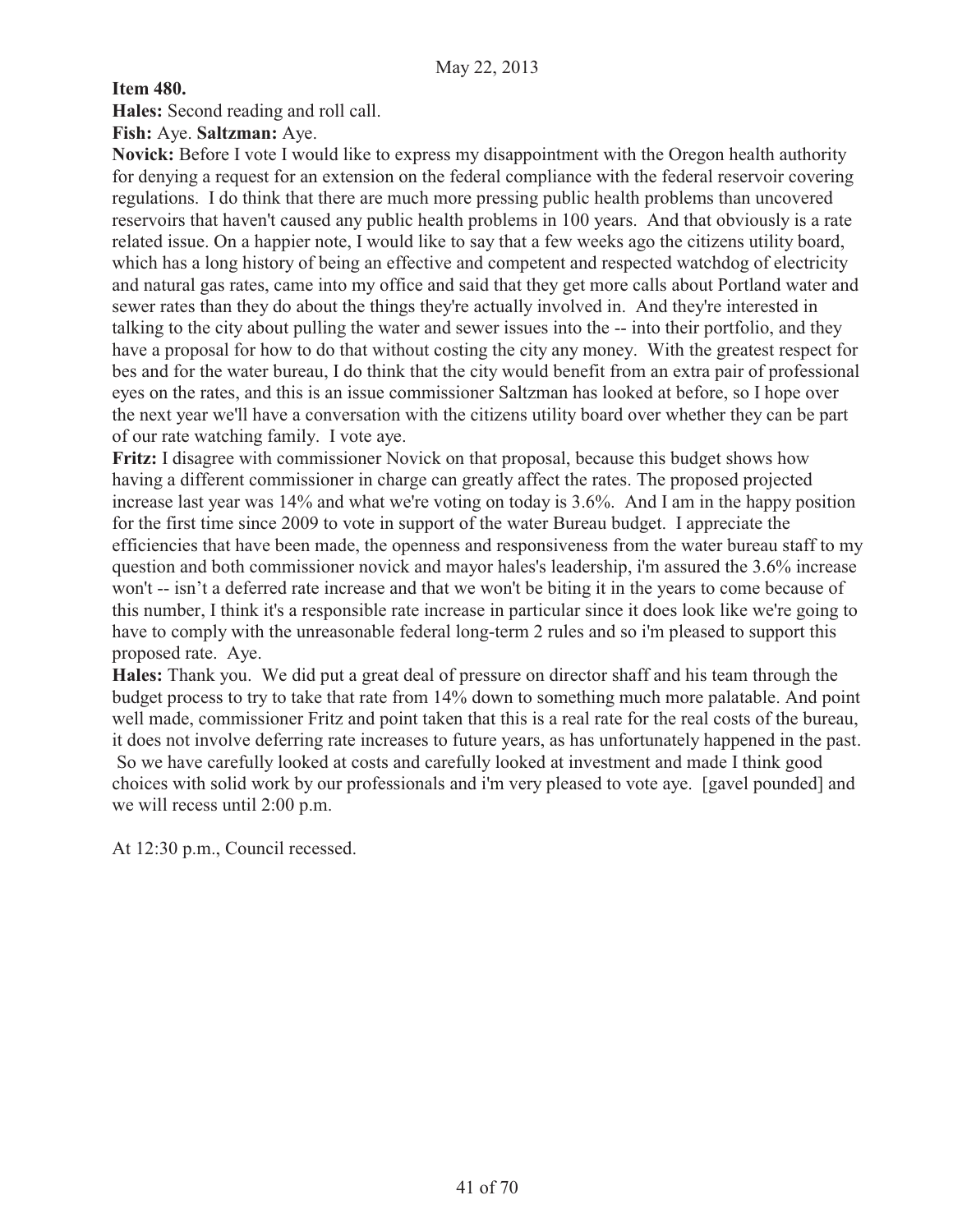**Item 480.**

**Hales:** Second reading and roll call.

**Fish:** Aye. **Saltzman:** Aye.

**Novick:** Before I vote I would like to express my disappointment with the Oregon health authority for denying a request for an extension on the federal compliance with the federal reservoir covering regulations. I do think that there are much more pressing public health problems than uncovered reservoirs that haven't caused any public health problems in 100 years. And that obviously is a rate related issue. On a happier note, I would like to say that a few weeks ago the citizens utility board, which has a long history of being an effective and competent and respected watchdog of electricity and natural gas rates, came into my office and said that they get more calls about Portland water and sewer rates than they do about the things they're actually involved in. And they're interested in talking to the city about pulling the water and sewer issues into the -- into their portfolio, and they have a proposal for how to do that without costing the city any money. With the greatest respect for bes and for the water bureau, I do think that the city would benefit from an extra pair of professional eyes on the rates, and this is an issue commissioner Saltzman has looked at before, so I hope over the next year we'll have a conversation with the citizens utility board over whether they can be part of our rate watching family. I vote aye.

**Fritz:** I disagree with commissioner Novick on that proposal, because this budget shows how having a different commissioner in charge can greatly affect the rates. The proposed projected increase last year was 14% and what we're voting on today is 3.6%. And I am in the happy position for the first time since 2009 to vote in support of the water Bureau budget. I appreciate the efficiencies that have been made, the openness and responsiveness from the water bureau staff to my question and both commissioner novick and mayor hales's leadership, i'm assured the 3.6% increase won't -- isn't a deferred rate increase and that we won't be biting it in the years to come because of this number, I think it's a responsible rate increase in particular since it does look like we're going to have to comply with the unreasonable federal long-term 2 rules and so i'm pleased to support this proposed rate. Aye.

**Hales:** Thank you. We did put a great deal of pressure on director shaff and his team through the budget process to try to take that rate from 14% down to something much more palatable. And point well made, commissioner Fritz and point taken that this is a real rate for the real costs of the bureau, it does not involve deferring rate increases to future years, as has unfortunately happened in the past. So we have carefully looked at costs and carefully looked at investment and made I think good choices with solid work by our professionals and i'm very pleased to vote aye. [gavel pounded] and we will recess until 2:00 p.m.

At 12:30 p.m., Council recessed.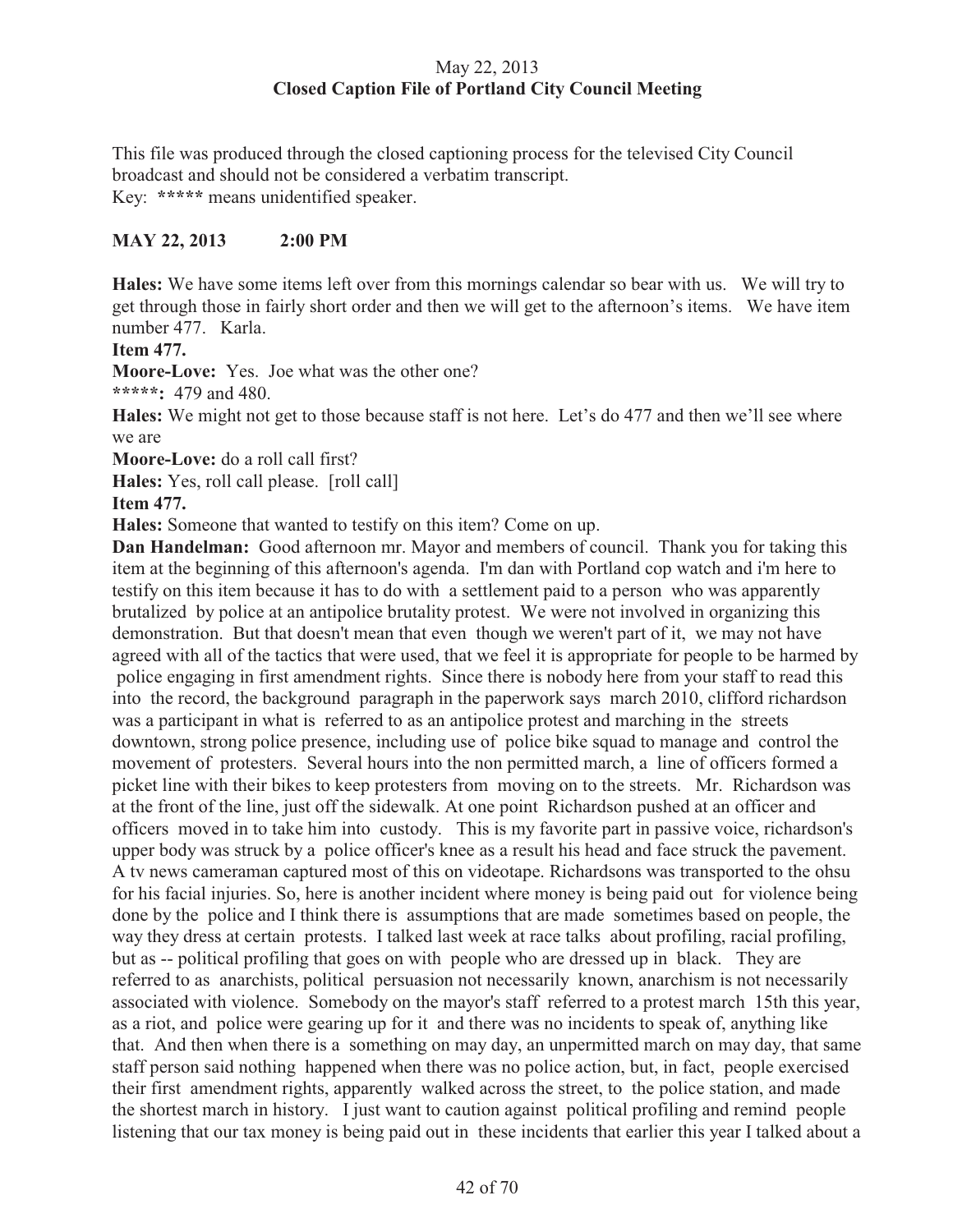May 22, 2013
**Closed Caption File of Portland City Council Meeting**

This file was produced through the closed captioning process for the televised City Council broadcast and should not be considered a verbatim transcript.
Key: ***** means unidentified speaker.

**MAY 22, 2013 2:00 PM**

**Hales:** We have some items left over from this mornings calendar so bear with us. We will try to get through those in fairly short order and then we will get to the afternoon's items. We have item number 477. Karla.

**Item 477.**

**Moore-Love:** Yes. Joe what was the other one?

*****: 479 and 480.

**Hales:** We might not get to those because staff is not here. Let's do 477 and then we'll see where we are

**Moore-Love:** do a roll call first?

**Hales:** Yes, roll call please. [roll call]

**Item 477.**

**Hales:** Someone that wanted to testify on this item? Come on up.

**Dan Handelman:** Good afternoon mr. Mayor and members of council. Thank you for taking this item at the beginning of this afternoon's agenda. I'm dan with Portland cop watch and i'm here to testify on this item because it has to do with a settlement paid to a person who was apparently brutalized by police at an antipolice brutality protest. We were not involved in organizing this demonstration. But that doesn't mean that even though we weren't part of it, we may not have agreed with all of the tactics that were used, that we feel it is appropriate for people to be harmed by police engaging in first amendment rights. Since there is nobody here from your staff to read this into the record, the background paragraph in the paperwork says march 2010, clifford richardson was a participant in what is referred to as an antipolice protest and marching in the streets downtown, strong police presence, including use of police bike squad to manage and control the movement of protesters. Several hours into the non permitted march, a line of officers formed a picket line with their bikes to keep protesters from moving on to the streets. Mr. Richardson was at the front of the line, just off the sidewalk. At one point Richardson pushed at an officer and officers moved in to take him into custody. This is my favorite part in passive voice, richardson's upper body was struck by a police officer's knee as a result his head and face struck the pavement. A tv news cameraman captured most of this on videotape. Richardsons was transported to the ohsu for his facial injuries. So, here is another incident where money is being paid out for violence being done by the police and I think there is assumptions that are made sometimes based on people, the way they dress at certain protests. I talked last week at race talks about profiling, racial profiling, but as -- political profiling that goes on with people who are dressed up in black. They are referred to as anarchists, political persuasion not necessarily known, anarchism is not necessarily associated with violence. Somebody on the mayor's staff referred to a protest march 15th this year, as a riot, and police were gearing up for it and there was no incidents to speak of, anything like that. And then when there is a something on may day, an unpermitted march on may day, that same staff person said nothing happened when there was no police action, but, in fact, people exercised their first amendment rights, apparently walked across the street, to the police station, and made the shortest march in history. I just want to caution against political profiling and remind people listening that our tax money is being paid out in these incidents that earlier this year I talked about a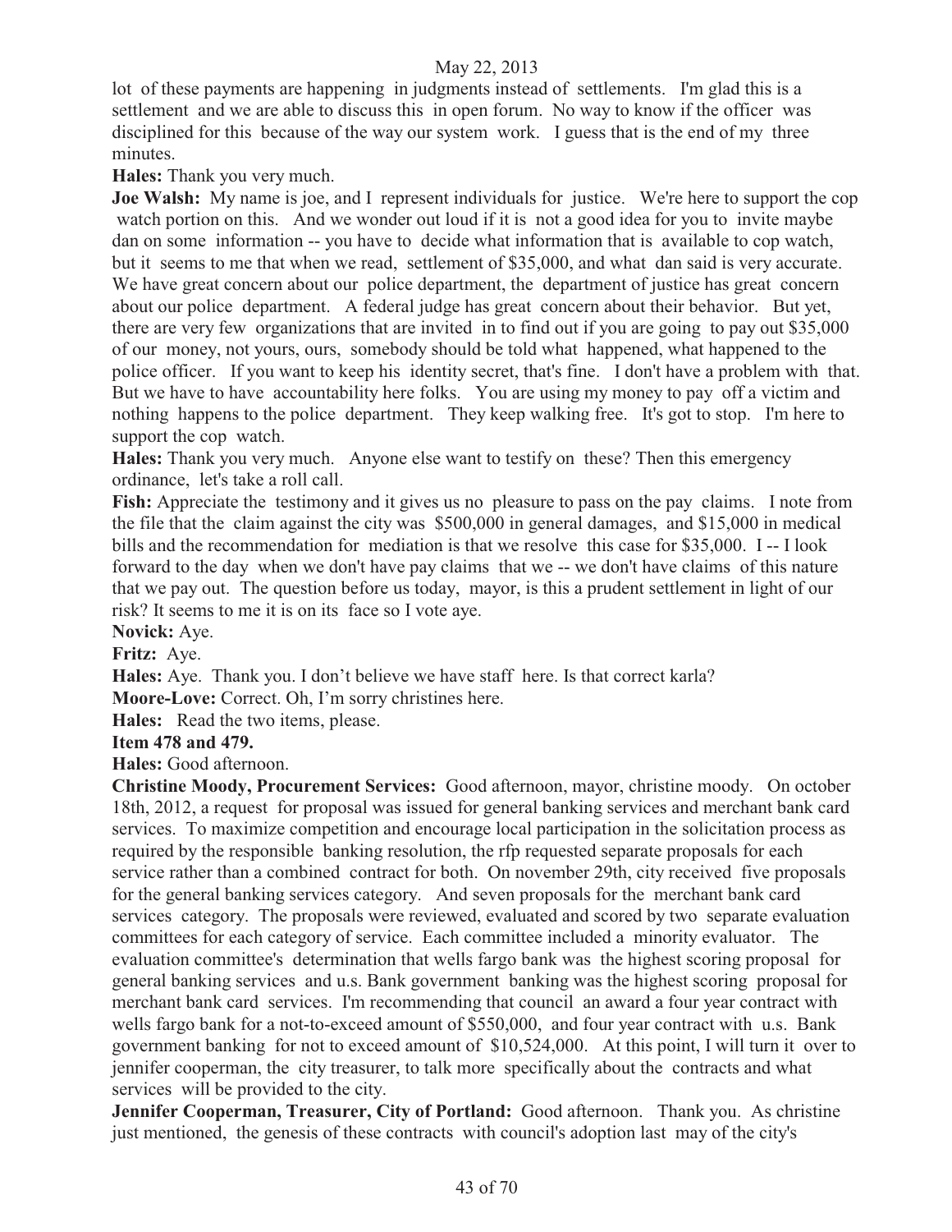lot of these payments are happening in judgments instead of settlements. I'm glad this is a settlement and we are able to discuss this in open forum. No way to know if the officer was disciplined for this because of the way our system work. I guess that is the end of my three minutes.

**Hales:** Thank you very much.

**Joe Walsh:** My name is joe, and I represent individuals for justice. We're here to support the cop watch portion on this. And we wonder out loud if it is not a good idea for you to invite maybe dan on some information -- you have to decide what information that is available to cop watch, but it seems to me that when we read, settlement of $35,000, and what dan said is very accurate. We have great concern about our police department, the department of justice has great concern about our police department. A federal judge has great concern about their behavior. But yet, there are very few organizations that are invited in to find out if you are going to pay out $35,000 of our money, not yours, ours, somebody should be told what happened, what happened to the police officer. If you want to keep his identity secret, that's fine. I don't have a problem with that. But we have to have accountability here folks. You are using my money to pay off a victim and nothing happens to the police department. They keep walking free. It's got to stop. I'm here to support the cop watch.

**Hales:** Thank you very much. Anyone else want to testify on these? Then this emergency ordinance, let's take a roll call.

**Fish:** Appreciate the testimony and it gives us no pleasure to pass on the pay claims. I note from the file that the claim against the city was $500,000 in general damages, and $15,000 in medical bills and the recommendation for mediation is that we resolve this case for $35,000. I -- I look forward to the day when we don't have pay claims that we -- we don't have claims of this nature that we pay out. The question before us today, mayor, is this a prudent settlement in light of our risk? It seems to me it is on its face so I vote aye.

**Novick:** Aye.

**Fritz:** Aye.

**Hales:** Aye. Thank you. I don't believe we have staff here. Is that correct karla?

**Moore-Love:** Correct. Oh, I'm sorry christines here.

**Hales:** Read the two items, please.

**Item 478 and 479.**

**Hales:** Good afternoon.

**Christine Moody, Procurement Services:** Good afternoon, mayor, christine moody. On october 18th, 2012, a request for proposal was issued for general banking services and merchant bank card services. To maximize competition and encourage local participation in the solicitation process as required by the responsible banking resolution, the rfp requested separate proposals for each service rather than a combined contract for both. On november 29th, city received five proposals for the general banking services category. And seven proposals for the merchant bank card services category. The proposals were reviewed, evaluated and scored by two separate evaluation committees for each category of service. Each committee included a minority evaluator. The evaluation committee's determination that wells fargo bank was the highest scoring proposal for general banking services and u.s. Bank government banking was the highest scoring proposal for merchant bank card services. I'm recommending that council an award a four year contract with wells fargo bank for a not-to-exceed amount of $550,000, and four year contract with u.s. Bank government banking for not to exceed amount of $10,524,000. At this point, I will turn it over to jennifer cooperman, the city treasurer, to talk more specifically about the contracts and what services will be provided to the city.

**Jennifer Cooperman, Treasurer, City of Portland:** Good afternoon. Thank you. As christine just mentioned, the genesis of these contracts with council's adoption last may of the city's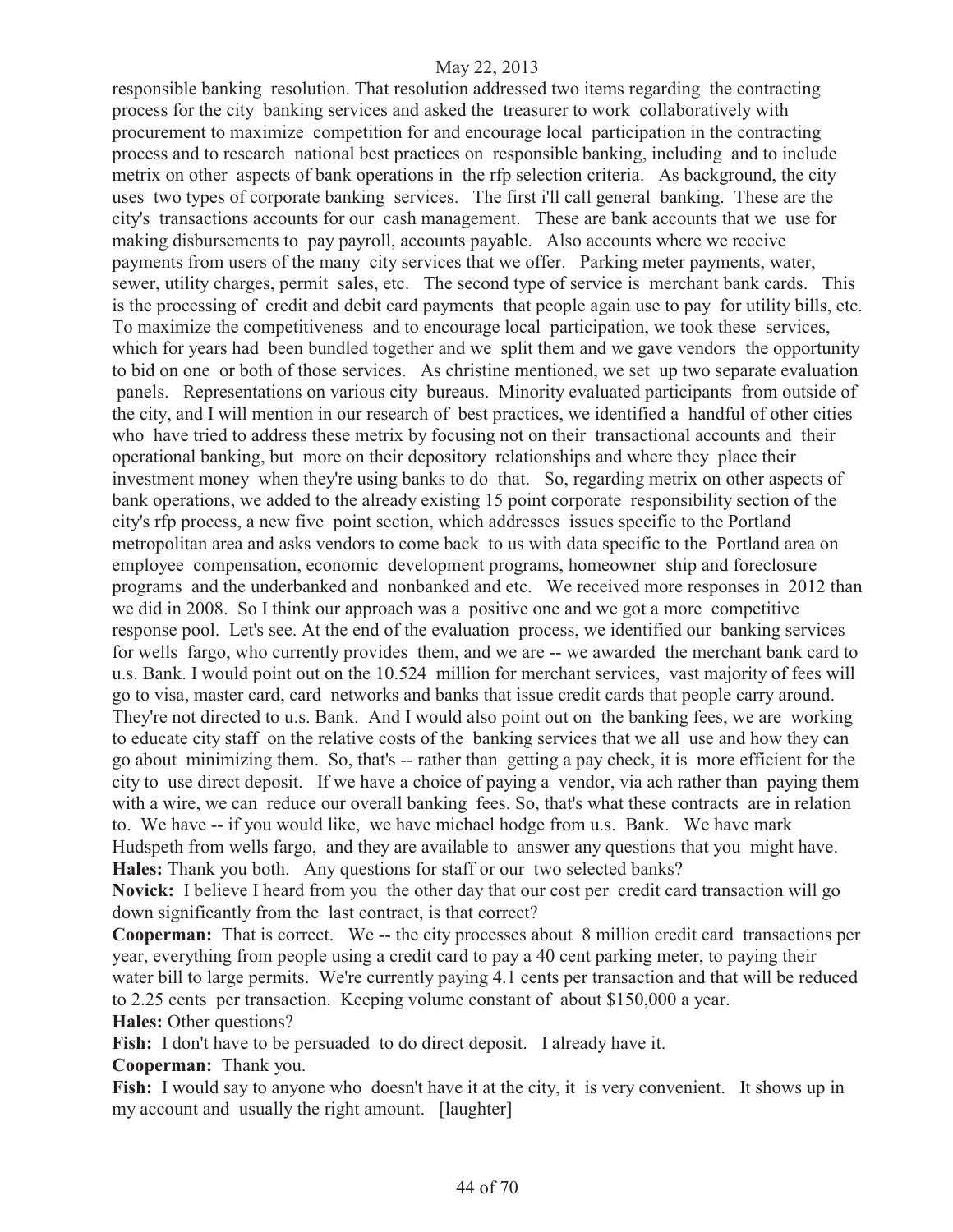responsible banking resolution. That resolution addressed two items regarding the contracting process for the city banking services and asked the treasurer to work collaboratively with procurement to maximize competition for and encourage local participation in the contracting process and to research national best practices on responsible banking, including and to include metrix on other aspects of bank operations in the rfp selection criteria. As background, the city uses two types of corporate banking services. The first i'll call general banking. These are the city's transactions accounts for our cash management. These are bank accounts that we use for making disbursements to pay payroll, accounts payable. Also accounts where we receive payments from users of the many city services that we offer. Parking meter payments, water, sewer, utility charges, permit sales, etc. The second type of service is merchant bank cards. This is the processing of credit and debit card payments that people again use to pay for utility bills, etc. To maximize the competitiveness and to encourage local participation, we took these services, which for years had been bundled together and we split them and we gave vendors the opportunity to bid on one or both of those services. As christine mentioned, we set up two separate evaluation panels. Representations on various city bureaus. Minority evaluated participants from outside of the city, and I will mention in our research of best practices, we identified a handful of other cities who have tried to address these metrix by focusing not on their transactional accounts and their operational banking, but more on their depository relationships and where they place their investment money when they're using banks to do that. So, regarding metrix on other aspects of bank operations, we added to the already existing 15 point corporate responsibility section of the city's rfp process, a new five point section, which addresses issues specific to the Portland metropolitan area and asks vendors to come back to us with data specific to the Portland area on employee compensation, economic development programs, homeowner ship and foreclosure programs and the underbanked and nonbanked and etc. We received more responses in 2012 than we did in 2008. So I think our approach was a positive one and we got a more competitive response pool. Let's see. At the end of the evaluation process, we identified our banking services for wells fargo, who currently provides them, and we are -- we awarded the merchant bank card to u.s. Bank. I would point out on the 10.524 million for merchant services, vast majority of fees will go to visa, master card, card networks and banks that issue credit cards that people carry around. They're not directed to u.s. Bank. And I would also point out on the banking fees, we are working to educate city staff on the relative costs of the banking services that we all use and how they can go about minimizing them. So, that's -- rather than getting a pay check, it is more efficient for the city to use direct deposit. If we have a choice of paying a vendor, via ach rather than paying them with a wire, we can reduce our overall banking fees. So, that's what these contracts are in relation to. We have -- if you would like, we have michael hodge from u.s. Bank. We have mark Hudspeth from wells fargo, and they are available to answer any questions that you might have.

**Hales:** Thank you both. Any questions for staff or our two selected banks?

**Novick:** I believe I heard from you the other day that our cost per credit card transaction will go down significantly from the last contract, is that correct?

**Cooperman:** That is correct. We -- the city processes about 8 million credit card transactions per year, everything from people using a credit card to pay a 40 cent parking meter, to paying their water bill to large permits. We're currently paying 4.1 cents per transaction and that will be reduced to 2.25 cents per transaction. Keeping volume constant of about $150,000 a year.

**Hales:** Other questions?

**Fish:** I don't have to be persuaded to do direct deposit. I already have it.

**Cooperman:** Thank you.

**Fish:** I would say to anyone who doesn't have it at the city, it is very convenient. It shows up in my account and usually the right amount. [laughter]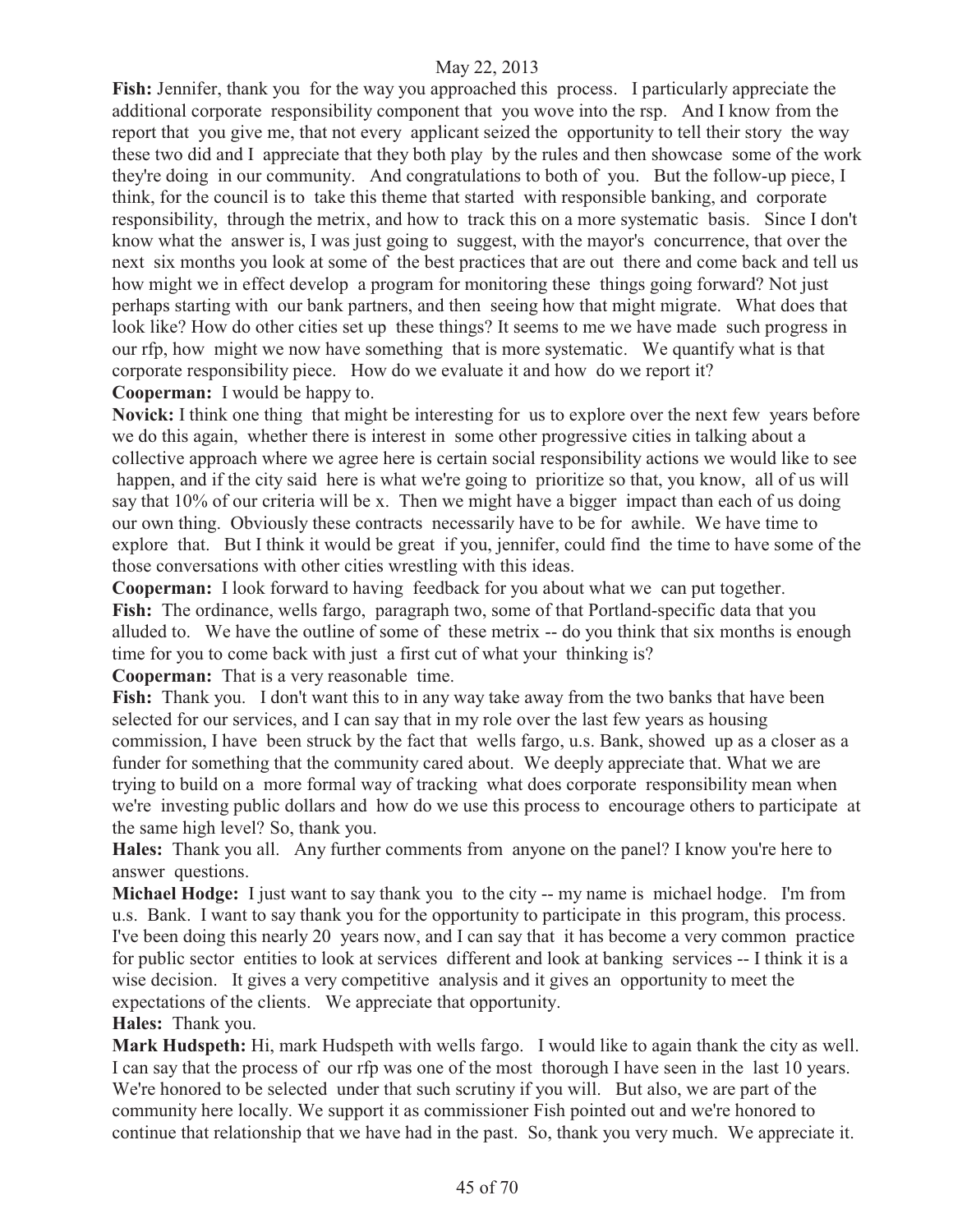**Fish:** Jennifer, thank you for the way you approached this process. I particularly appreciate the additional corporate responsibility component that you wove into the rsp. And I know from the report that you give me, that not every applicant seized the opportunity to tell their story the way these two did and I appreciate that they both play by the rules and then showcase some of the work they're doing in our community. And congratulations to both of you. But the follow-up piece, I think, for the council is to take this theme that started with responsible banking, and corporate responsibility, through the metrix, and how to track this on a more systematic basis. Since I don't know what the answer is, I was just going to suggest, with the mayor's concurrence, that over the next six months you look at some of the best practices that are out there and come back and tell us how might we in effect develop a program for monitoring these things going forward? Not just perhaps starting with our bank partners, and then seeing how that might migrate. What does that look like? How do other cities set up these things? It seems to me we have made such progress in our rfp, how might we now have something that is more systematic. We quantify what is that corporate responsibility piece. How do we evaluate it and how do we report it?

**Cooperman:** I would be happy to.

**Novick:** I think one thing that might be interesting for us to explore over the next few years before we do this again, whether there is interest in some other progressive cities in talking about a collective approach where we agree here is certain social responsibility actions we would like to see happen, and if the city said here is what we're going to prioritize so that, you know, all of us will say that 10% of our criteria will be x. Then we might have a bigger impact than each of us doing our own thing. Obviously these contracts necessarily have to be for awhile. We have time to explore that. But I think it would be great if you, jennifer, could find the time to have some of the those conversations with other cities wrestling with this ideas.

**Cooperman:** I look forward to having feedback for you about what we can put together.

**Fish:** The ordinance, wells fargo, paragraph two, some of that Portland-specific data that you alluded to. We have the outline of some of these metrix -- do you think that six months is enough time for you to come back with just a first cut of what your thinking is?

**Cooperman:** That is a very reasonable time.

**Fish:** Thank you. I don't want this to in any way take away from the two banks that have been selected for our services, and I can say that in my role over the last few years as housing commission, I have been struck by the fact that wells fargo, u.s. Bank, showed up as a closer as a funder for something that the community cared about. We deeply appreciate that. What we are trying to build on a more formal way of tracking what does corporate responsibility mean when we're investing public dollars and how do we use this process to encourage others to participate at the same high level? So, thank you.

**Hales:** Thank you all. Any further comments from anyone on the panel? I know you're here to answer questions.

**Michael Hodge:** I just want to say thank you to the city -- my name is michael hodge. I'm from u.s. Bank. I want to say thank you for the opportunity to participate in this program, this process. I've been doing this nearly 20 years now, and I can say that it has become a very common practice for public sector entities to look at services different and look at banking services -- I think it is a wise decision. It gives a very competitive analysis and it gives an opportunity to meet the expectations of the clients. We appreciate that opportunity.

**Hales:** Thank you.

**Mark Hudspeth:** Hi, mark Hudspeth with wells fargo. I would like to again thank the city as well. I can say that the process of our rfp was one of the most thorough I have seen in the last 10 years. We're honored to be selected under that such scrutiny if you will. But also, we are part of the community here locally. We support it as commissioner Fish pointed out and we're honored to continue that relationship that we have had in the past. So, thank you very much. We appreciate it.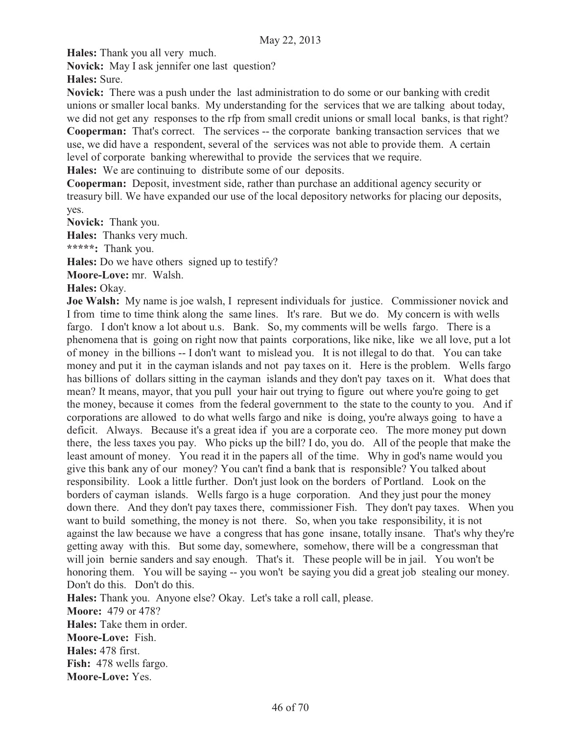**Hales:** Thank you all very much.

**Novick:** May I ask jennifer one last question?

**Hales:** Sure.

**Novick:** There was a push under the last administration to do some or our banking with credit unions or smaller local banks. My understanding for the services that we are talking about today, we did not get any responses to the rfp from small credit unions or small local banks, is that right?

**Cooperman:** That's correct. The services -- the corporate banking transaction services that we use, we did have a respondent, several of the services was not able to provide them. A certain level of corporate banking wherewithal to provide the services that we require.

**Hales:** We are continuing to distribute some of our deposits.

**Cooperman:** Deposit, investment side, rather than purchase an additional agency security or treasury bill. We have expanded our use of the local depository networks for placing our deposits, yes.

**Novick:** Thank you.

**Hales:** Thanks very much.

**\*\*\*\*\*:** Thank you.

**Hales:** Do we have others signed up to testify?

**Moore-Love:** mr. Walsh.

**Hales:** Okay.

**Joe Walsh:** My name is joe walsh, I represent individuals for justice. Commissioner novick and I from time to time think along the same lines. It's rare. But we do. My concern is with wells fargo. I don't know a lot about u.s. Bank. So, my comments will be wells fargo. There is a phenomena that is going on right now that paints corporations, like nike, like we all love, put a lot of money in the billions -- I don't want to mislead you. It is not illegal to do that. You can take money and put it in the cayman islands and not pay taxes on it. Here is the problem. Wells fargo has billions of dollars sitting in the cayman islands and they don't pay taxes on it. What does that mean? It means, mayor, that you pull your hair out trying to figure out where you're going to get the money, because it comes from the federal government to the state to the county to you. And if corporations are allowed to do what wells fargo and nike is doing, you're always going to have a deficit. Always. Because it's a great idea if you are a corporate ceo. The more money put down there, the less taxes you pay. Who picks up the bill? I do, you do. All of the people that make the least amount of money. You read it in the papers all of the time. Why in god's name would you give this bank any of our money? You can't find a bank that is responsible? You talked about responsibility. Look a little further. Don't just look on the borders of Portland. Look on the borders of cayman islands. Wells fargo is a huge corporation. And they just pour the money down there. And they don't pay taxes there, commissioner Fish. They don't pay taxes. When you want to build something, the money is not there. So, when you take responsibility, it is not against the law because we have a congress that has gone insane, totally insane. That's why they're getting away with this. But some day, somewhere, somehow, there will be a congressman that will join bernie sanders and say enough. That's it. These people will be in jail. You won't be honoring them. You will be saying -- you won't be saying you did a great job stealing our money. Don't do this. Don't do this.

**Hales:** Thank you. Anyone else? Okay. Let's take a roll call, please.

**Moore:** 479 or 478?

**Hales:** Take them in order.

**Moore-Love:** Fish.

**Hales:** 478 first.

**Fish:** 478 wells fargo.

**Moore-Love:** Yes.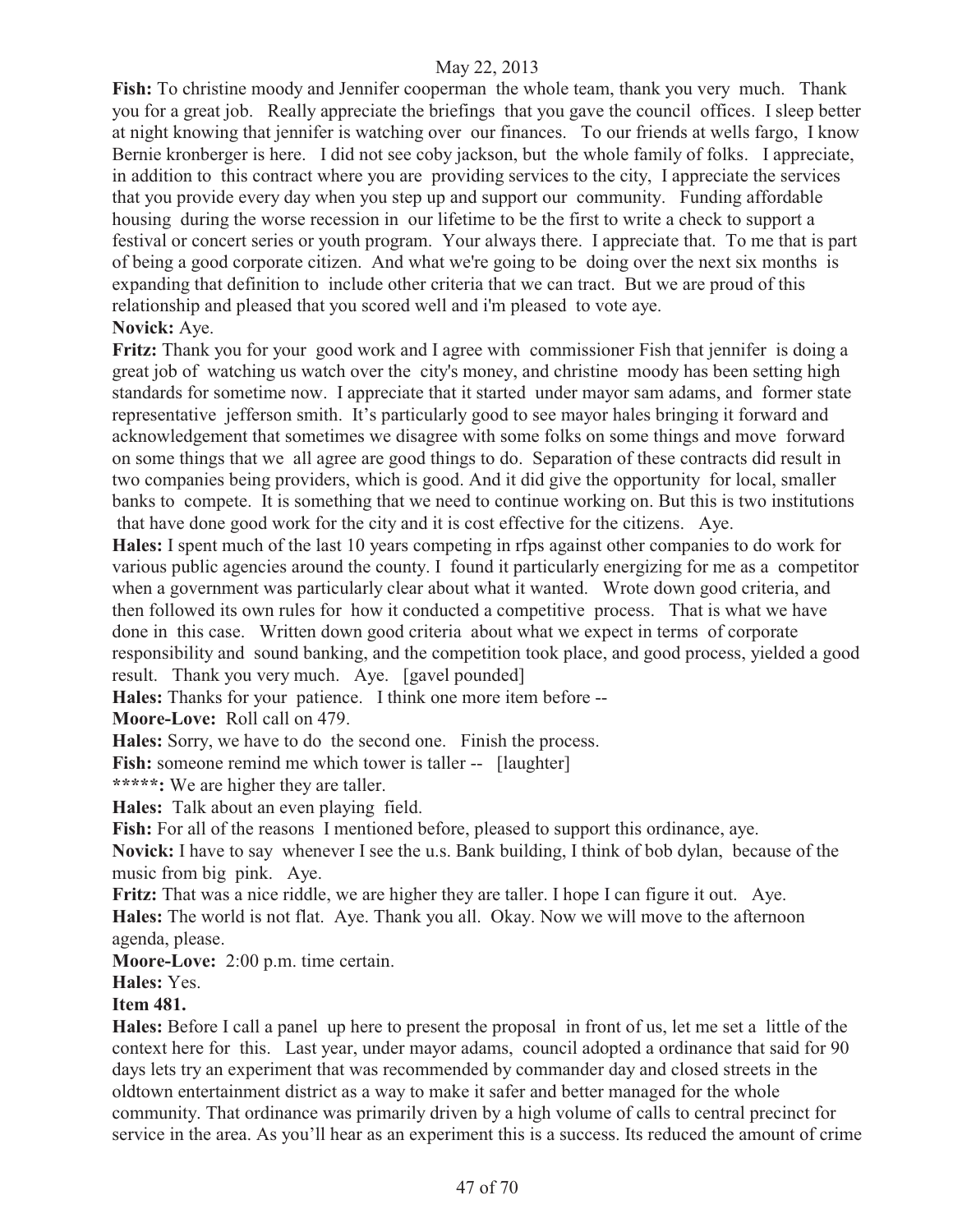May 22, 2013

**Fish:** To christine moody and Jennifer cooperman the whole team, thank you very much. Thank you for a great job. Really appreciate the briefings that you gave the council offices. I sleep better at night knowing that jennifer is watching over our finances. To our friends at wells fargo, I know Bernie kronberger is here. I did not see coby jackson, but the whole family of folks. I appreciate, in addition to this contract where you are providing services to the city, I appreciate the services that you provide every day when you step up and support our community. Funding affordable housing during the worse recession in our lifetime to be the first to write a check to support a festival or concert series or youth program. Your always there. I appreciate that. To me that is part of being a good corporate citizen. And what we're going to be doing over the next six months is expanding that definition to include other criteria that we can tract. But we are proud of this relationship and pleased that you scored well and i'm pleased to vote aye.

**Novick:** Aye.

**Fritz:** Thank you for your good work and I agree with commissioner Fish that jennifer is doing a great job of watching us watch over the city's money, and christine moody has been setting high standards for sometime now. I appreciate that it started under mayor sam adams, and former state representative jefferson smith. It's particularly good to see mayor hales bringing it forward and acknowledgement that sometimes we disagree with some folks on some things and move forward on some things that we all agree are good things to do. Separation of these contracts did result in two companies being providers, which is good. And it did give the opportunity for local, smaller banks to compete. It is something that we need to continue working on. But this is two institutions that have done good work for the city and it is cost effective for the citizens. Aye.

**Hales:** I spent much of the last 10 years competing in rfps against other companies to do work for various public agencies around the county. I found it particularly energizing for me as a competitor when a government was particularly clear about what it wanted. Wrote down good criteria, and then followed its own rules for how it conducted a competitive process. That is what we have done in this case. Written down good criteria about what we expect in terms of corporate responsibility and sound banking, and the competition took place, and good process, yielded a good result. Thank you very much. Aye. [gavel pounded]

**Hales:** Thanks for your patience. I think one more item before --

**Moore-Love:** Roll call on 479.

**Hales:** Sorry, we have to do the second one. Finish the process.

**Fish:** someone remind me which tower is taller -- [laughter]

**\*\*\*\*\*:** We are higher they are taller.

**Hales:** Talk about an even playing field.

**Fish:** For all of the reasons I mentioned before, pleased to support this ordinance, aye.

**Novick:** I have to say whenever I see the u.s. Bank building, I think of bob dylan, because of the music from big pink. Aye.

**Fritz:** That was a nice riddle, we are higher they are taller. I hope I can figure it out. Aye.

**Hales:** The world is not flat. Aye. Thank you all. Okay. Now we will move to the afternoon agenda, please.

**Moore-Love:** 2:00 p.m. time certain.

**Hales:** Yes.

**Item 481.**

**Hales:** Before I call a panel up here to present the proposal in front of us, let me set a little of the context here for this. Last year, under mayor adams, council adopted a ordinance that said for 90 days lets try an experiment that was recommended by commander day and closed streets in the oldtown entertainment district as a way to make it safer and better managed for the whole community. That ordinance was primarily driven by a high volume of calls to central precinct for service in the area. As you'll hear as an experiment this is a success. Its reduced the amount of crime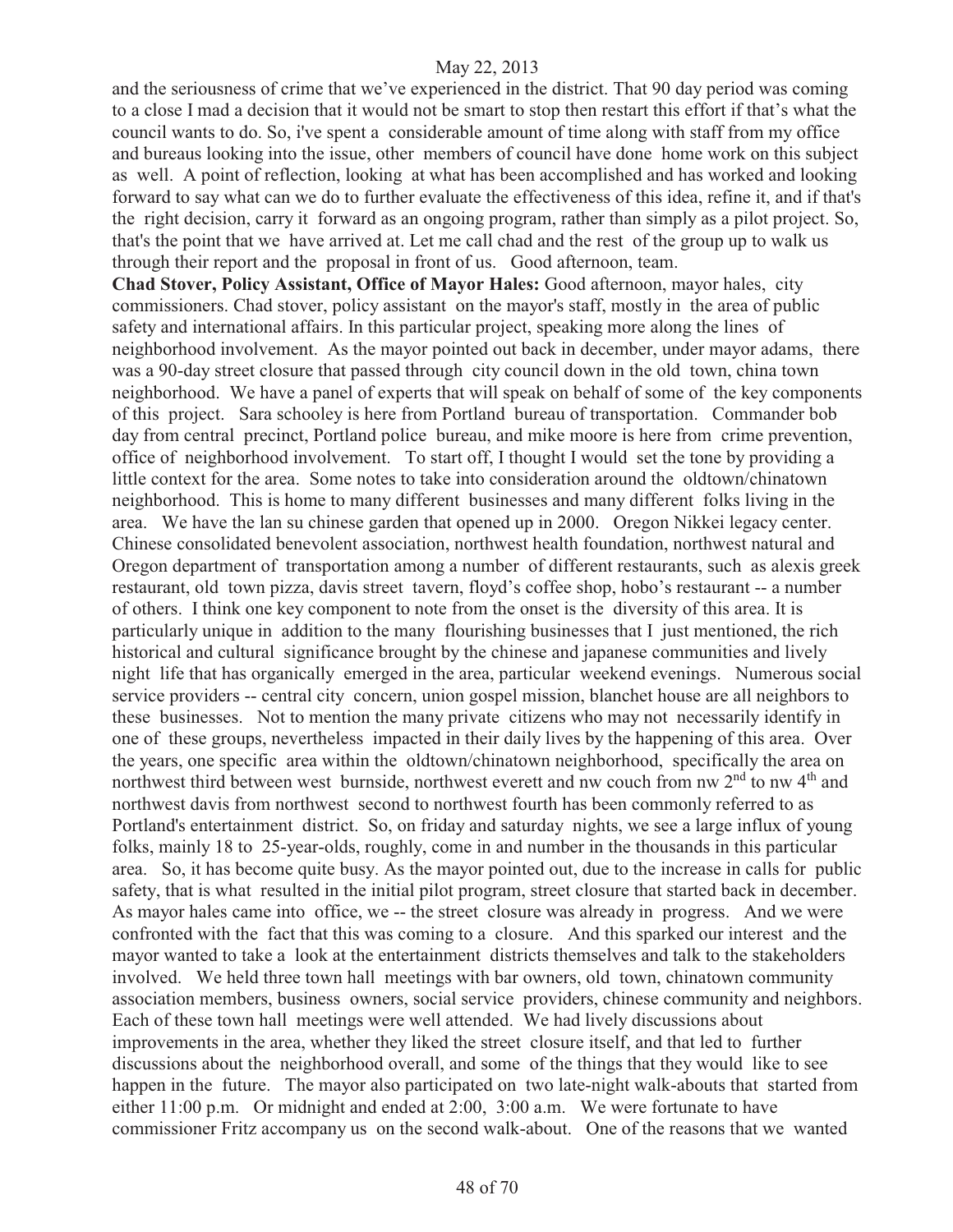and the seriousness of crime that we've experienced in the district. That 90 day period was coming to a close I mad a decision that it would not be smart to stop then restart this effort if that's what the council wants to do. So, i've spent a considerable amount of time along with staff from my office and bureaus looking into the issue, other members of council have done home work on this subject as well. A point of reflection, looking at what has been accomplished and has worked and looking forward to say what can we do to further evaluate the effectiveness of this idea, refine it, and if that's the right decision, carry it forward as an ongoing program, rather than simply as a pilot project. So, that's the point that we have arrived at. Let me call chad and the rest of the group up to walk us through their report and the proposal in front of us. Good afternoon, team.

**Chad Stover, Policy Assistant, Office of Mayor Hales:** Good afternoon, mayor hales, city commissioners. Chad stover, policy assistant on the mayor's staff, mostly in the area of public safety and international affairs. In this particular project, speaking more along the lines of neighborhood involvement. As the mayor pointed out back in december, under mayor adams, there was a 90-day street closure that passed through city council down in the old town, china town neighborhood. We have a panel of experts that will speak on behalf of some of the key components of this project. Sara schooley is here from Portland bureau of transportation. Commander bob day from central precinct, Portland police bureau, and mike moore is here from crime prevention, office of neighborhood involvement. To start off, I thought I would set the tone by providing a little context for the area. Some notes to take into consideration around the oldtown/chinatown neighborhood. This is home to many different businesses and many different folks living in the area. We have the lan su chinese garden that opened up in 2000. Oregon Nikkei legacy center. Chinese consolidated benevolent association, northwest health foundation, northwest natural and Oregon department of transportation among a number of different restaurants, such as alexis greek restaurant, old town pizza, davis street tavern, floyd's coffee shop, hobo's restaurant -- a number of others. I think one key component to note from the onset is the diversity of this area. It is particularly unique in addition to the many flourishing businesses that I just mentioned, the rich historical and cultural significance brought by the chinese and japanese communities and lively night life that has organically emerged in the area, particular weekend evenings. Numerous social service providers -- central city concern, union gospel mission, blanchet house are all neighbors to these businesses. Not to mention the many private citizens who may not necessarily identify in one of these groups, nevertheless impacted in their daily lives by the happening of this area. Over the years, one specific area within the oldtown/chinatown neighborhood, specifically the area on northwest third between west burnside, northwest everett and nw couch from nw 2nd to nw 4th and northwest davis from northwest second to northwest fourth has been commonly referred to as Portland's entertainment district. So, on friday and saturday nights, we see a large influx of young folks, mainly 18 to 25-year-olds, roughly, come in and number in the thousands in this particular area. So, it has become quite busy. As the mayor pointed out, due to the increase in calls for public safety, that is what resulted in the initial pilot program, street closure that started back in december. As mayor hales came into office, we -- the street closure was already in progress. And we were confronted with the fact that this was coming to a closure. And this sparked our interest and the mayor wanted to take a look at the entertainment districts themselves and talk to the stakeholders involved. We held three town hall meetings with bar owners, old town, chinatown community association members, business owners, social service providers, chinese community and neighbors. Each of these town hall meetings were well attended. We had lively discussions about improvements in the area, whether they liked the street closure itself, and that led to further discussions about the neighborhood overall, and some of the things that they would like to see happen in the future. The mayor also participated on two late-night walk-abouts that started from either 11:00 p.m. Or midnight and ended at 2:00, 3:00 a.m. We were fortunate to have commissioner Fritz accompany us on the second walk-about. One of the reasons that we wanted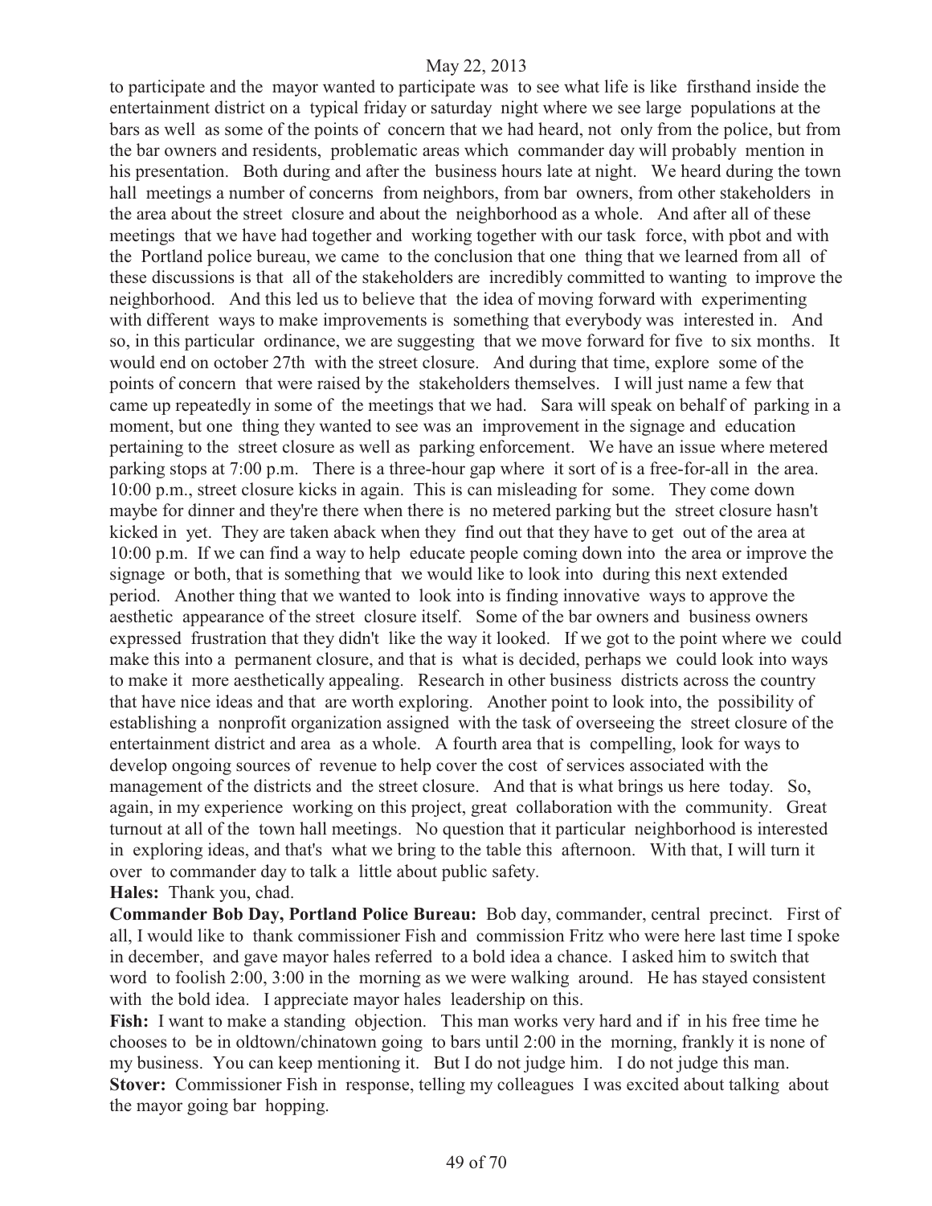to participate and the mayor wanted to participate was to see what life is like firsthand inside the entertainment district on a typical friday or saturday night where we see large populations at the bars as well as some of the points of concern that we had heard, not only from the police, but from the bar owners and residents, problematic areas which commander day will probably mention in his presentation. Both during and after the business hours late at night. We heard during the town hall meetings a number of concerns from neighbors, from bar owners, from other stakeholders in the area about the street closure and about the neighborhood as a whole. And after all of these meetings that we have had together and working together with our task force, with pbot and with the Portland police bureau, we came to the conclusion that one thing that we learned from all of these discussions is that all of the stakeholders are incredibly committed to wanting to improve the neighborhood. And this led us to believe that the idea of moving forward with experimenting with different ways to make improvements is something that everybody was interested in. And so, in this particular ordinance, we are suggesting that we move forward for five to six months. It would end on october 27th with the street closure. And during that time, explore some of the points of concern that were raised by the stakeholders themselves. I will just name a few that came up repeatedly in some of the meetings that we had. Sara will speak on behalf of parking in a moment, but one thing they wanted to see was an improvement in the signage and education pertaining to the street closure as well as parking enforcement. We have an issue where metered parking stops at 7:00 p.m. There is a three-hour gap where it sort of is a free-for-all in the area. 10:00 p.m., street closure kicks in again. This is can misleading for some. They come down maybe for dinner and they're there when there is no metered parking but the street closure hasn't kicked in yet. They are taken aback when they find out that they have to get out of the area at 10:00 p.m. If we can find a way to help educate people coming down into the area or improve the signage or both, that is something that we would like to look into during this next extended period. Another thing that we wanted to look into is finding innovative ways to approve the aesthetic appearance of the street closure itself. Some of the bar owners and business owners expressed frustration that they didn't like the way it looked. If we got to the point where we could make this into a permanent closure, and that is what is decided, perhaps we could look into ways to make it more aesthetically appealing. Research in other business districts across the country that have nice ideas and that are worth exploring. Another point to look into, the possibility of establishing a nonprofit organization assigned with the task of overseeing the street closure of the entertainment district and area as a whole. A fourth area that is compelling, look for ways to develop ongoing sources of revenue to help cover the cost of services associated with the management of the districts and the street closure. And that is what brings us here today. So, again, in my experience working on this project, great collaboration with the community. Great turnout at all of the town hall meetings. No question that it particular neighborhood is interested in exploring ideas, and that's what we bring to the table this afternoon. With that, I will turn it over to commander day to talk a little about public safety.

**Hales:** Thank you, chad.

**Commander Bob Day, Portland Police Bureau:** Bob day, commander, central precinct. First of all, I would like to thank commissioner Fish and commission Fritz who were here last time I spoke in december, and gave mayor hales referred to a bold idea a chance. I asked him to switch that word to foolish 2:00, 3:00 in the morning as we were walking around. He has stayed consistent with the bold idea. I appreciate mayor hales leadership on this.

**Fish:** I want to make a standing objection. This man works very hard and if in his free time he chooses to be in oldtown/chinatown going to bars until 2:00 in the morning, frankly it is none of my business. You can keep mentioning it. But I do not judge him. I do not judge this man.

**Stover:** Commissioner Fish in response, telling my colleagues I was excited about talking about the mayor going bar hopping.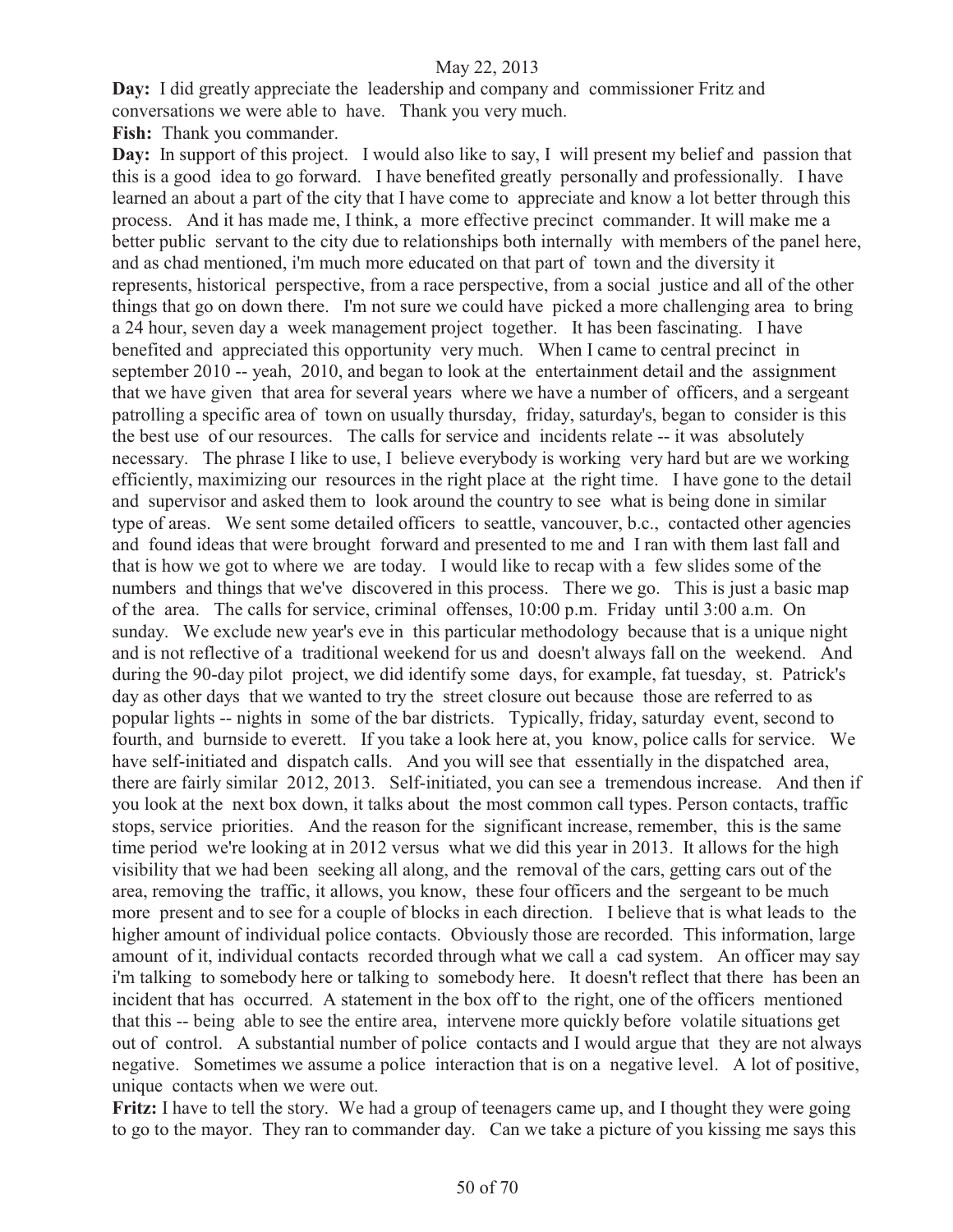May 22, 2013

**Day:** I did greatly appreciate the leadership and company and commissioner Fritz and conversations we were able to have. Thank you very much.

**Fish:** Thank you commander.

**Day:** In support of this project. I would also like to say, I will present my belief and passion that this is a good idea to go forward. I have benefited greatly personally and professionally. I have learned an about a part of the city that I have come to appreciate and know a lot better through this process. And it has made me, I think, a more effective precinct commander. It will make me a better public servant to the city due to relationships both internally with members of the panel here, and as chad mentioned, i'm much more educated on that part of town and the diversity it represents, historical perspective, from a race perspective, from a social justice and all of the other things that go on down there. I'm not sure we could have picked a more challenging area to bring a 24 hour, seven day a week management project together. It has been fascinating. I have benefited and appreciated this opportunity very much. When I came to central precinct in september 2010 -- yeah, 2010, and began to look at the entertainment detail and the assignment that we have given that area for several years where we have a number of officers, and a sergeant patrolling a specific area of town on usually thursday, friday, saturday's, began to consider is this the best use of our resources. The calls for service and incidents relate -- it was absolutely necessary. The phrase I like to use, I believe everybody is working very hard but are we working efficiently, maximizing our resources in the right place at the right time. I have gone to the detail and supervisor and asked them to look around the country to see what is being done in similar type of areas. We sent some detailed officers to seattle, vancouver, b.c., contacted other agencies and found ideas that were brought forward and presented to me and I ran with them last fall and that is how we got to where we are today. I would like to recap with a few slides some of the numbers and things that we've discovered in this process. There we go. This is just a basic map of the area. The calls for service, criminal offenses, 10:00 p.m. Friday until 3:00 a.m. On sunday. We exclude new year's eve in this particular methodology because that is a unique night and is not reflective of a traditional weekend for us and doesn't always fall on the weekend. And during the 90-day pilot project, we did identify some days, for example, fat tuesday, st. Patrick's day as other days that we wanted to try the street closure out because those are referred to as popular lights -- nights in some of the bar districts. Typically, friday, saturday event, second to fourth, and burnside to everett. If you take a look here at, you know, police calls for service. We have self-initiated and dispatch calls. And you will see that essentially in the dispatched area, there are fairly similar 2012, 2013. Self-initiated, you can see a tremendous increase. And then if you look at the next box down, it talks about the most common call types. Person contacts, traffic stops, service priorities. And the reason for the significant increase, remember, this is the same time period we're looking at in 2012 versus what we did this year in 2013. It allows for the high visibility that we had been seeking all along, and the removal of the cars, getting cars out of the area, removing the traffic, it allows, you know, these four officers and the sergeant to be much more present and to see for a couple of blocks in each direction. I believe that is what leads to the higher amount of individual police contacts. Obviously those are recorded. This information, large amount of it, individual contacts recorded through what we call a cad system. An officer may say i'm talking to somebody here or talking to somebody here. It doesn't reflect that there has been an incident that has occurred. A statement in the box off to the right, one of the officers mentioned that this -- being able to see the entire area, intervene more quickly before volatile situations get out of control. A substantial number of police contacts and I would argue that they are not always negative. Sometimes we assume a police interaction that is on a negative level. A lot of positive, unique contacts when we were out.

**Fritz:** I have to tell the story. We had a group of teenagers came up, and I thought they were going to go to the mayor. They ran to commander day. Can we take a picture of you kissing me says this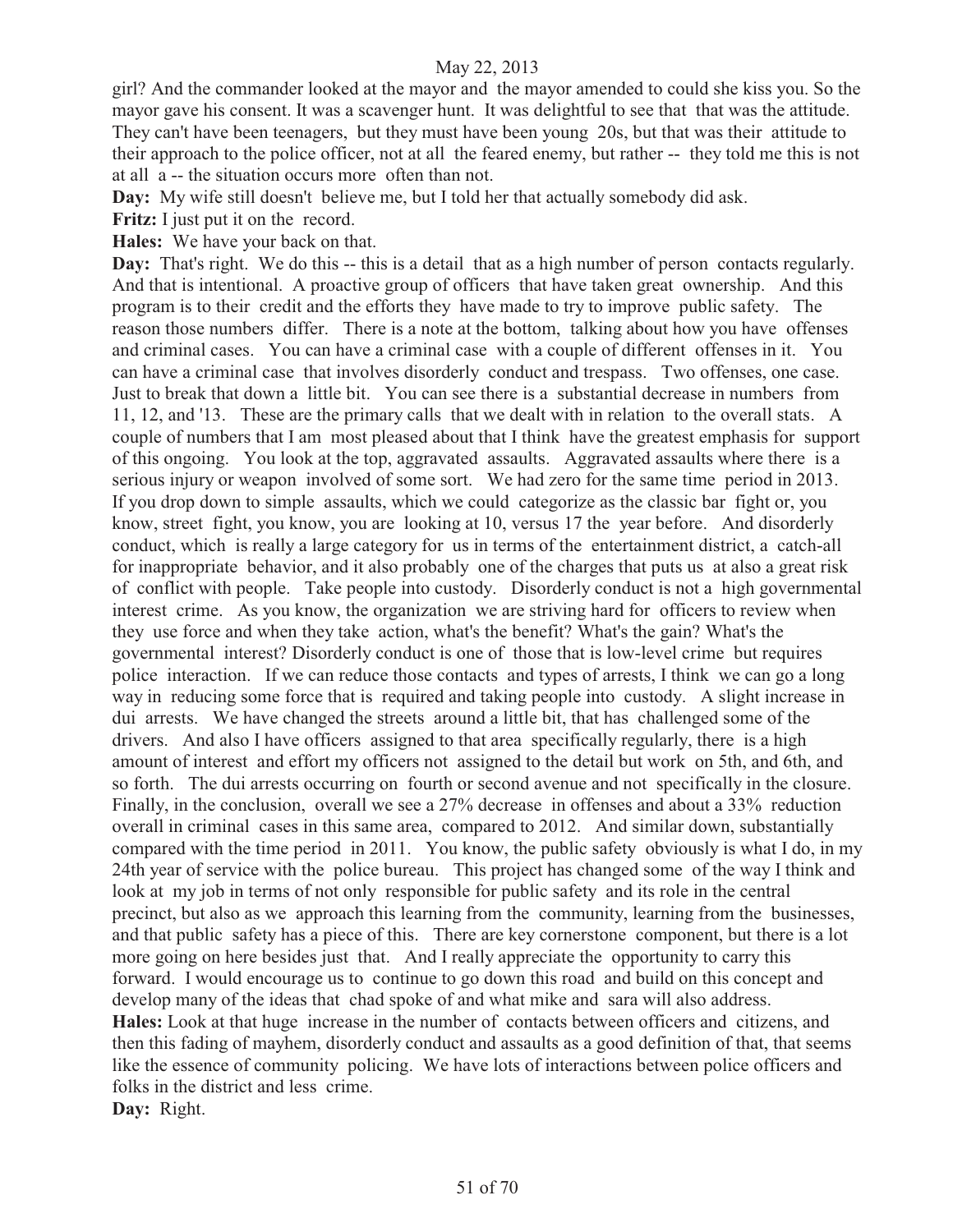girl? And the commander looked at the mayor and the mayor amended to could she kiss you. So the mayor gave his consent. It was a scavenger hunt. It was delightful to see that that was the attitude. They can't have been teenagers, but they must have been young 20s, but that was their attitude to their approach to the police officer, not at all the feared enemy, but rather -- they told me this is not at all a -- the situation occurs more often than not.

**Day:** My wife still doesn't believe me, but I told her that actually somebody did ask.

**Fritz:** I just put it on the record.

**Hales:** We have your back on that.

**Day:** That's right. We do this -- this is a detail that as a high number of person contacts regularly. And that is intentional. A proactive group of officers that have taken great ownership. And this program is to their credit and the efforts they have made to try to improve public safety. The reason those numbers differ. There is a note at the bottom, talking about how you have offenses and criminal cases. You can have a criminal case with a couple of different offenses in it. You can have a criminal case that involves disorderly conduct and trespass. Two offenses, one case. Just to break that down a little bit. You can see there is a substantial decrease in numbers from 11, 12, and '13. These are the primary calls that we dealt with in relation to the overall stats. A couple of numbers that I am most pleased about that I think have the greatest emphasis for support of this ongoing. You look at the top, aggravated assaults. Aggravated assaults where there is a serious injury or weapon involved of some sort. We had zero for the same time period in 2013. If you drop down to simple assaults, which we could categorize as the classic bar fight or, you know, street fight, you know, you are looking at 10, versus 17 the year before. And disorderly conduct, which is really a large category for us in terms of the entertainment district, a catch-all for inappropriate behavior, and it also probably one of the charges that puts us at also a great risk of conflict with people. Take people into custody. Disorderly conduct is not a high governmental interest crime. As you know, the organization we are striving hard for officers to review when they use force and when they take action, what's the benefit? What's the gain? What's the governmental interest? Disorderly conduct is one of those that is low-level crime but requires police interaction. If we can reduce those contacts and types of arrests, I think we can go a long way in reducing some force that is required and taking people into custody. A slight increase in dui arrests. We have changed the streets around a little bit, that has challenged some of the drivers. And also I have officers assigned to that area specifically regularly, there is a high amount of interest and effort my officers not assigned to the detail but work on 5th, and 6th, and so forth. The dui arrests occurring on fourth or second avenue and not specifically in the closure. Finally, in the conclusion, overall we see a 27% decrease in offenses and about a 33% reduction overall in criminal cases in this same area, compared to 2012. And similar down, substantially compared with the time period in 2011. You know, the public safety obviously is what I do, in my 24th year of service with the police bureau. This project has changed some of the way I think and look at my job in terms of not only responsible for public safety and its role in the central precinct, but also as we approach this learning from the community, learning from the businesses, and that public safety has a piece of this. There are key cornerstone component, but there is a lot more going on here besides just that. And I really appreciate the opportunity to carry this forward. I would encourage us to continue to go down this road and build on this concept and develop many of the ideas that chad spoke of and what mike and sara will also address.

**Hales:** Look at that huge increase in the number of contacts between officers and citizens, and then this fading of mayhem, disorderly conduct and assaults as a good definition of that, that seems like the essence of community policing. We have lots of interactions between police officers and folks in the district and less crime.

**Day:** Right.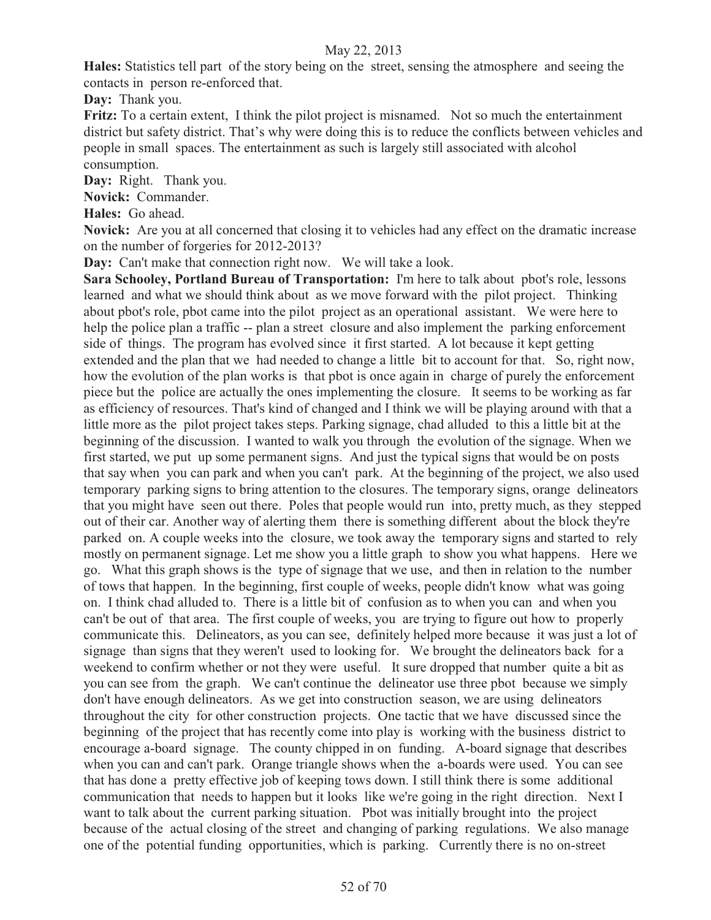**Hales:** Statistics tell part of the story being on the street, sensing the atmosphere and seeing the contacts in person re-enforced that.

**Day:** Thank you.

**Fritz:** To a certain extent, I think the pilot project is misnamed. Not so much the entertainment district but safety district. That's why were doing this is to reduce the conflicts between vehicles and people in small spaces. The entertainment as such is largely still associated with alcohol consumption.

**Day:** Right. Thank you.

**Novick:** Commander.

**Hales:** Go ahead.

**Novick:** Are you at all concerned that closing it to vehicles had any effect on the dramatic increase on the number of forgeries for 2012-2013?

**Day:** Can't make that connection right now. We will take a look.

**Sara Schooley, Portland Bureau of Transportation:** I'm here to talk about pbot's role, lessons learned and what we should think about as we move forward with the pilot project. Thinking about pbot's role, pbot came into the pilot project as an operational assistant. We were here to help the police plan a traffic -- plan a street closure and also implement the parking enforcement side of things. The program has evolved since it first started. A lot because it kept getting extended and the plan that we had needed to change a little bit to account for that. So, right now, how the evolution of the plan works is that pbot is once again in charge of purely the enforcement piece but the police are actually the ones implementing the closure. It seems to be working as far as efficiency of resources. That's kind of changed and I think we will be playing around with that a little more as the pilot project takes steps. Parking signage, chad alluded to this a little bit at the beginning of the discussion. I wanted to walk you through the evolution of the signage. When we first started, we put up some permanent signs. And just the typical signs that would be on posts that say when you can park and when you can't park. At the beginning of the project, we also used temporary parking signs to bring attention to the closures. The temporary signs, orange delineators that you might have seen out there. Poles that people would run into, pretty much, as they stepped out of their car. Another way of alerting them there is something different about the block they're parked on. A couple weeks into the closure, we took away the temporary signs and started to rely mostly on permanent signage. Let me show you a little graph to show you what happens. Here we go. What this graph shows is the type of signage that we use, and then in relation to the number of tows that happen. In the beginning, first couple of weeks, people didn't know what was going on. I think chad alluded to. There is a little bit of confusion as to when you can and when you can't be out of that area. The first couple of weeks, you are trying to figure out how to properly communicate this. Delineators, as you can see, definitely helped more because it was just a lot of signage than signs that they weren't used to looking for. We brought the delineators back for a weekend to confirm whether or not they were useful. It sure dropped that number quite a bit as you can see from the graph. We can't continue the delineator use three pbot because we simply don't have enough delineators. As we get into construction season, we are using delineators throughout the city for other construction projects. One tactic that we have discussed since the beginning of the project that has recently come into play is working with the business district to encourage a-board signage. The county chipped in on funding. A-board signage that describes when you can and can't park. Orange triangle shows when the a-boards were used. You can see that has done a pretty effective job of keeping tows down. I still think there is some additional communication that needs to happen but it looks like we're going in the right direction. Next I want to talk about the current parking situation. Pbot was initially brought into the project because of the actual closing of the street and changing of parking regulations. We also manage one of the potential funding opportunities, which is parking. Currently there is no on-street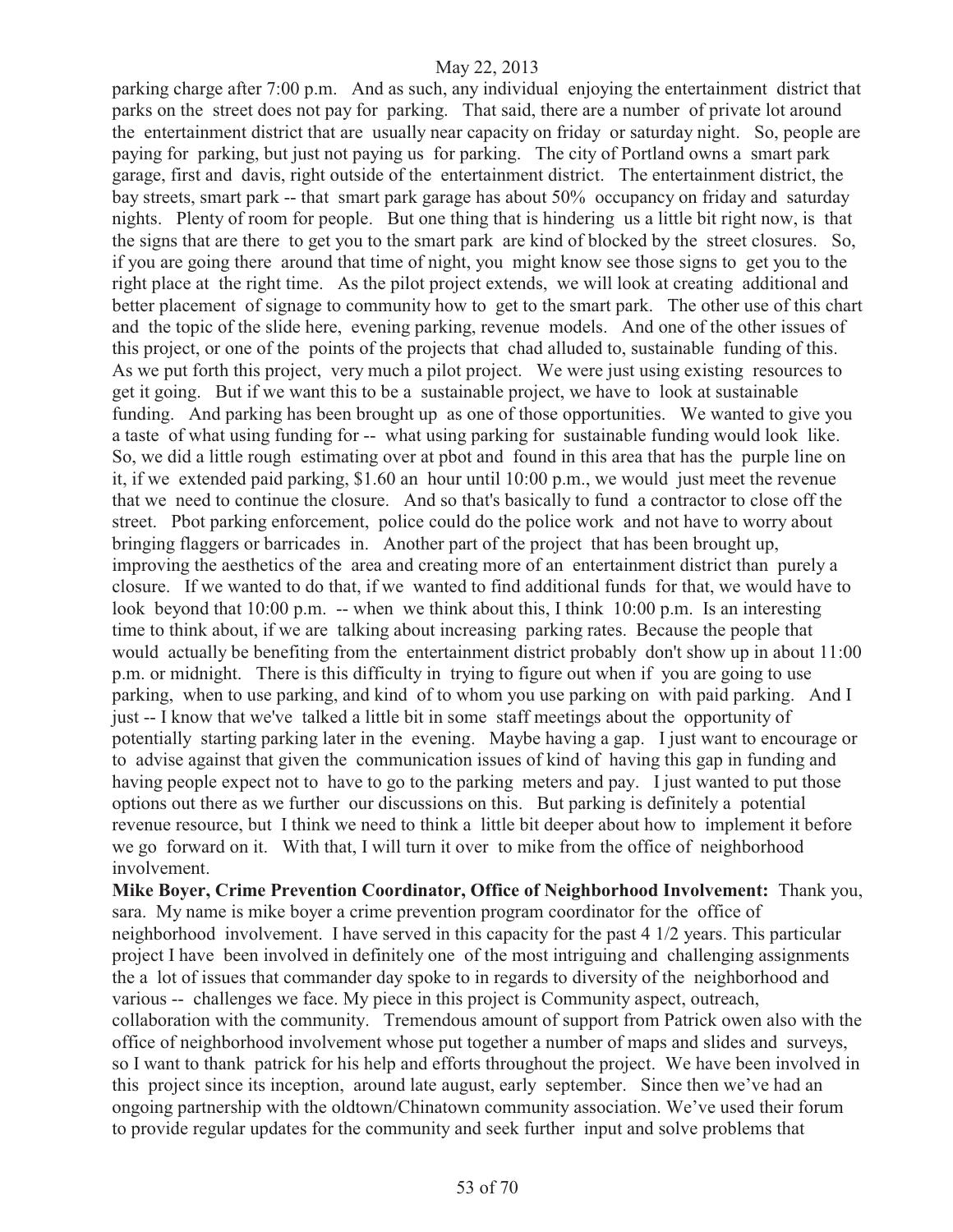parking charge after 7:00 p.m. And as such, any individual enjoying the entertainment district that parks on the street does not pay for parking. That said, there are a number of private lot around the entertainment district that are usually near capacity on friday or saturday night. So, people are paying for parking, but just not paying us for parking. The city of Portland owns a smart park garage, first and davis, right outside of the entertainment district. The entertainment district, the bay streets, smart park -- that smart park garage has about 50% occupancy on friday and saturday nights. Plenty of room for people. But one thing that is hindering us a little bit right now, is that the signs that are there to get you to the smart park are kind of blocked by the street closures. So, if you are going there around that time of night, you might know see those signs to get you to the right place at the right time. As the pilot project extends, we will look at creating additional and better placement of signage to community how to get to the smart park. The other use of this chart and the topic of the slide here, evening parking, revenue models. And one of the other issues of this project, or one of the points of the projects that chad alluded to, sustainable funding of this. As we put forth this project, very much a pilot project. We were just using existing resources to get it going. But if we want this to be a sustainable project, we have to look at sustainable funding. And parking has been brought up as one of those opportunities. We wanted to give you a taste of what using funding for -- what using parking for sustainable funding would look like. So, we did a little rough estimating over at pbot and found in this area that has the purple line on it, if we extended paid parking, $1.60 an hour until 10:00 p.m., we would just meet the revenue that we need to continue the closure. And so that's basically to fund a contractor to close off the street. Pbot parking enforcement, police could do the police work and not have to worry about bringing flaggers or barricades in. Another part of the project that has been brought up, improving the aesthetics of the area and creating more of an entertainment district than purely a closure. If we wanted to do that, if we wanted to find additional funds for that, we would have to look beyond that 10:00 p.m. -- when we think about this, I think 10:00 p.m. Is an interesting time to think about, if we are talking about increasing parking rates. Because the people that would actually be benefiting from the entertainment district probably don't show up in about 11:00 p.m. or midnight. There is this difficulty in trying to figure out when if you are going to use parking, when to use parking, and kind of to whom you use parking on with paid parking. And I just -- I know that we've talked a little bit in some staff meetings about the opportunity of potentially starting parking later in the evening. Maybe having a gap. I just want to encourage or to advise against that given the communication issues of kind of having this gap in funding and having people expect not to have to go to the parking meters and pay. I just wanted to put those options out there as we further our discussions on this. But parking is definitely a potential revenue resource, but I think we need to think a little bit deeper about how to implement it before we go forward on it. With that, I will turn it over to mike from the office of neighborhood involvement.

**Mike Boyer, Crime Prevention Coordinator, Office of Neighborhood Involvement:** Thank you, sara. My name is mike boyer a crime prevention program coordinator for the office of neighborhood involvement. I have served in this capacity for the past 4 1/2 years. This particular project I have been involved in definitely one of the most intriguing and challenging assignments the a lot of issues that commander day spoke to in regards to diversity of the neighborhood and various -- challenges we face. My piece in this project is Community aspect, outreach, collaboration with the community. Tremendous amount of support from Patrick owen also with the office of neighborhood involvement whose put together a number of maps and slides and surveys, so I want to thank patrick for his help and efforts throughout the project. We have been involved in this project since its inception, around late august, early september. Since then we've had an ongoing partnership with the oldtown/Chinatown community association. We've used their forum to provide regular updates for the community and seek further input and solve problems that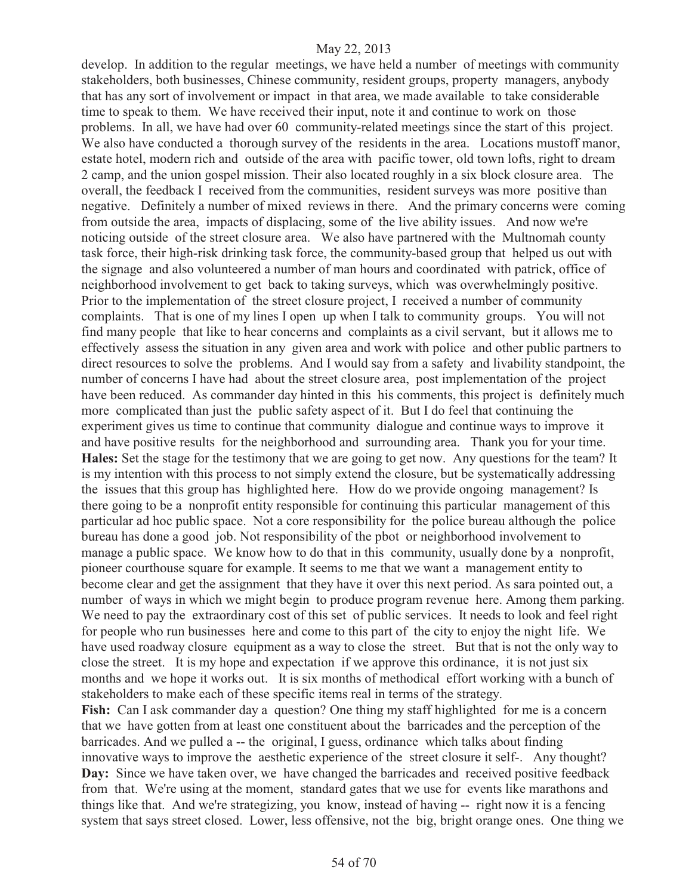develop. In addition to the regular meetings, we have held a number of meetings with community stakeholders, both businesses, Chinese community, resident groups, property managers, anybody that has any sort of involvement or impact in that area, we made available to take considerable time to speak to them. We have received their input, note it and continue to work on those problems. In all, we have had over 60 community-related meetings since the start of this project. We also have conducted a thorough survey of the residents in the area. Locations mustoff manor, estate hotel, modern rich and outside of the area with pacific tower, old town lofts, right to dream 2 camp, and the union gospel mission. Their also located roughly in a six block closure area. The overall, the feedback I received from the communities, resident surveys was more positive than negative. Definitely a number of mixed reviews in there. And the primary concerns were coming from outside the area, impacts of displacing, some of the live ability issues. And now we're noticing outside of the street closure area. We also have partnered with the Multnomah county task force, their high-risk drinking task force, the community-based group that helped us out with the signage and also volunteered a number of man hours and coordinated with patrick, office of neighborhood involvement to get back to taking surveys, which was overwhelmingly positive. Prior to the implementation of the street closure project, I received a number of community complaints. That is one of my lines I open up when I talk to community groups. You will not find many people that like to hear concerns and complaints as a civil servant, but it allows me to effectively assess the situation in any given area and work with police and other public partners to direct resources to solve the problems. And I would say from a safety and livability standpoint, the number of concerns I have had about the street closure area, post implementation of the project have been reduced. As commander day hinted in this his comments, this project is definitely much more complicated than just the public safety aspect of it. But I do feel that continuing the experiment gives us time to continue that community dialogue and continue ways to improve it and have positive results for the neighborhood and surrounding area. Thank you for your time.

**Hales:** Set the stage for the testimony that we are going to get now. Any questions for the team? It is my intention with this process to not simply extend the closure, but be systematically addressing the issues that this group has highlighted here. How do we provide ongoing management? Is there going to be a nonprofit entity responsible for continuing this particular management of this particular ad hoc public space. Not a core responsibility for the police bureau although the police bureau has done a good job. Not responsibility of the pbot or neighborhood involvement to manage a public space. We know how to do that in this community, usually done by a nonprofit, pioneer courthouse square for example. It seems to me that we want a management entity to become clear and get the assignment that they have it over this next period. As sara pointed out, a number of ways in which we might begin to produce program revenue here. Among them parking. We need to pay the extraordinary cost of this set of public services. It needs to look and feel right for people who run businesses here and come to this part of the city to enjoy the night life. We have used roadway closure equipment as a way to close the street. But that is not the only way to close the street. It is my hope and expectation if we approve this ordinance, it is not just six months and we hope it works out. It is six months of methodical effort working with a bunch of stakeholders to make each of these specific items real in terms of the strategy.

**Fish:** Can I ask commander day a question? One thing my staff highlighted for me is a concern that we have gotten from at least one constituent about the barricades and the perception of the barricades. And we pulled a -- the original, I guess, ordinance which talks about finding innovative ways to improve the aesthetic experience of the street closure it self-. Any thought?

**Day:** Since we have taken over, we have changed the barricades and received positive feedback from that. We're using at the moment, standard gates that we use for events like marathons and things like that. And we're strategizing, you know, instead of having -- right now it is a fencing system that says street closed. Lower, less offensive, not the big, bright orange ones. One thing we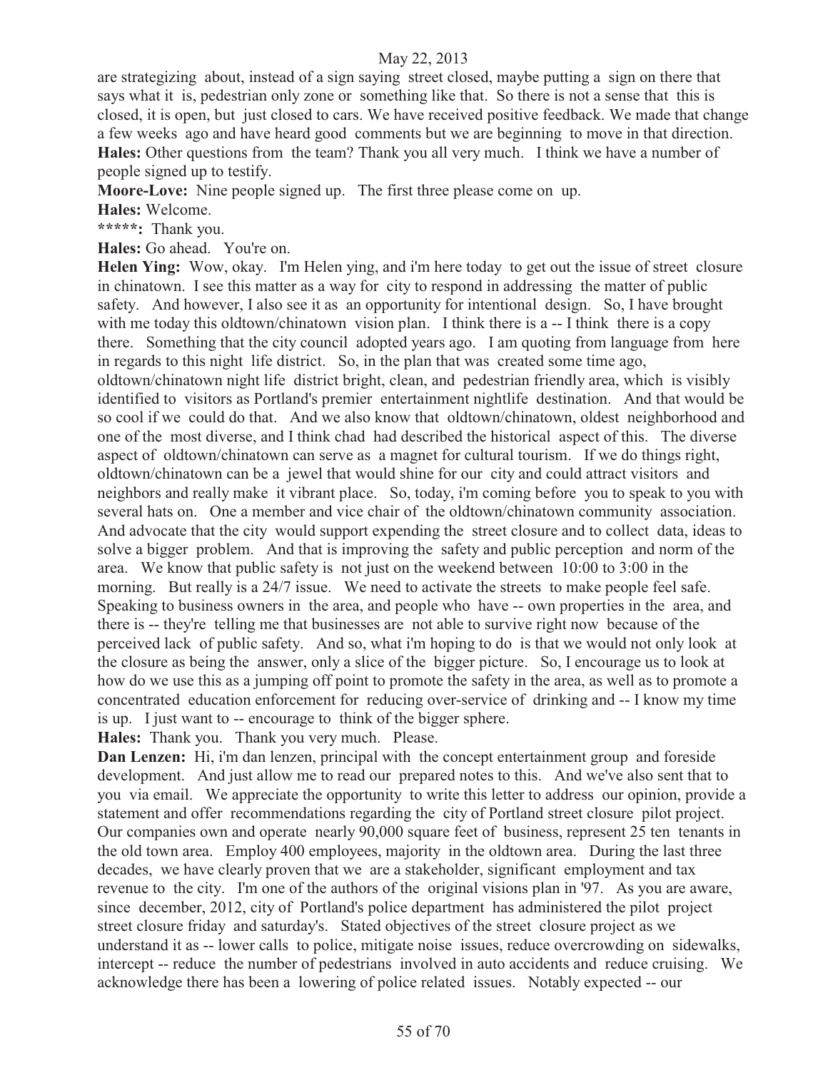are strategizing about, instead of a sign saying street closed, maybe putting a sign on there that says what it is, pedestrian only zone or something like that. So there is not a sense that this is closed, it is open, but just closed to cars. We have received positive feedback. We made that change a few weeks ago and have heard good comments but we are beginning to move in that direction.

**Hales:** Other questions from the team? Thank you all very much. I think we have a number of people signed up to testify.

**Moore-Love:** Nine people signed up. The first three please come on up.

**Hales:** Welcome.

**\*\*\*\*\*:** Thank you.

**Hales:** Go ahead. You're on.

**Helen Ying:** Wow, okay. I'm Helen ying, and i'm here today to get out the issue of street closure in chinatown. I see this matter as a way for city to respond in addressing the matter of public safety. And however, I also see it as an opportunity for intentional design. So, I have brought with me today this oldtown/chinatown vision plan. I think there is a -- I think there is a copy there. Something that the city council adopted years ago. I am quoting from language from here in regards to this night life district. So, in the plan that was created some time ago, oldtown/chinatown night life district bright, clean, and pedestrian friendly area, which is visibly identified to visitors as Portland's premier entertainment nightlife destination. And that would be so cool if we could do that. And we also know that oldtown/chinatown, oldest neighborhood and one of the most diverse, and I think chad had described the historical aspect of this. The diverse aspect of oldtown/chinatown can serve as a magnet for cultural tourism. If we do things right, oldtown/chinatown can be a jewel that would shine for our city and could attract visitors and neighbors and really make it vibrant place. So, today, i'm coming before you to speak to you with several hats on. One a member and vice chair of the oldtown/chinatown community association. And advocate that the city would support expending the street closure and to collect data, ideas to solve a bigger problem. And that is improving the safety and public perception and norm of the area. We know that public safety is not just on the weekend between 10:00 to 3:00 in the morning. But really is a 24/7 issue. We need to activate the streets to make people feel safe. Speaking to business owners in the area, and people who have -- own properties in the area, and there is -- they're telling me that businesses are not able to survive right now because of the perceived lack of public safety. And so, what i'm hoping to do is that we would not only look at the closure as being the answer, only a slice of the bigger picture. So, I encourage us to look at how do we use this as a jumping off point to promote the safety in the area, as well as to promote a concentrated education enforcement for reducing over-service of drinking and -- I know my time is up. I just want to -- encourage to think of the bigger sphere.

**Hales:** Thank you. Thank you very much. Please.

**Dan Lenzen:** Hi, i'm dan lenzen, principal with the concept entertainment group and foreside development. And just allow me to read our prepared notes to this. And we've also sent that to you via email. We appreciate the opportunity to write this letter to address our opinion, provide a statement and offer recommendations regarding the city of Portland street closure pilot project. Our companies own and operate nearly 90,000 square feet of business, represent 25 ten tenants in the old town area. Employ 400 employees, majority in the oldtown area. During the last three decades, we have clearly proven that we are a stakeholder, significant employment and tax revenue to the city. I'm one of the authors of the original visions plan in '97. As you are aware, since december, 2012, city of Portland's police department has administered the pilot project street closure friday and saturday's. Stated objectives of the street closure project as we understand it as -- lower calls to police, mitigate noise issues, reduce overcrowding on sidewalks, intercept -- reduce the number of pedestrians involved in auto accidents and reduce cruising. We acknowledge there has been a lowering of police related issues. Notably expected -- our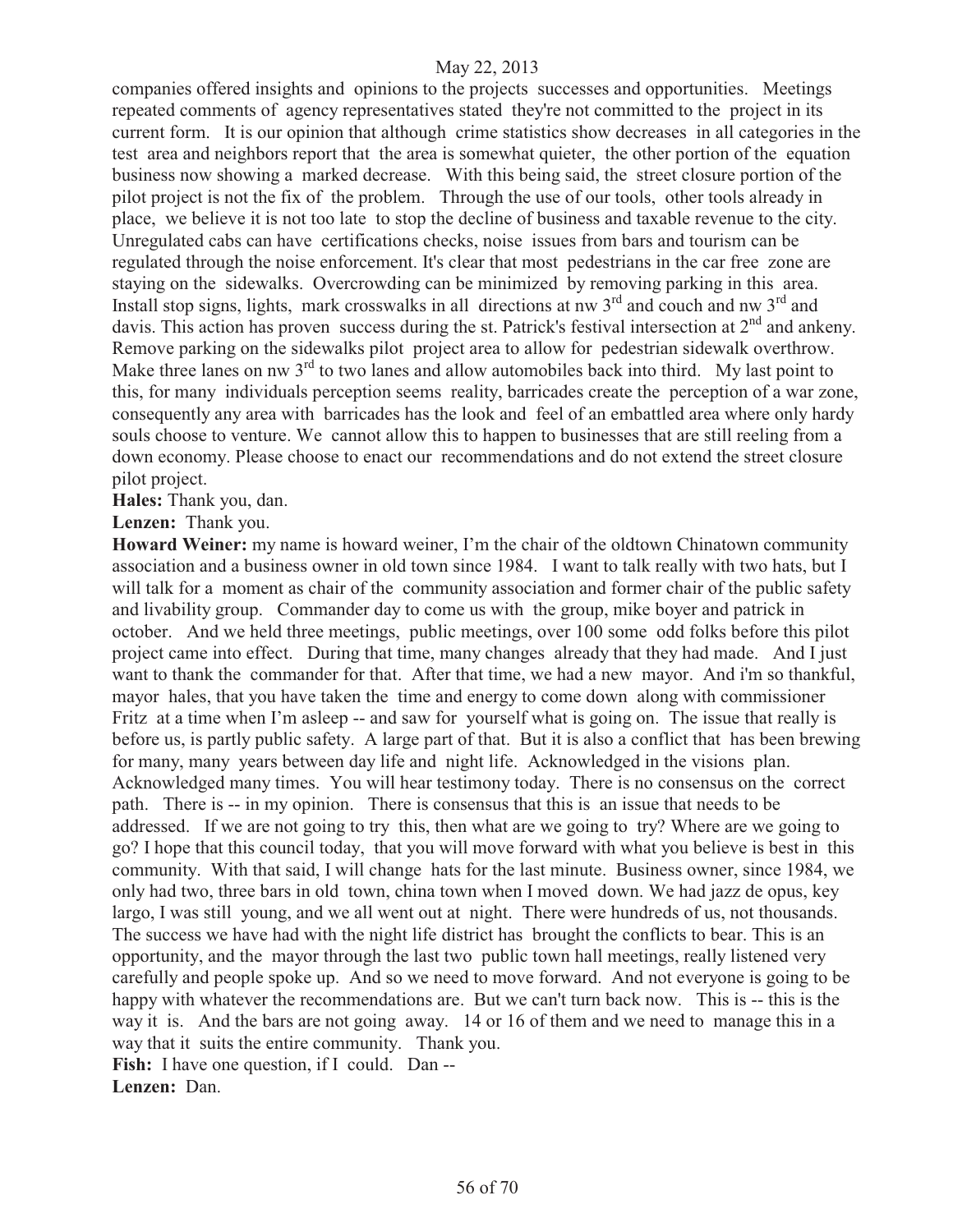companies offered insights and opinions to the projects successes and opportunities. Meetings repeated comments of agency representatives stated they're not committed to the project in its current form. It is our opinion that although crime statistics show decreases in all categories in the test area and neighbors report that the area is somewhat quieter, the other portion of the equation business now showing a marked decrease. With this being said, the street closure portion of the pilot project is not the fix of the problem. Through the use of our tools, other tools already in place, we believe it is not too late to stop the decline of business and taxable revenue to the city. Unregulated cabs can have certifications checks, noise issues from bars and tourism can be regulated through the noise enforcement. It's clear that most pedestrians in the car free zone are staying on the sidewalks. Overcrowding can be minimized by removing parking in this area. Install stop signs, lights, mark crosswalks in all directions at nw 3rd and couch and nw 3rd and davis. This action has proven success during the st. Patrick's festival intersection at 2nd and ankeny. Remove parking on the sidewalks pilot project area to allow for pedestrian sidewalk overthrow. Make three lanes on nw 3rd to two lanes and allow automobiles back into third. My last point to this, for many individuals perception seems reality, barricades create the perception of a war zone, consequently any area with barricades has the look and feel of an embattled area where only hardy souls choose to venture. We cannot allow this to happen to businesses that are still reeling from a down economy. Please choose to enact our recommendations and do not extend the street closure pilot project.

**Hales:** Thank you, dan.

**Lenzen:** Thank you.

**Howard Weiner:** my name is howard weiner, I'm the chair of the oldtown Chinatown community association and a business owner in old town since 1984. I want to talk really with two hats, but I will talk for a moment as chair of the community association and former chair of the public safety and livability group. Commander day to come us with the group, mike boyer and patrick in october. And we held three meetings, public meetings, over 100 some odd folks before this pilot project came into effect. During that time, many changes already that they had made. And I just want to thank the commander for that. After that time, we had a new mayor. And i'm so thankful, mayor hales, that you have taken the time and energy to come down along with commissioner Fritz at a time when I'm asleep -- and saw for yourself what is going on. The issue that really is before us, is partly public safety. A large part of that. But it is also a conflict that has been brewing for many, many years between day life and night life. Acknowledged in the visions plan. Acknowledged many times. You will hear testimony today. There is no consensus on the correct path. There is -- in my opinion. There is consensus that this is an issue that needs to be addressed. If we are not going to try this, then what are we going to try? Where are we going to go? I hope that this council today, that you will move forward with what you believe is best in this community. With that said, I will change hats for the last minute. Business owner, since 1984, we only had two, three bars in old town, china town when I moved down. We had jazz de opus, key largo, I was still young, and we all went out at night. There were hundreds of us, not thousands. The success we have had with the night life district has brought the conflicts to bear. This is an opportunity, and the mayor through the last two public town hall meetings, really listened very carefully and people spoke up. And so we need to move forward. And not everyone is going to be happy with whatever the recommendations are. But we can't turn back now. This is -- this is the way it is. And the bars are not going away. 14 or 16 of them and we need to manage this in a way that it suits the entire community. Thank you.

**Fish:** I have one question, if I could. Dan --

**Lenzen:** Dan.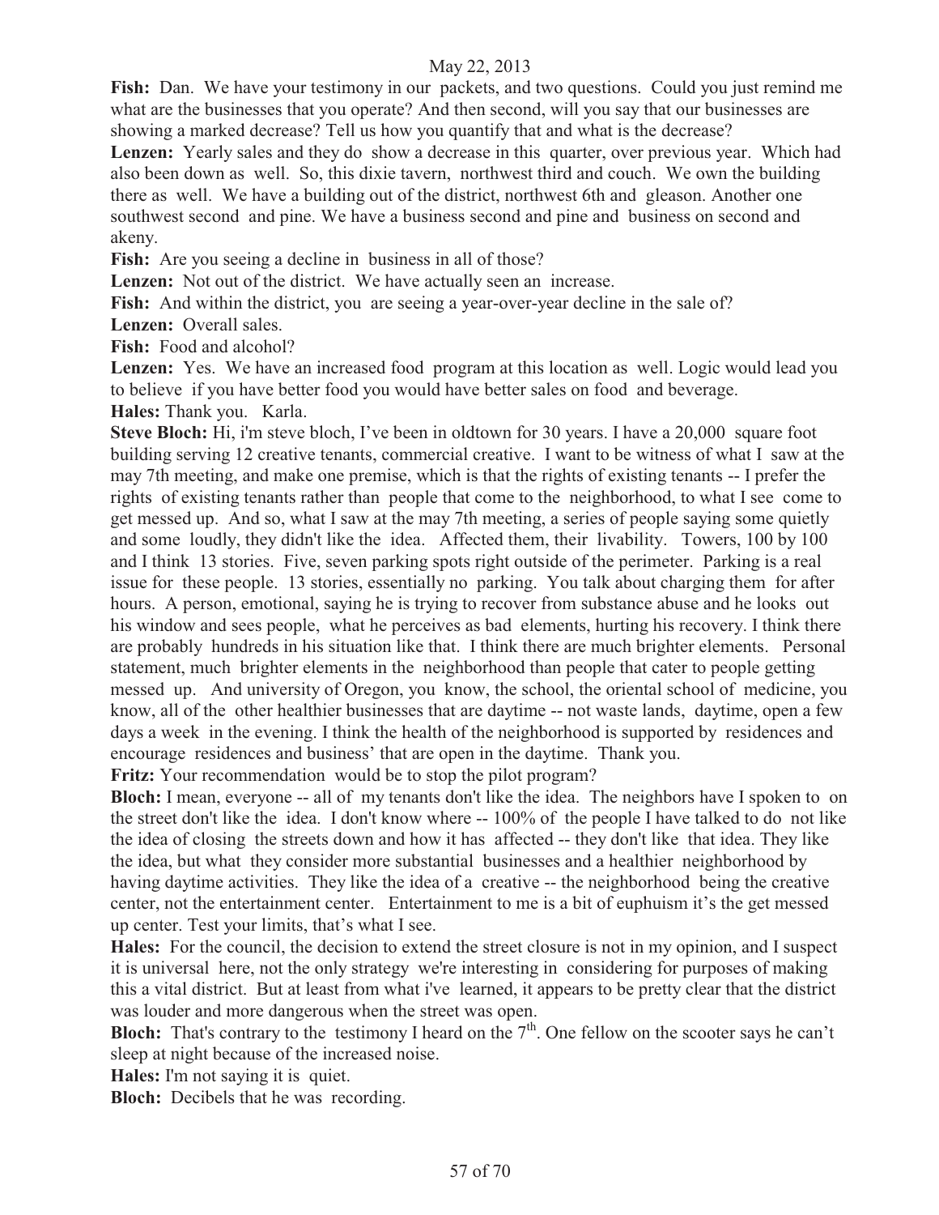May 22, 2013

**Fish:** Dan. We have your testimony in our packets, and two questions. Could you just remind me what are the businesses that you operate? And then second, will you say that our businesses are showing a marked decrease? Tell us how you quantify that and what is the decrease?

**Lenzen:** Yearly sales and they do show a decrease in this quarter, over previous year. Which had also been down as well. So, this dixie tavern, northwest third and couch. We own the building there as well. We have a building out of the district, northwest 6th and gleason. Another one southwest second and pine. We have a business second and pine and business on second and akeny.

**Fish:** Are you seeing a decline in business in all of those?

**Lenzen:** Not out of the district. We have actually seen an increase.

**Fish:** And within the district, you are seeing a year-over-year decline in the sale of?

**Lenzen:** Overall sales.

**Fish:** Food and alcohol?

**Lenzen:** Yes. We have an increased food program at this location as well. Logic would lead you to believe if you have better food you would have better sales on food and beverage.

**Hales:** Thank you. Karla.

**Steve Bloch:** Hi, i'm steve bloch, I've been in oldtown for 30 years. I have a 20,000 square foot building serving 12 creative tenants, commercial creative. I want to be witness of what I saw at the may 7th meeting, and make one premise, which is that the rights of existing tenants -- I prefer the rights of existing tenants rather than people that come to the neighborhood, to what I see come to get messed up. And so, what I saw at the may 7th meeting, a series of people saying some quietly and some loudly, they didn't like the idea. Affected them, their livability. Towers, 100 by 100 and I think 13 stories. Five, seven parking spots right outside of the perimeter. Parking is a real issue for these people. 13 stories, essentially no parking. You talk about charging them for after hours. A person, emotional, saying he is trying to recover from substance abuse and he looks out his window and sees people, what he perceives as bad elements, hurting his recovery. I think there are probably hundreds in his situation like that. I think there are much brighter elements. Personal statement, much brighter elements in the neighborhood than people that cater to people getting messed up. And university of Oregon, you know, the school, the oriental school of medicine, you know, all of the other healthier businesses that are daytime -- not waste lands, daytime, open a few days a week in the evening. I think the health of the neighborhood is supported by residences and encourage residences and business' that are open in the daytime. Thank you.

**Fritz:** Your recommendation would be to stop the pilot program?

**Bloch:** I mean, everyone -- all of my tenants don't like the idea. The neighbors have I spoken to on the street don't like the idea. I don't know where -- 100% of the people I have talked to do not like the idea of closing the streets down and how it has affected -- they don't like that idea. They like the idea, but what they consider more substantial businesses and a healthier neighborhood by having daytime activities. They like the idea of a creative -- the neighborhood being the creative center, not the entertainment center. Entertainment to me is a bit of euphuism it's the get messed up center. Test your limits, that's what I see.

**Hales:** For the council, the decision to extend the street closure is not in my opinion, and I suspect it is universal here, not the only strategy we're interesting in considering for purposes of making this a vital district. But at least from what i've learned, it appears to be pretty clear that the district was louder and more dangerous when the street was open.

**Bloch:** That's contrary to the testimony I heard on the 7th. One fellow on the scooter says he can't sleep at night because of the increased noise.

**Hales:** I'm not saying it is quiet.

**Bloch:** Decibels that he was recording.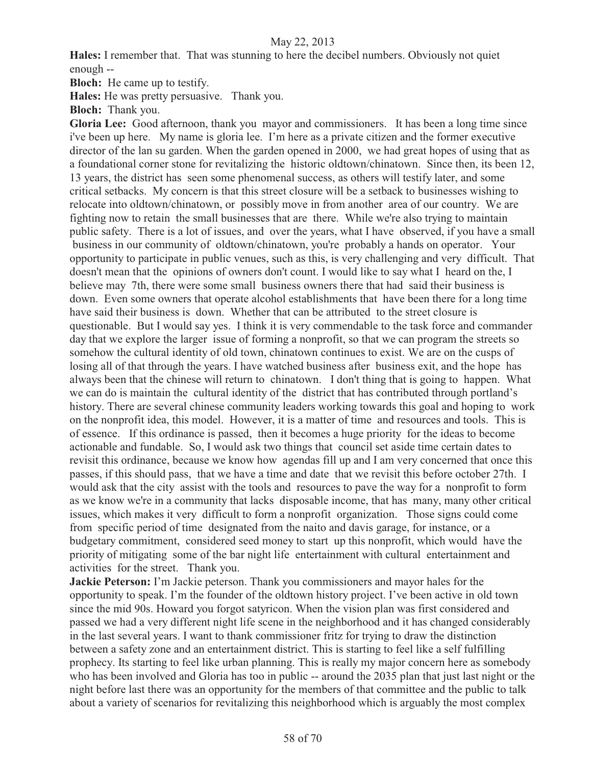**Hales:** I remember that. That was stunning to here the decibel numbers. Obviously not quiet enough --

**Bloch:** He came up to testify.

**Hales:** He was pretty persuasive. Thank you.

**Bloch:** Thank you.

**Gloria Lee:** Good afternoon, thank you mayor and commissioners. It has been a long time since i've been up here. My name is gloria lee. I'm here as a private citizen and the former executive director of the lan su garden. When the garden opened in 2000, we had great hopes of using that as a foundational corner stone for revitalizing the historic oldtown/chinatown. Since then, its been 12, 13 years, the district has seen some phenomenal success, as others will testify later, and some critical setbacks. My concern is that this street closure will be a setback to businesses wishing to relocate into oldtown/chinatown, or possibly move in from another area of our country. We are fighting now to retain the small businesses that are there. While we're also trying to maintain public safety. There is a lot of issues, and over the years, what I have observed, if you have a small business in our community of oldtown/chinatown, you're probably a hands on operator. Your opportunity to participate in public venues, such as this, is very challenging and very difficult. That doesn't mean that the opinions of owners don't count. I would like to say what I heard on the, I believe may 7th, there were some small business owners there that had said their business is down. Even some owners that operate alcohol establishments that have been there for a long time have said their business is down. Whether that can be attributed to the street closure is questionable. But I would say yes. I think it is very commendable to the task force and commander day that we explore the larger issue of forming a nonprofit, so that we can program the streets so somehow the cultural identity of old town, chinatown continues to exist. We are on the cusps of losing all of that through the years. I have watched business after business exit, and the hope has always been that the chinese will return to chinatown. I don't thing that is going to happen. What we can do is maintain the cultural identity of the district that has contributed through portland's history. There are several chinese community leaders working towards this goal and hoping to work on the nonprofit idea, this model. However, it is a matter of time and resources and tools. This is of essence. If this ordinance is passed, then it becomes a huge priority for the ideas to become actionable and fundable. So, I would ask two things that council set aside time certain dates to revisit this ordinance, because we know how agendas fill up and I am very concerned that once this passes, if this should pass, that we have a time and date that we revisit this before october 27th. I would ask that the city assist with the tools and resources to pave the way for a nonprofit to form as we know we're in a community that lacks disposable income, that has many, many other critical issues, which makes it very difficult to form a nonprofit organization. Those signs could come from specific period of time designated from the naito and davis garage, for instance, or a budgetary commitment, considered seed money to start up this nonprofit, which would have the priority of mitigating some of the bar night life entertainment with cultural entertainment and activities for the street. Thank you.

**Jackie Peterson:** I'm Jackie peterson. Thank you commissioners and mayor hales for the opportunity to speak. I'm the founder of the oldtown history project. I've been active in old town since the mid 90s. Howard you forgot satyricon. When the vision plan was first considered and passed we had a very different night life scene in the neighborhood and it has changed considerably in the last several years. I want to thank commissioner fritz for trying to draw the distinction between a safety zone and an entertainment district. This is starting to feel like a self fulfilling prophecy. Its starting to feel like urban planning. This is really my major concern here as somebody who has been involved and Gloria has too in public -- around the 2035 plan that just last night or the night before last there was an opportunity for the members of that committee and the public to talk about a variety of scenarios for revitalizing this neighborhood which is arguably the most complex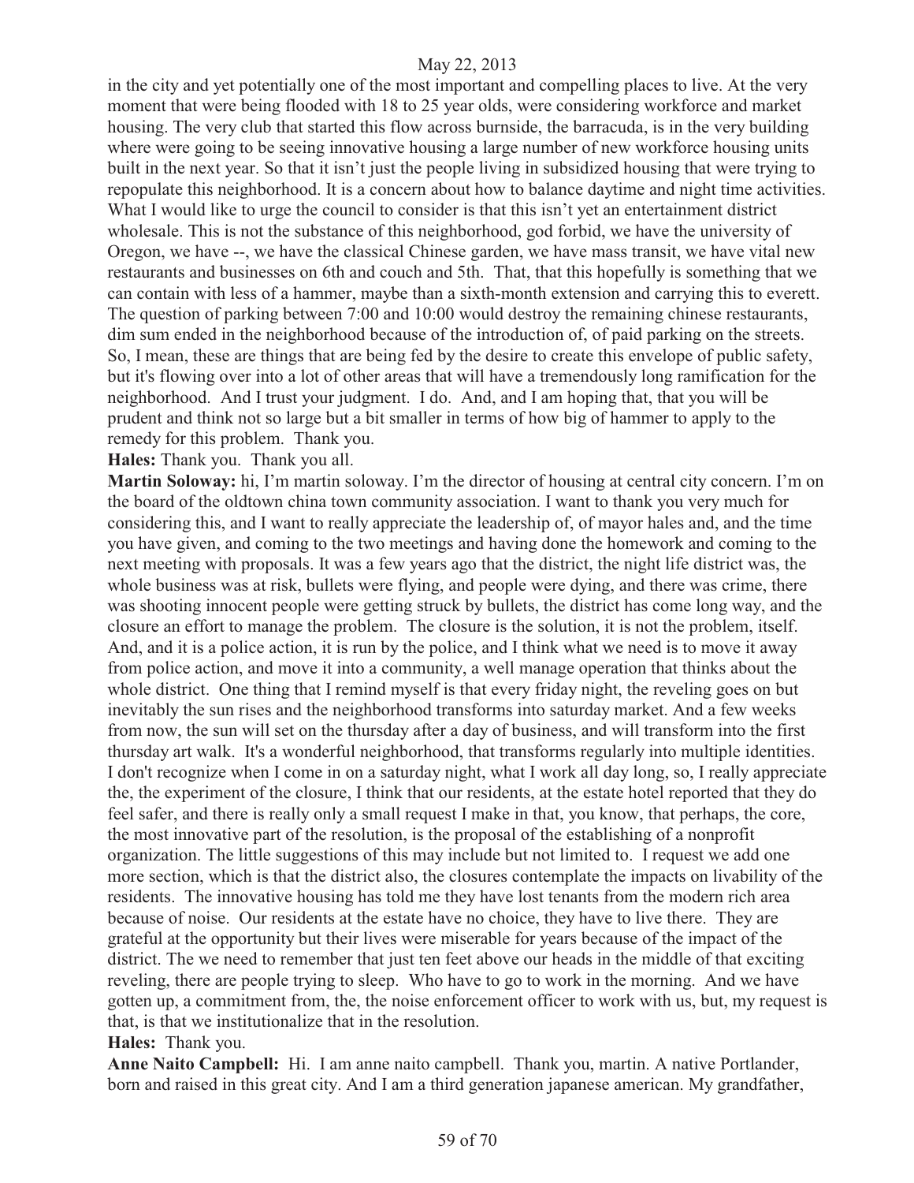in the city and yet potentially one of the most important and compelling places to live. At the very moment that were being flooded with 18 to 25 year olds, were considering workforce and market housing. The very club that started this flow across burnside, the barracuda, is in the very building where were going to be seeing innovative housing a large number of new workforce housing units built in the next year. So that it isn't just the people living in subsidized housing that were trying to repopulate this neighborhood. It is a concern about how to balance daytime and night time activities. What I would like to urge the council to consider is that this isn't yet an entertainment district wholesale. This is not the substance of this neighborhood, god forbid, we have the university of Oregon, we have --, we have the classical Chinese garden, we have mass transit, we have vital new restaurants and businesses on 6th and couch and 5th. That, that this hopefully is something that we can contain with less of a hammer, maybe than a sixth-month extension and carrying this to everett. The question of parking between 7:00 and 10:00 would destroy the remaining chinese restaurants, dim sum ended in the neighborhood because of the introduction of, of paid parking on the streets. So, I mean, these are things that are being fed by the desire to create this envelope of public safety, but it's flowing over into a lot of other areas that will have a tremendously long ramification for the neighborhood. And I trust your judgment. I do. And, and I am hoping that, that you will be prudent and think not so large but a bit smaller in terms of how big of hammer to apply to the remedy for this problem. Thank you.

**Hales:** Thank you. Thank you all.

**Martin Soloway:** hi, I'm martin soloway. I'm the director of housing at central city concern. I'm on the board of the oldtown china town community association. I want to thank you very much for considering this, and I want to really appreciate the leadership of, of mayor hales and, and the time you have given, and coming to the two meetings and having done the homework and coming to the next meeting with proposals. It was a few years ago that the district, the night life district was, the whole business was at risk, bullets were flying, and people were dying, and there was crime, there was shooting innocent people were getting struck by bullets, the district has come long way, and the closure an effort to manage the problem. The closure is the solution, it is not the problem, itself. And, and it is a police action, it is run by the police, and I think what we need is to move it away from police action, and move it into a community, a well manage operation that thinks about the whole district. One thing that I remind myself is that every friday night, the reveling goes on but inevitably the sun rises and the neighborhood transforms into saturday market. And a few weeks from now, the sun will set on the thursday after a day of business, and will transform into the first thursday art walk. It's a wonderful neighborhood, that transforms regularly into multiple identities. I don't recognize when I come in on a saturday night, what I work all day long, so, I really appreciate the, the experiment of the closure, I think that our residents, at the estate hotel reported that they do feel safer, and there is really only a small request I make in that, you know, that perhaps, the core, the most innovative part of the resolution, is the proposal of the establishing of a nonprofit organization. The little suggestions of this may include but not limited to. I request we add one more section, which is that the district also, the closures contemplate the impacts on livability of the residents. The innovative housing has told me they have lost tenants from the modern rich area because of noise. Our residents at the estate have no choice, they have to live there. They are grateful at the opportunity but their lives were miserable for years because of the impact of the district. The we need to remember that just ten feet above our heads in the middle of that exciting reveling, there are people trying to sleep. Who have to go to work in the morning. And we have gotten up, a commitment from, the, the noise enforcement officer to work with us, but, my request is that, is that we institutionalize that in the resolution.

**Hales:** Thank you.

**Anne Naito Campbell:** Hi. I am anne naito campbell. Thank you, martin. A native Portlander, born and raised in this great city. And I am a third generation japanese american. My grandfather,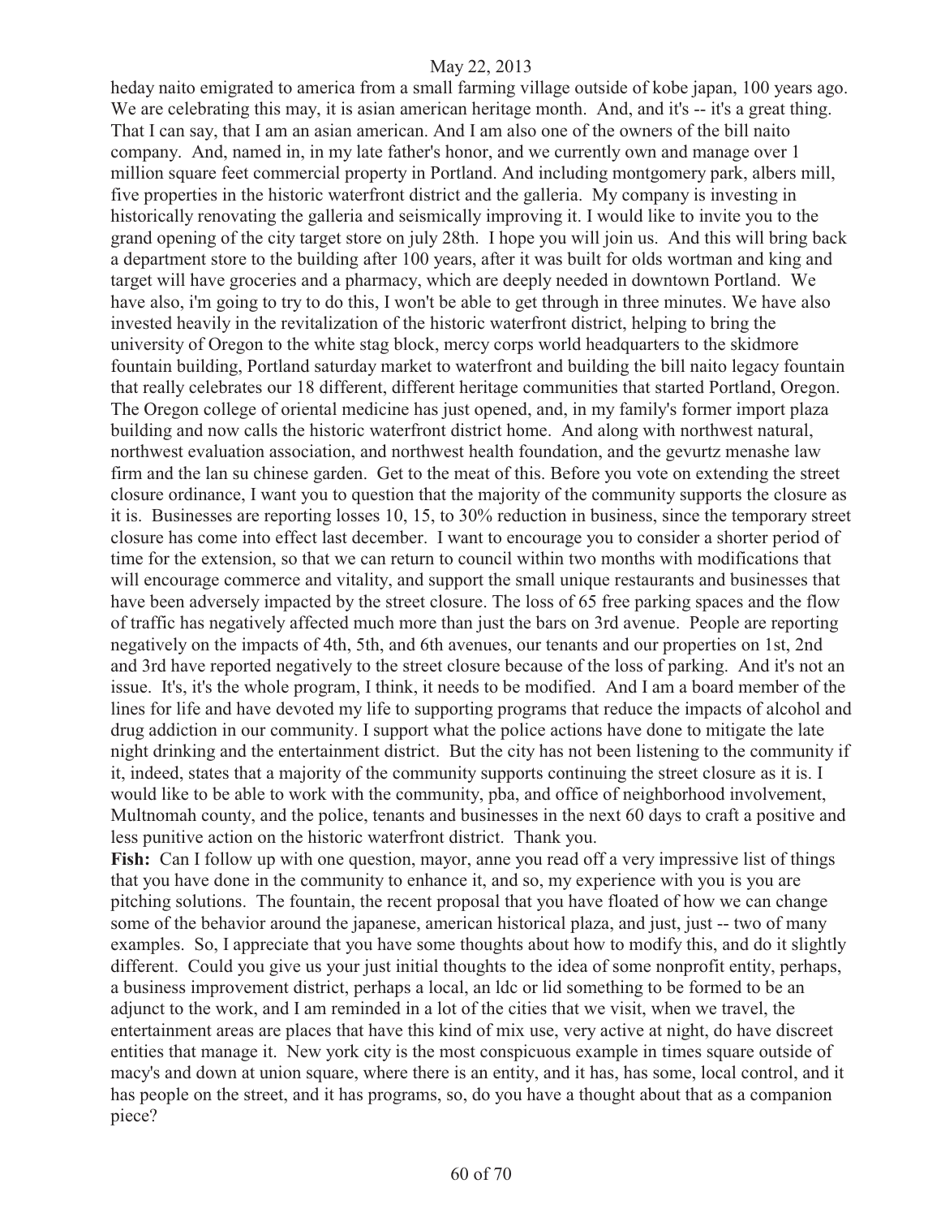heday naito emigrated to america from a small farming village outside of kobe japan, 100 years ago. We are celebrating this may, it is asian american heritage month. And, and it's -- it's a great thing. That I can say, that I am an asian american. And I am also one of the owners of the bill naito company. And, named in, in my late father's honor, and we currently own and manage over 1 million square feet commercial property in Portland. And including montgomery park, albers mill, five properties in the historic waterfront district and the galleria. My company is investing in historically renovating the galleria and seismically improving it. I would like to invite you to the grand opening of the city target store on july 28th. I hope you will join us. And this will bring back a department store to the building after 100 years, after it was built for olds wortman and king and target will have groceries and a pharmacy, which are deeply needed in downtown Portland. We have also, i'm going to try to do this, I won't be able to get through in three minutes. We have also invested heavily in the revitalization of the historic waterfront district, helping to bring the university of Oregon to the white stag block, mercy corps world headquarters to the skidmore fountain building, Portland saturday market to waterfront and building the bill naito legacy fountain that really celebrates our 18 different, different heritage communities that started Portland, Oregon. The Oregon college of oriental medicine has just opened, and, in my family's former import plaza building and now calls the historic waterfront district home. And along with northwest natural, northwest evaluation association, and northwest health foundation, and the gevurtz menashe law firm and the lan su chinese garden. Get to the meat of this. Before you vote on extending the street closure ordinance, I want you to question that the majority of the community supports the closure as it is. Businesses are reporting losses 10, 15, to 30% reduction in business, since the temporary street closure has come into effect last december. I want to encourage you to consider a shorter period of time for the extension, so that we can return to council within two months with modifications that will encourage commerce and vitality, and support the small unique restaurants and businesses that have been adversely impacted by the street closure. The loss of 65 free parking spaces and the flow of traffic has negatively affected much more than just the bars on 3rd avenue. People are reporting negatively on the impacts of 4th, 5th, and 6th avenues, our tenants and our properties on 1st, 2nd and 3rd have reported negatively to the street closure because of the loss of parking. And it's not an issue. It's, it's the whole program, I think, it needs to be modified. And I am a board member of the lines for life and have devoted my life to supporting programs that reduce the impacts of alcohol and drug addiction in our community. I support what the police actions have done to mitigate the late night drinking and the entertainment district. But the city has not been listening to the community if it, indeed, states that a majority of the community supports continuing the street closure as it is. I would like to be able to work with the community, pba, and office of neighborhood involvement, Multnomah county, and the police, tenants and businesses in the next 60 days to craft a positive and less punitive action on the historic waterfront district. Thank you.

**Fish:** Can I follow up with one question, mayor, anne you read off a very impressive list of things that you have done in the community to enhance it, and so, my experience with you is you are pitching solutions. The fountain, the recent proposal that you have floated of how we can change some of the behavior around the japanese, american historical plaza, and just, just -- two of many examples. So, I appreciate that you have some thoughts about how to modify this, and do it slightly different. Could you give us your just initial thoughts to the idea of some nonprofit entity, perhaps, a business improvement district, perhaps a local, an ldc or lid something to be formed to be an adjunct to the work, and I am reminded in a lot of the cities that we visit, when we travel, the entertainment areas are places that have this kind of mix use, very active at night, do have discreet entities that manage it. New york city is the most conspicuous example in times square outside of macy's and down at union square, where there is an entity, and it has, has some, local control, and it has people on the street, and it has programs, so, do you have a thought about that as a companion piece?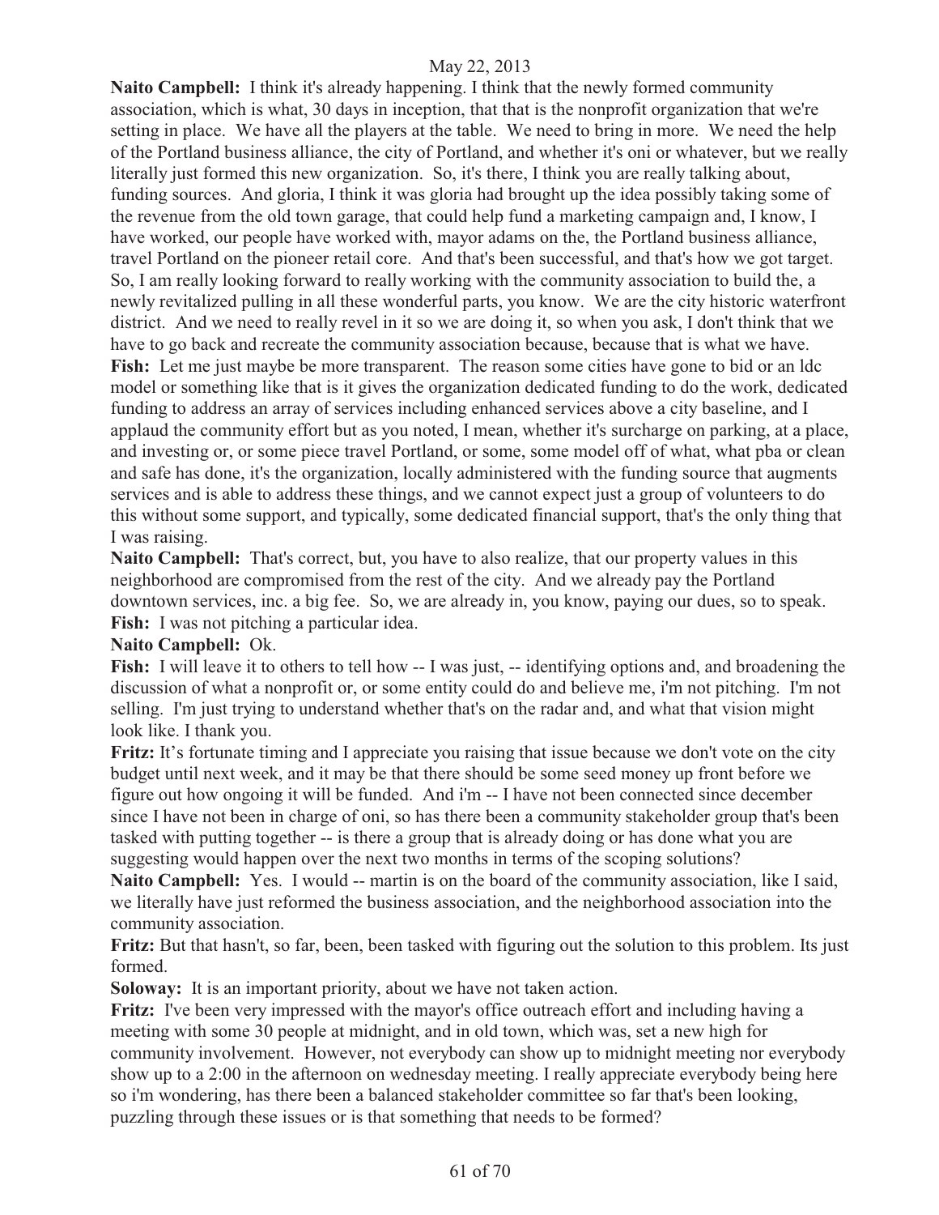**Naito Campbell:** I think it's already happening. I think that the newly formed community association, which is what, 30 days in inception, that that is the nonprofit organization that we're setting in place. We have all the players at the table. We need to bring in more. We need the help of the Portland business alliance, the city of Portland, and whether it's oni or whatever, but we really literally just formed this new organization. So, it's there, I think you are really talking about, funding sources. And gloria, I think it was gloria had brought up the idea possibly taking some of the revenue from the old town garage, that could help fund a marketing campaign and, I know, I have worked, our people have worked with, mayor adams on the, the Portland business alliance, travel Portland on the pioneer retail core. And that's been successful, and that's how we got target. So, I am really looking forward to really working with the community association to build the, a newly revitalized pulling in all these wonderful parts, you know. We are the city historic waterfront district. And we need to really revel in it so we are doing it, so when you ask, I don't think that we have to go back and recreate the community association because, because that is what we have.

**Fish:** Let me just maybe be more transparent. The reason some cities have gone to bid or an ldc model or something like that is it gives the organization dedicated funding to do the work, dedicated funding to address an array of services including enhanced services above a city baseline, and I applaud the community effort but as you noted, I mean, whether it's surcharge on parking, at a place, and investing or, or some piece travel Portland, or some, some model off of what, what pba or clean and safe has done, it's the organization, locally administered with the funding source that augments services and is able to address these things, and we cannot expect just a group of volunteers to do this without some support, and typically, some dedicated financial support, that's the only thing that I was raising.

**Naito Campbell:** That's correct, but, you have to also realize, that our property values in this neighborhood are compromised from the rest of the city. And we already pay the Portland downtown services, inc. a big fee. So, we are already in, you know, paying our dues, so to speak.

**Fish:** I was not pitching a particular idea.

**Naito Campbell:** Ok.

**Fish:** I will leave it to others to tell how -- I was just, -- identifying options and, and broadening the discussion of what a nonprofit or, or some entity could do and believe me, i'm not pitching. I'm not selling. I'm just trying to understand whether that's on the radar and, and what that vision might look like. I thank you.

**Fritz:** It's fortunate timing and I appreciate you raising that issue because we don't vote on the city budget until next week, and it may be that there should be some seed money up front before we figure out how ongoing it will be funded. And i'm -- I have not been connected since december since I have not been in charge of oni, so has there been a community stakeholder group that's been tasked with putting together -- is there a group that is already doing or has done what you are suggesting would happen over the next two months in terms of the scoping solutions?

**Naito Campbell:** Yes. I would -- martin is on the board of the community association, like I said, we literally have just reformed the business association, and the neighborhood association into the community association.

**Fritz:** But that hasn't, so far, been, been tasked with figuring out the solution to this problem. Its just formed.

**Soloway:** It is an important priority, about we have not taken action.

**Fritz:** I've been very impressed with the mayor's office outreach effort and including having a meeting with some 30 people at midnight, and in old town, which was, set a new high for community involvement. However, not everybody can show up to midnight meeting nor everybody show up to a 2:00 in the afternoon on wednesday meeting. I really appreciate everybody being here so i'm wondering, has there been a balanced stakeholder committee so far that's been looking, puzzling through these issues or is that something that needs to be formed?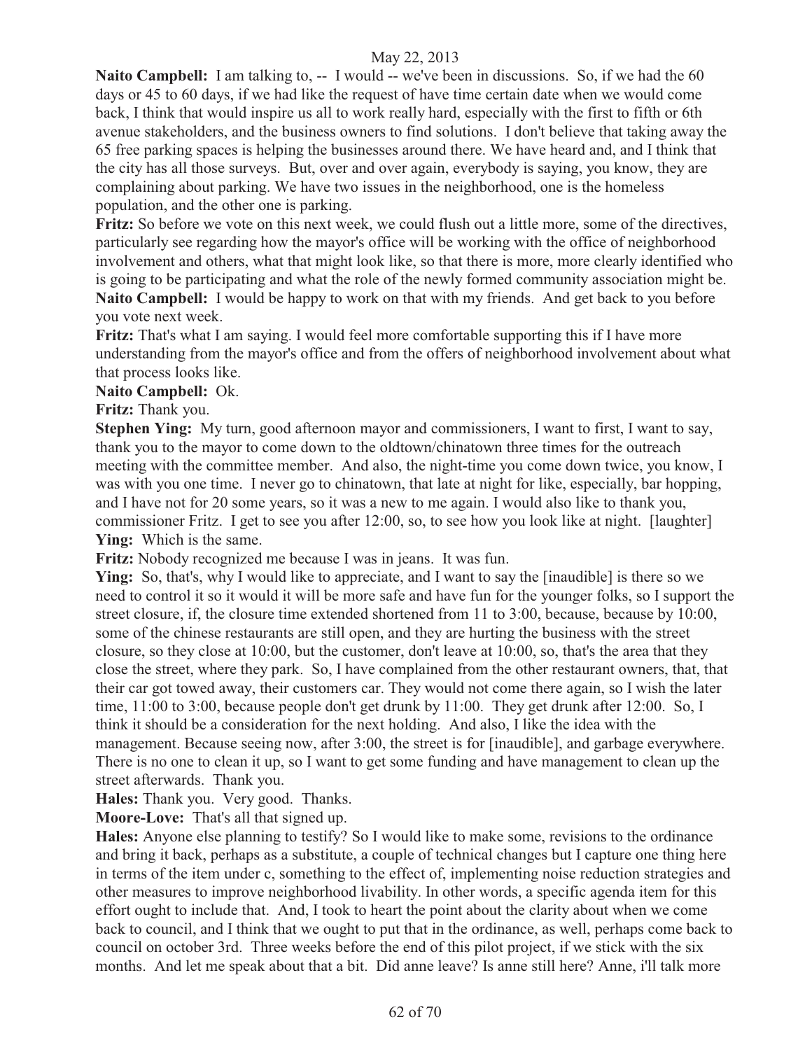**Naito Campbell:** I am talking to, -- I would -- we've been in discussions. So, if we had the 60 days or 45 to 60 days, if we had like the request of have time certain date when we would come back, I think that would inspire us all to work really hard, especially with the first to fifth or 6th avenue stakeholders, and the business owners to find solutions. I don't believe that taking away the 65 free parking spaces is helping the businesses around there. We have heard and, and I think that the city has all those surveys. But, over and over again, everybody is saying, you know, they are complaining about parking. We have two issues in the neighborhood, one is the homeless population, and the other one is parking.

**Fritz:** So before we vote on this next week, we could flush out a little more, some of the directives, particularly see regarding how the mayor's office will be working with the office of neighborhood involvement and others, what that might look like, so that there is more, more clearly identified who is going to be participating and what the role of the newly formed community association might be.

**Naito Campbell:** I would be happy to work on that with my friends. And get back to you before you vote next week.

**Fritz:** That's what I am saying. I would feel more comfortable supporting this if I have more understanding from the mayor's office and from the offers of neighborhood involvement about what that process looks like.

**Naito Campbell:** Ok.

**Fritz:** Thank you.

**Stephen Ying:** My turn, good afternoon mayor and commissioners, I want to first, I want to say, thank you to the mayor to come down to the oldtown/chinatown three times for the outreach meeting with the committee member. And also, the night-time you come down twice, you know, I was with you one time. I never go to chinatown, that late at night for like, especially, bar hopping, and I have not for 20 some years, so it was a new to me again. I would also like to thank you, commissioner Fritz. I get to see you after 12:00, so, to see how you look like at night. [laughter]

**Ying:** Which is the same.

**Fritz:** Nobody recognized me because I was in jeans. It was fun.

**Ying:** So, that's, why I would like to appreciate, and I want to say the [inaudible] is there so we need to control it so it would it will be more safe and have fun for the younger folks, so I support the street closure, if, the closure time extended shortened from 11 to 3:00, because, because by 10:00, some of the chinese restaurants are still open, and they are hurting the business with the street closure, so they close at 10:00, but the customer, don't leave at 10:00, so, that's the area that they close the street, where they park. So, I have complained from the other restaurant owners, that, that their car got towed away, their customers car. They would not come there again, so I wish the later time, 11:00 to 3:00, because people don't get drunk by 11:00. They get drunk after 12:00. So, I think it should be a consideration for the next holding. And also, I like the idea with the management. Because seeing now, after 3:00, the street is for [inaudible], and garbage everywhere. There is no one to clean it up, so I want to get some funding and have management to clean up the street afterwards. Thank you.

**Hales:** Thank you. Very good. Thanks.

**Moore-Love:** That's all that signed up.

**Hales:** Anyone else planning to testify? So I would like to make some, revisions to the ordinance and bring it back, perhaps as a substitute, a couple of technical changes but I capture one thing here in terms of the item under c, something to the effect of, implementing noise reduction strategies and other measures to improve neighborhood livability. In other words, a specific agenda item for this effort ought to include that. And, I took to heart the point about the clarity about when we come back to council, and I think that we ought to put that in the ordinance, as well, perhaps come back to council on october 3rd. Three weeks before the end of this pilot project, if we stick with the six months. And let me speak about that a bit. Did anne leave? Is anne still here? Anne, i'll talk more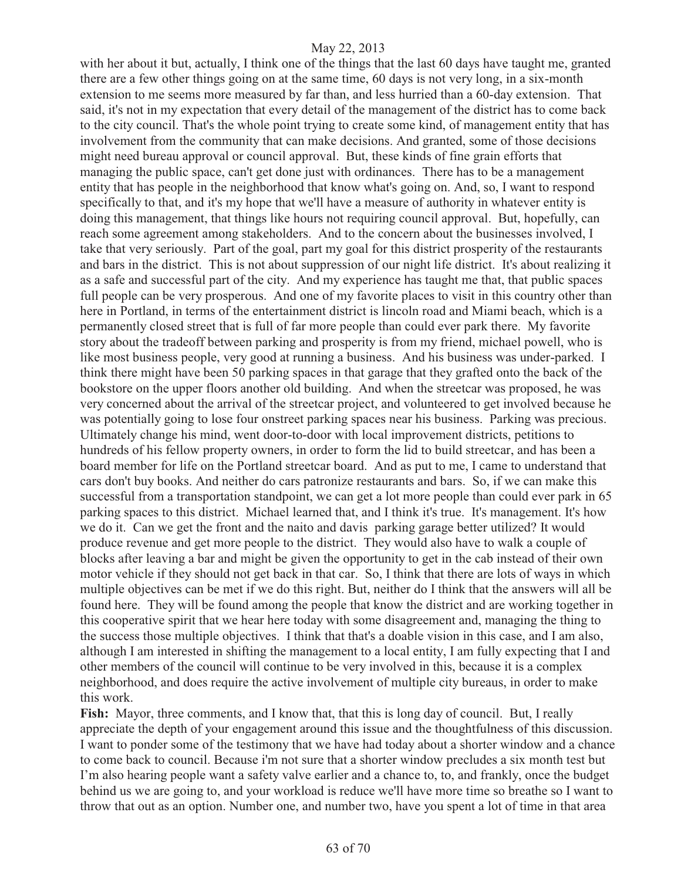with her about it but, actually, I think one of the things that the last 60 days have taught me, granted there are a few other things going on at the same time, 60 days is not very long, in a six-month extension to me seems more measured by far than, and less hurried than a 60-day extension. That said, it's not in my expectation that every detail of the management of the district has to come back to the city council. That's the whole point trying to create some kind, of management entity that has involvement from the community that can make decisions. And granted, some of those decisions might need bureau approval or council approval. But, these kinds of fine grain efforts that managing the public space, can't get done just with ordinances. There has to be a management entity that has people in the neighborhood that know what's going on. And, so, I want to respond specifically to that, and it's my hope that we'll have a measure of authority in whatever entity is doing this management, that things like hours not requiring council approval. But, hopefully, can reach some agreement among stakeholders. And to the concern about the businesses involved, I take that very seriously. Part of the goal, part my goal for this district prosperity of the restaurants and bars in the district. This is not about suppression of our night life district. It's about realizing it as a safe and successful part of the city. And my experience has taught me that, that public spaces full people can be very prosperous. And one of my favorite places to visit in this country other than here in Portland, in terms of the entertainment district is lincoln road and Miami beach, which is a permanently closed street that is full of far more people than could ever park there. My favorite story about the tradeoff between parking and prosperity is from my friend, michael powell, who is like most business people, very good at running a business. And his business was under-parked. I think there might have been 50 parking spaces in that garage that they grafted onto the back of the bookstore on the upper floors another old building. And when the streetcar was proposed, he was very concerned about the arrival of the streetcar project, and volunteered to get involved because he was potentially going to lose four onstreet parking spaces near his business. Parking was precious. Ultimately change his mind, went door-to-door with local improvement districts, petitions to hundreds of his fellow property owners, in order to form the lid to build streetcar, and has been a board member for life on the Portland streetcar board. And as put to me, I came to understand that cars don't buy books. And neither do cars patronize restaurants and bars. So, if we can make this successful from a transportation standpoint, we can get a lot more people than could ever park in 65 parking spaces to this district. Michael learned that, and I think it's true. It's management. It's how we do it. Can we get the front and the naito and davis parking garage better utilized? It would produce revenue and get more people to the district. They would also have to walk a couple of blocks after leaving a bar and might be given the opportunity to get in the cab instead of their own motor vehicle if they should not get back in that car. So, I think that there are lots of ways in which multiple objectives can be met if we do this right. But, neither do I think that the answers will all be found here. They will be found among the people that know the district and are working together in this cooperative spirit that we hear here today with some disagreement and, managing the thing to the success those multiple objectives. I think that that's a doable vision in this case, and I am also, although I am interested in shifting the management to a local entity, I am fully expecting that I and other members of the council will continue to be very involved in this, because it is a complex neighborhood, and does require the active involvement of multiple city bureaus, in order to make this work.

**Fish:** Mayor, three comments, and I know that, that this is long day of council. But, I really appreciate the depth of your engagement around this issue and the thoughtfulness of this discussion. I want to ponder some of the testimony that we have had today about a shorter window and a chance to come back to council. Because i'm not sure that a shorter window precludes a six month test but I'm also hearing people want a safety valve earlier and a chance to, to, and frankly, once the budget behind us we are going to, and your workload is reduce we'll have more time so breathe so I want to throw that out as an option. Number one, and number two, have you spent a lot of time in that area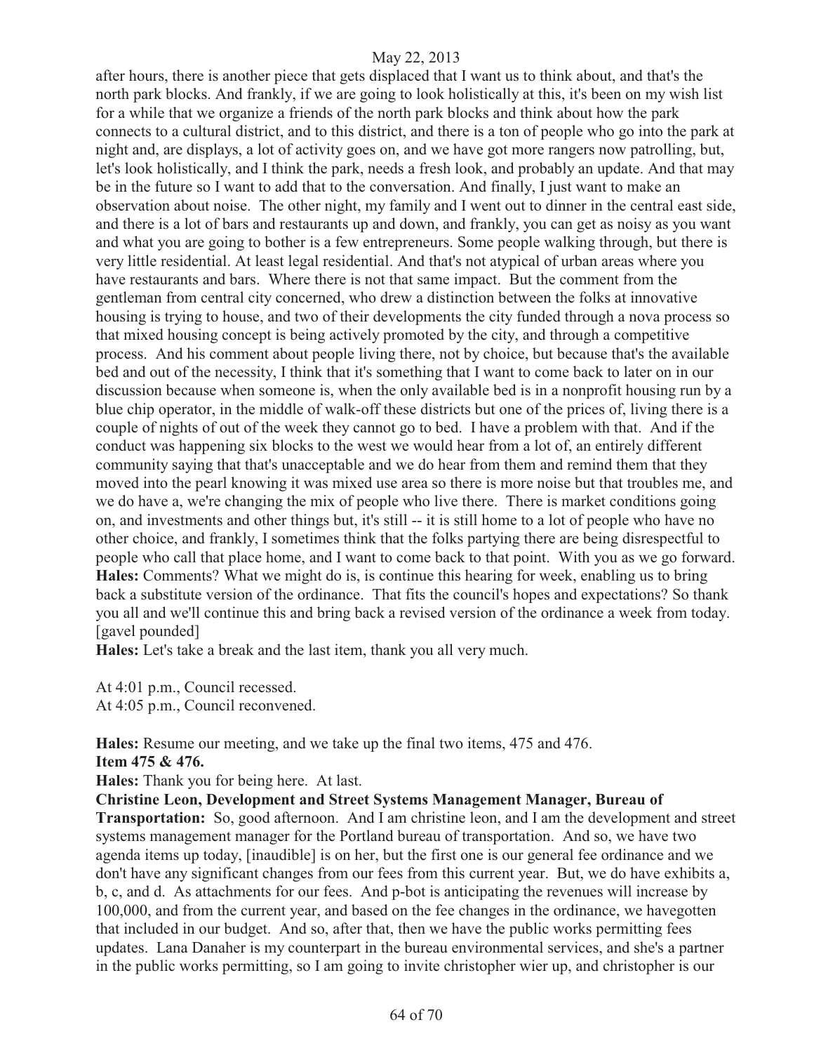after hours, there is another piece that gets displaced that I want us to think about, and that's the north park blocks. And frankly, if we are going to look holistically at this, it's been on my wish list for a while that we organize a friends of the north park blocks and think about how the park connects to a cultural district, and to this district, and there is a ton of people who go into the park at night and, are displays, a lot of activity goes on, and we have got more rangers now patrolling, but, let's look holistically, and I think the park, needs a fresh look, and probably an update. And that may be in the future so I want to add that to the conversation. And finally, I just want to make an observation about noise. The other night, my family and I went out to dinner in the central east side, and there is a lot of bars and restaurants up and down, and frankly, you can get as noisy as you want and what you are going to bother is a few entrepreneurs. Some people walking through, but there is very little residential. At least legal residential. And that's not atypical of urban areas where you have restaurants and bars. Where there is not that same impact. But the comment from the gentleman from central city concerned, who drew a distinction between the folks at innovative housing is trying to house, and two of their developments the city funded through a nova process so that mixed housing concept is being actively promoted by the city, and through a competitive process. And his comment about people living there, not by choice, but because that's the available bed and out of the necessity, I think that it's something that I want to come back to later on in our discussion because when someone is, when the only available bed is in a nonprofit housing run by a blue chip operator, in the middle of walk-off these districts but one of the prices of, living there is a couple of nights of out of the week they cannot go to bed. I have a problem with that. And if the conduct was happening six blocks to the west we would hear from a lot of, an entirely different community saying that that's unacceptable and we do hear from them and remind them that they moved into the pearl knowing it was mixed use area so there is more noise but that troubles me, and we do have a, we're changing the mix of people who live there. There is market conditions going on, and investments and other things but, it's still -- it is still home to a lot of people who have no other choice, and frankly, I sometimes think that the folks partying there are being disrespectful to people who call that place home, and I want to come back to that point. With you as we go forward.

**Hales:** Comments? What we might do is, is continue this hearing for week, enabling us to bring back a substitute version of the ordinance. That fits the council's hopes and expectations? So thank you all and we'll continue this and bring back a revised version of the ordinance a week from today. [gavel pounded]

**Hales:** Let's take a break and the last item, thank you all very much.

At 4:01 p.m., Council recessed.
At 4:05 p.m., Council reconvened.

**Hales:** Resume our meeting, and we take up the final two items, 475 and 476.

**Item 475 & 476.**

**Hales:** Thank you for being here. At last.

**Christine Leon, Development and Street Systems Management Manager, Bureau of Transportation:** So, good afternoon. And I am christine leon, and I am the development and street systems management manager for the Portland bureau of transportation. And so, we have two agenda items up today, [inaudible] is on her, but the first one is our general fee ordinance and we don't have any significant changes from our fees from this current year. But, we do have exhibits a, b, c, and d. As attachments for our fees. And p-bot is anticipating the revenues will increase by 100,000, and from the current year, and based on the fee changes in the ordinance, we havegotten that included in our budget. And so, after that, then we have the public works permitting fees updates. Lana Danaher is my counterpart in the bureau environmental services, and she's a partner in the public works permitting, so I am going to invite christopher wier up, and christopher is our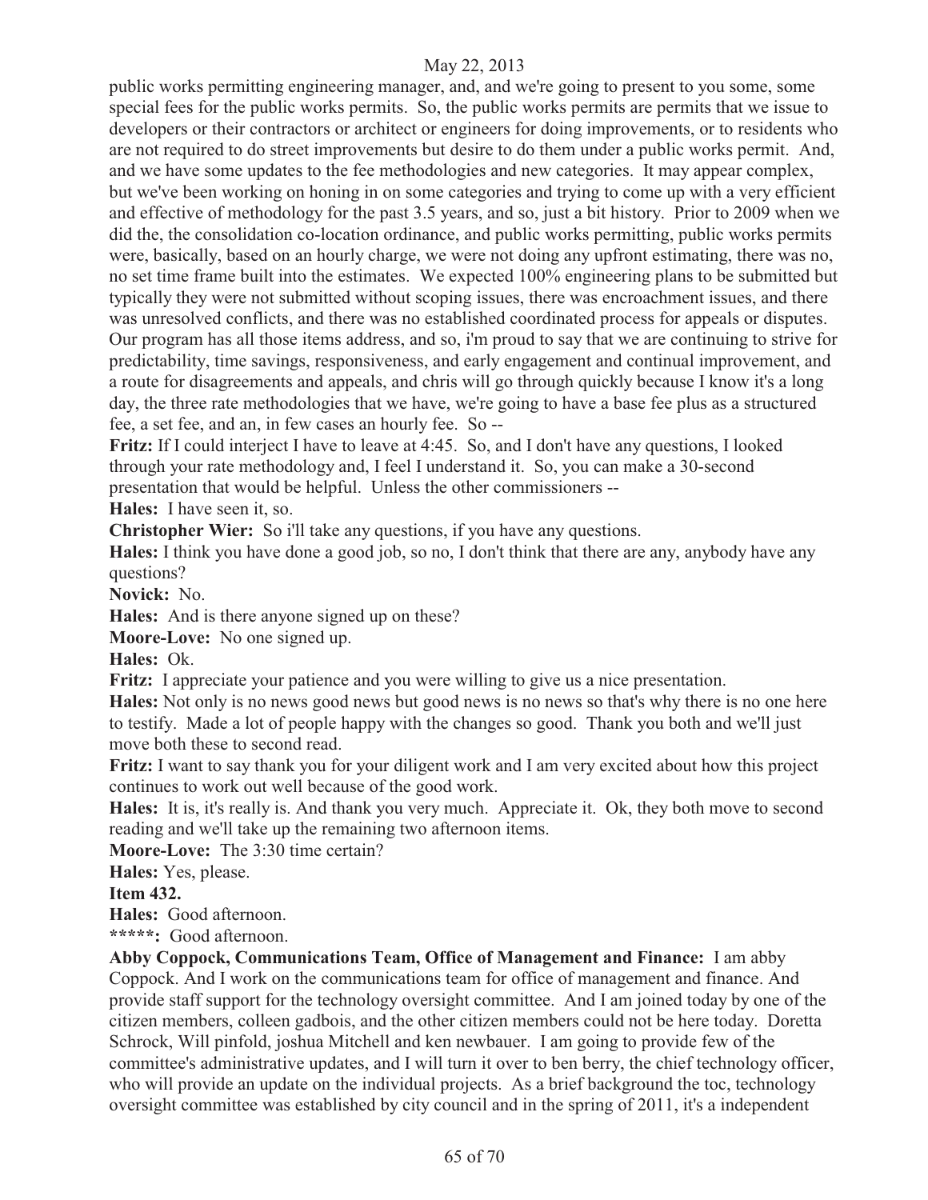public works permitting engineering manager, and, and we're going to present to you some, some special fees for the public works permits. So, the public works permits are permits that we issue to developers or their contractors or architect or engineers for doing improvements, or to residents who are not required to do street improvements but desire to do them under a public works permit. And, and we have some updates to the fee methodologies and new categories. It may appear complex, but we've been working on honing in on some categories and trying to come up with a very efficient and effective of methodology for the past 3.5 years, and so, just a bit history. Prior to 2009 when we did the, the consolidation co-location ordinance, and public works permitting, public works permits were, basically, based on an hourly charge, we were not doing any upfront estimating, there was no, no set time frame built into the estimates. We expected 100% engineering plans to be submitted but typically they were not submitted without scoping issues, there was encroachment issues, and there was unresolved conflicts, and there was no established coordinated process for appeals or disputes. Our program has all those items address, and so, i'm proud to say that we are continuing to strive for predictability, time savings, responsiveness, and early engagement and continual improvement, and a route for disagreements and appeals, and chris will go through quickly because I know it's a long day, the three rate methodologies that we have, we're going to have a base fee plus as a structured fee, a set fee, and an, in few cases an hourly fee. So --

**Fritz:** If I could interject I have to leave at 4:45. So, and I don't have any questions, I looked through your rate methodology and, I feel I understand it. So, you can make a 30-second presentation that would be helpful. Unless the other commissioners --

**Hales:** I have seen it, so.

**Christopher Wier:** So i'll take any questions, if you have any questions.

**Hales:** I think you have done a good job, so no, I don't think that there are any, anybody have any questions?

**Novick:** No.

**Hales:** And is there anyone signed up on these?

**Moore-Love:** No one signed up.

**Hales:** Ok.

**Fritz:** I appreciate your patience and you were willing to give us a nice presentation.

**Hales:** Not only is no news good news but good news is no news so that's why there is no one here to testify. Made a lot of people happy with the changes so good. Thank you both and we'll just move both these to second read.

**Fritz:** I want to say thank you for your diligent work and I am very excited about how this project continues to work out well because of the good work.

**Hales:** It is, it's really is. And thank you very much. Appreciate it. Ok, they both move to second reading and we'll take up the remaining two afternoon items.

**Moore-Love:** The 3:30 time certain?

**Hales:** Yes, please.

**Item 432.**

**Hales:** Good afternoon.

**\*\*\*\*\*:** Good afternoon.

**Abby Coppock, Communications Team, Office of Management and Finance:** I am abby Coppock. And I work on the communications team for office of management and finance. And provide staff support for the technology oversight committee. And I am joined today by one of the citizen members, colleen gadbois, and the other citizen members could not be here today. Doretta Schrock, Will pinfold, joshua Mitchell and ken newbauer. I am going to provide few of the committee's administrative updates, and I will turn it over to ben berry, the chief technology officer, who will provide an update on the individual projects. As a brief background the toc, technology oversight committee was established by city council and in the spring of 2011, it's a independent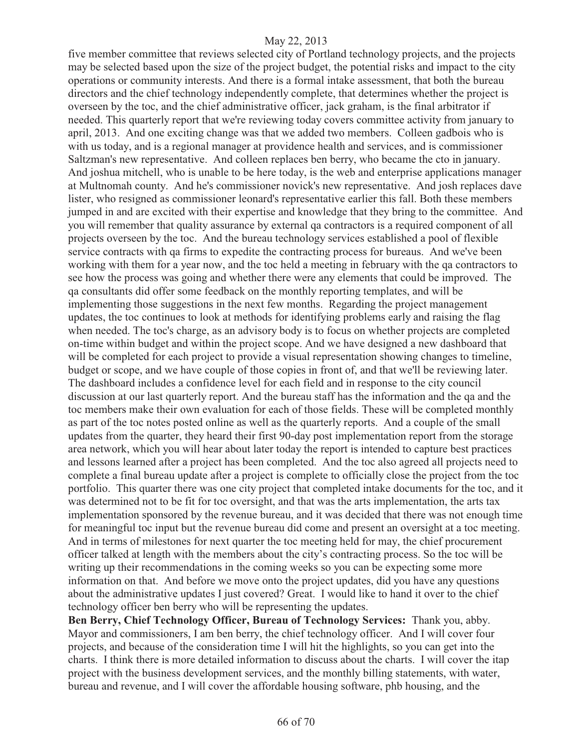five member committee that reviews selected city of Portland technology projects, and the projects may be selected based upon the size of the project budget, the potential risks and impact to the city operations or community interests. And there is a formal intake assessment, that both the bureau directors and the chief technology independently complete, that determines whether the project is overseen by the toc, and the chief administrative officer, jack graham, is the final arbitrator if needed. This quarterly report that we're reviewing today covers committee activity from january to april, 2013. And one exciting change was that we added two members. Colleen gadbois who is with us today, and is a regional manager at providence health and services, and is commissioner Saltzman's new representative. And colleen replaces ben berry, who became the cto in january. And joshua mitchell, who is unable to be here today, is the web and enterprise applications manager at Multnomah county. And he's commissioner novick's new representative. And josh replaces dave lister, who resigned as commissioner leonard's representative earlier this fall. Both these members jumped in and are excited with their expertise and knowledge that they bring to the committee. And you will remember that quality assurance by external qa contractors is a required component of all projects overseen by the toc. And the bureau technology services established a pool of flexible service contracts with qa firms to expedite the contracting process for bureaus. And we've been working with them for a year now, and the toc held a meeting in february with the qa contractors to see how the process was going and whether there were any elements that could be improved. The qa consultants did offer some feedback on the monthly reporting templates, and will be implementing those suggestions in the next few months. Regarding the project management updates, the toc continues to look at methods for identifying problems early and raising the flag when needed. The toc's charge, as an advisory body is to focus on whether projects are completed on-time within budget and within the project scope. And we have designed a new dashboard that will be completed for each project to provide a visual representation showing changes to timeline, budget or scope, and we have couple of those copies in front of, and that we'll be reviewing later. The dashboard includes a confidence level for each field and in response to the city council discussion at our last quarterly report. And the bureau staff has the information and the qa and the toc members make their own evaluation for each of those fields. These will be completed monthly as part of the toc notes posted online as well as the quarterly reports. And a couple of the small updates from the quarter, they heard their first 90-day post implementation report from the storage area network, which you will hear about later today the report is intended to capture best practices and lessons learned after a project has been completed. And the toc also agreed all projects need to complete a final bureau update after a project is complete to officially close the project from the toc portfolio. This quarter there was one city project that completed intake documents for the toc, and it was determined not to be fit for toc oversight, and that was the arts implementation, the arts tax implementation sponsored by the revenue bureau, and it was decided that there was not enough time for meaningful toc input but the revenue bureau did come and present an oversight at a toc meeting. And in terms of milestones for next quarter the toc meeting held for may, the chief procurement officer talked at length with the members about the city's contracting process. So the toc will be writing up their recommendations in the coming weeks so you can be expecting some more information on that. And before we move onto the project updates, did you have any questions about the administrative updates I just covered? Great. I would like to hand it over to the chief technology officer ben berry who will be representing the updates.

**Ben Berry, Chief Technology Officer, Bureau of Technology Services:** Thank you, abby. Mayor and commissioners, I am ben berry, the chief technology officer. And I will cover four projects, and because of the consideration time I will hit the highlights, so you can get into the charts. I think there is more detailed information to discuss about the charts. I will cover the itap project with the business development services, and the monthly billing statements, with water, bureau and revenue, and I will cover the affordable housing software, phb housing, and the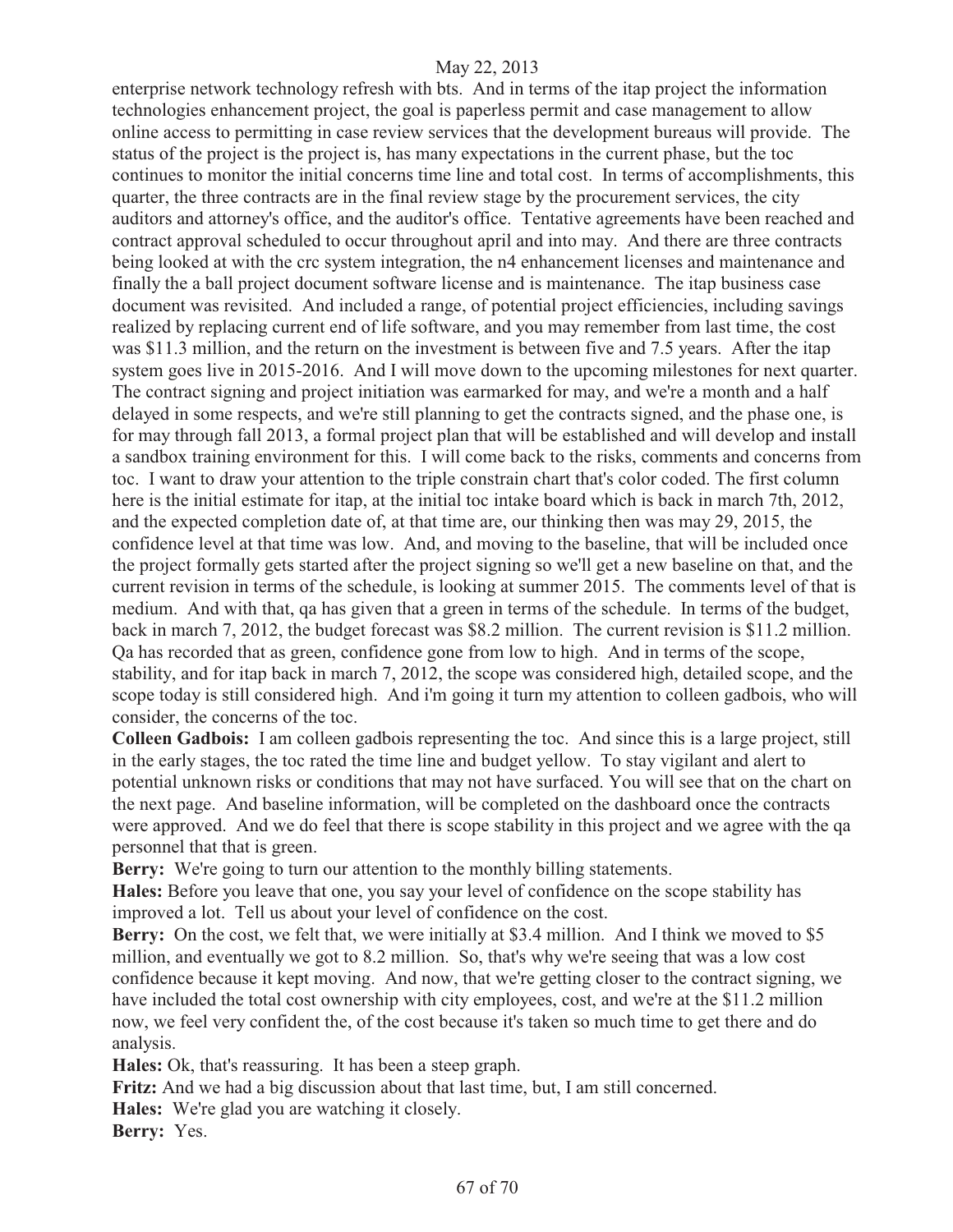enterprise network technology refresh with bts. And in terms of the itap project the information technologies enhancement project, the goal is paperless permit and case management to allow online access to permitting in case review services that the development bureaus will provide. The status of the project is the project is, has many expectations in the current phase, but the toc continues to monitor the initial concerns time line and total cost. In terms of accomplishments, this quarter, the three contracts are in the final review stage by the procurement services, the city auditors and attorney's office, and the auditor's office. Tentative agreements have been reached and contract approval scheduled to occur throughout april and into may. And there are three contracts being looked at with the crc system integration, the n4 enhancement licenses and maintenance and finally the a ball project document software license and is maintenance. The itap business case document was revisited. And included a range, of potential project efficiencies, including savings realized by replacing current end of life software, and you may remember from last time, the cost was $11.3 million, and the return on the investment is between five and 7.5 years. After the itap system goes live in 2015-2016. And I will move down to the upcoming milestones for next quarter. The contract signing and project initiation was earmarked for may, and we're a month and a half delayed in some respects, and we're still planning to get the contracts signed, and the phase one, is for may through fall 2013, a formal project plan that will be established and will develop and install a sandbox training environment for this. I will come back to the risks, comments and concerns from toc. I want to draw your attention to the triple constrain chart that's color coded. The first column here is the initial estimate for itap, at the initial toc intake board which is back in march 7th, 2012, and the expected completion date of, at that time are, our thinking then was may 29, 2015, the confidence level at that time was low. And, and moving to the baseline, that will be included once the project formally gets started after the project signing so we'll get a new baseline on that, and the current revision in terms of the schedule, is looking at summer 2015. The comments level of that is medium. And with that, qa has given that a green in terms of the schedule. In terms of the budget, back in march 7, 2012, the budget forecast was $8.2 million. The current revision is $11.2 million. Qa has recorded that as green, confidence gone from low to high. And in terms of the scope, stability, and for itap back in march 7, 2012, the scope was considered high, detailed scope, and the scope today is still considered high. And i'm going it turn my attention to colleen gadbois, who will consider, the concerns of the toc.

**Colleen Gadbois:** I am colleen gadbois representing the toc. And since this is a large project, still in the early stages, the toc rated the time line and budget yellow. To stay vigilant and alert to potential unknown risks or conditions that may not have surfaced. You will see that on the chart on the next page. And baseline information, will be completed on the dashboard once the contracts were approved. And we do feel that there is scope stability in this project and we agree with the qa personnel that that is green.

**Berry:** We're going to turn our attention to the monthly billing statements.

**Hales:** Before you leave that one, you say your level of confidence on the scope stability has improved a lot. Tell us about your level of confidence on the cost.

**Berry:** On the cost, we felt that, we were initially at $3.4 million. And I think we moved to $5 million, and eventually we got to 8.2 million. So, that's why we're seeing that was a low cost confidence because it kept moving. And now, that we're getting closer to the contract signing, we have included the total cost ownership with city employees, cost, and we're at the $11.2 million now, we feel very confident the, of the cost because it's taken so much time to get there and do analysis.

**Hales:** Ok, that's reassuring. It has been a steep graph.

**Fritz:** And we had a big discussion about that last time, but, I am still concerned.

**Hales:** We're glad you are watching it closely.

**Berry:** Yes.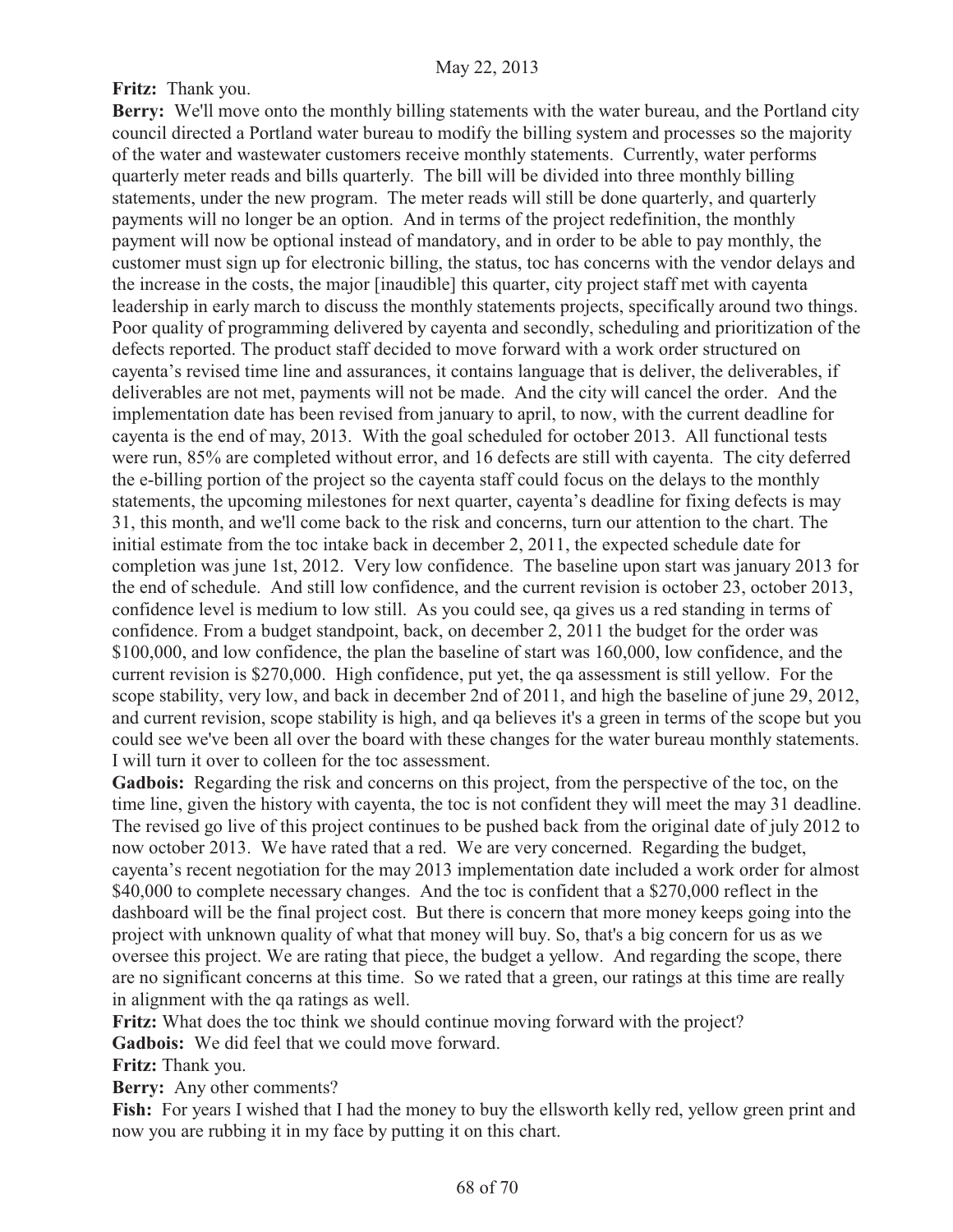**Fritz:** Thank you.

**Berry:** We'll move onto the monthly billing statements with the water bureau, and the Portland city council directed a Portland water bureau to modify the billing system and processes so the majority of the water and wastewater customers receive monthly statements. Currently, water performs quarterly meter reads and bills quarterly. The bill will be divided into three monthly billing statements, under the new program. The meter reads will still be done quarterly, and quarterly payments will no longer be an option. And in terms of the project redefinition, the monthly payment will now be optional instead of mandatory, and in order to be able to pay monthly, the customer must sign up for electronic billing, the status, toc has concerns with the vendor delays and the increase in the costs, the major [inaudible] this quarter, city project staff met with cayenta leadership in early march to discuss the monthly statements projects, specifically around two things. Poor quality of programming delivered by cayenta and secondly, scheduling and prioritization of the defects reported. The product staff decided to move forward with a work order structured on cayenta's revised time line and assurances, it contains language that is deliver, the deliverables, if deliverables are not met, payments will not be made. And the city will cancel the order. And the implementation date has been revised from january to april, to now, with the current deadline for cayenta is the end of may, 2013. With the goal scheduled for october 2013. All functional tests were run, 85% are completed without error, and 16 defects are still with cayenta. The city deferred the e-billing portion of the project so the cayenta staff could focus on the delays to the monthly statements, the upcoming milestones for next quarter, cayenta's deadline for fixing defects is may 31, this month, and we'll come back to the risk and concerns, turn our attention to the chart. The initial estimate from the toc intake back in december 2, 2011, the expected schedule date for completion was june 1st, 2012. Very low confidence. The baseline upon start was january 2013 for the end of schedule. And still low confidence, and the current revision is october 23, october 2013, confidence level is medium to low still. As you could see, qa gives us a red standing in terms of confidence. From a budget standpoint, back, on december 2, 2011 the budget for the order was \$100,000, and low confidence, the plan the baseline of start was 160,000, low confidence, and the current revision is \$270,000. High confidence, put yet, the qa assessment is still yellow. For the scope stability, very low, and back in december 2nd of 2011, and high the baseline of june 29, 2012, and current revision, scope stability is high, and qa believes it's a green in terms of the scope but you could see we've been all over the board with these changes for the water bureau monthly statements. I will turn it over to colleen for the toc assessment.

**Gadbois:** Regarding the risk and concerns on this project, from the perspective of the toc, on the time line, given the history with cayenta, the toc is not confident they will meet the may 31 deadline. The revised go live of this project continues to be pushed back from the original date of july 2012 to now october 2013. We have rated that a red. We are very concerned. Regarding the budget, cayenta's recent negotiation for the may 2013 implementation date included a work order for almost \$40,000 to complete necessary changes. And the toc is confident that a \$270,000 reflect in the dashboard will be the final project cost. But there is concern that more money keeps going into the project with unknown quality of what that money will buy. So, that's a big concern for us as we oversee this project. We are rating that piece, the budget a yellow. And regarding the scope, there are no significant concerns at this time. So we rated that a green, our ratings at this time are really in alignment with the qa ratings as well.

**Fritz:** What does the toc think we should continue moving forward with the project?

**Gadbois:** We did feel that we could move forward.

**Fritz:** Thank you.

**Berry:** Any other comments?

**Fish:** For years I wished that I had the money to buy the ellsworth kelly red, yellow green print and now you are rubbing it in my face by putting it on this chart.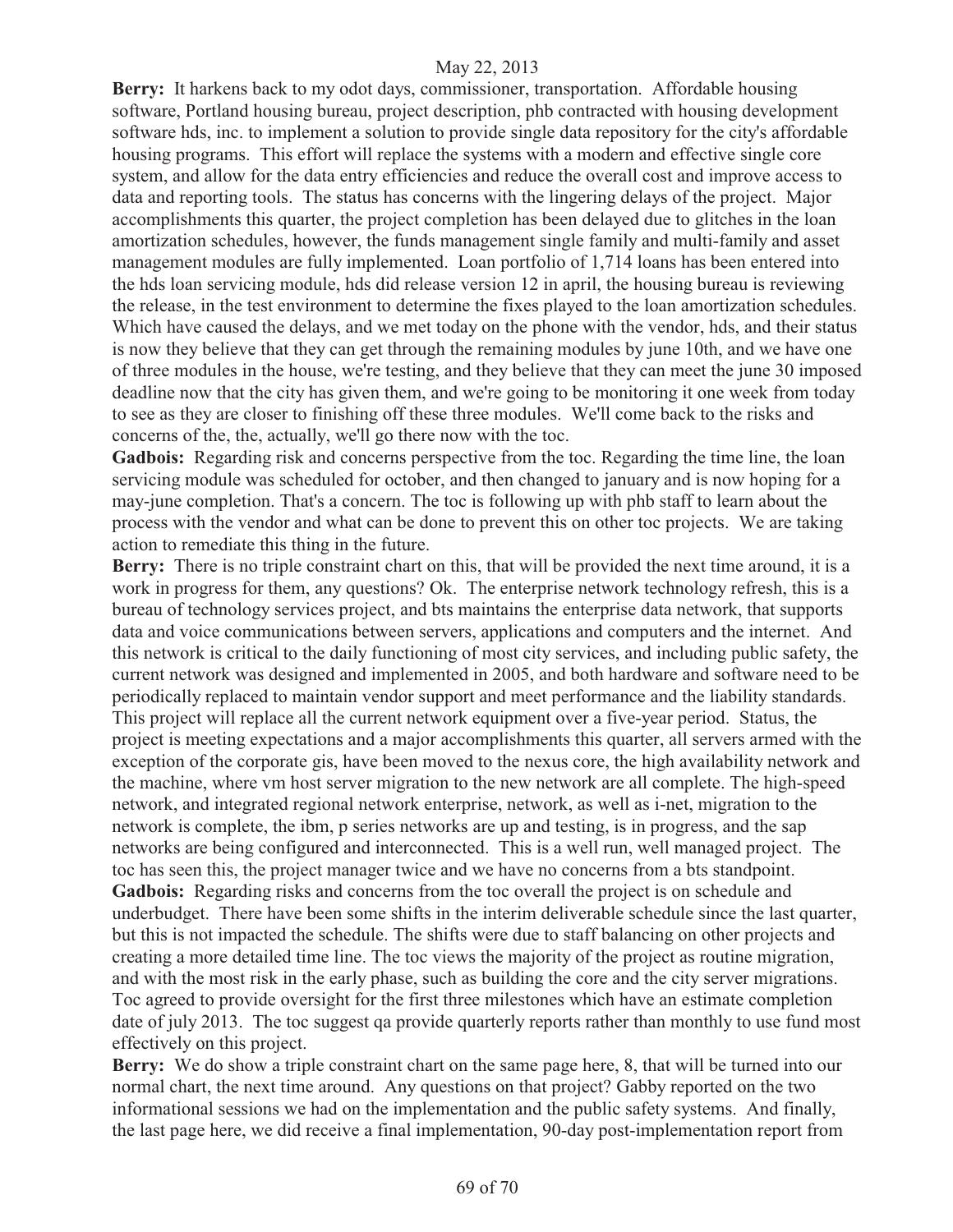May 22, 2013

**Berry:** It harkens back to my odot days, commissioner, transportation. Affordable housing software, Portland housing bureau, project description, phb contracted with housing development software hds, inc. to implement a solution to provide single data repository for the city's affordable housing programs. This effort will replace the systems with a modern and effective single core system, and allow for the data entry efficiencies and reduce the overall cost and improve access to data and reporting tools. The status has concerns with the lingering delays of the project. Major accomplishments this quarter, the project completion has been delayed due to glitches in the loan amortization schedules, however, the funds management single family and multi-family and asset management modules are fully implemented. Loan portfolio of 1,714 loans has been entered into the hds loan servicing module, hds did release version 12 in april, the housing bureau is reviewing the release, in the test environment to determine the fixes played to the loan amortization schedules. Which have caused the delays, and we met today on the phone with the vendor, hds, and their status is now they believe that they can get through the remaining modules by june 10th, and we have one of three modules in the house, we're testing, and they believe that they can meet the june 30 imposed deadline now that the city has given them, and we're going to be monitoring it one week from today to see as they are closer to finishing off these three modules. We'll come back to the risks and concerns of the, the, actually, we'll go there now with the toc.

**Gadbois:** Regarding risk and concerns perspective from the toc. Regarding the time line, the loan servicing module was scheduled for october, and then changed to january and is now hoping for a may-june completion. That's a concern. The toc is following up with phb staff to learn about the process with the vendor and what can be done to prevent this on other toc projects. We are taking action to remediate this thing in the future.

**Berry:** There is no triple constraint chart on this, that will be provided the next time around, it is a work in progress for them, any questions? Ok. The enterprise network technology refresh, this is a bureau of technology services project, and bts maintains the enterprise data network, that supports data and voice communications between servers, applications and computers and the internet. And this network is critical to the daily functioning of most city services, and including public safety, the current network was designed and implemented in 2005, and both hardware and software need to be periodically replaced to maintain vendor support and meet performance and the liability standards. This project will replace all the current network equipment over a five-year period. Status, the project is meeting expectations and a major accomplishments this quarter, all servers armed with the exception of the corporate gis, have been moved to the nexus core, the high availability network and the machine, where vm host server migration to the new network are all complete. The high-speed network, and integrated regional network enterprise, network, as well as i-net, migration to the network is complete, the ibm, p series networks are up and testing, is in progress, and the sap networks are being configured and interconnected. This is a well run, well managed project. The toc has seen this, the project manager twice and we have no concerns from a bts standpoint.

**Gadbois:** Regarding risks and concerns from the toc overall the project is on schedule and underbudget. There have been some shifts in the interim deliverable schedule since the last quarter, but this is not impacted the schedule. The shifts were due to staff balancing on other projects and creating a more detailed time line. The toc views the majority of the project as routine migration, and with the most risk in the early phase, such as building the core and the city server migrations. Toc agreed to provide oversight for the first three milestones which have an estimate completion date of july 2013. The toc suggest qa provide quarterly reports rather than monthly to use fund most effectively on this project.

**Berry:** We do show a triple constraint chart on the same page here, 8, that will be turned into our normal chart, the next time around. Any questions on that project? Gabby reported on the two informational sessions we had on the implementation and the public safety systems. And finally, the last page here, we did receive a final implementation, 90-day post-implementation report from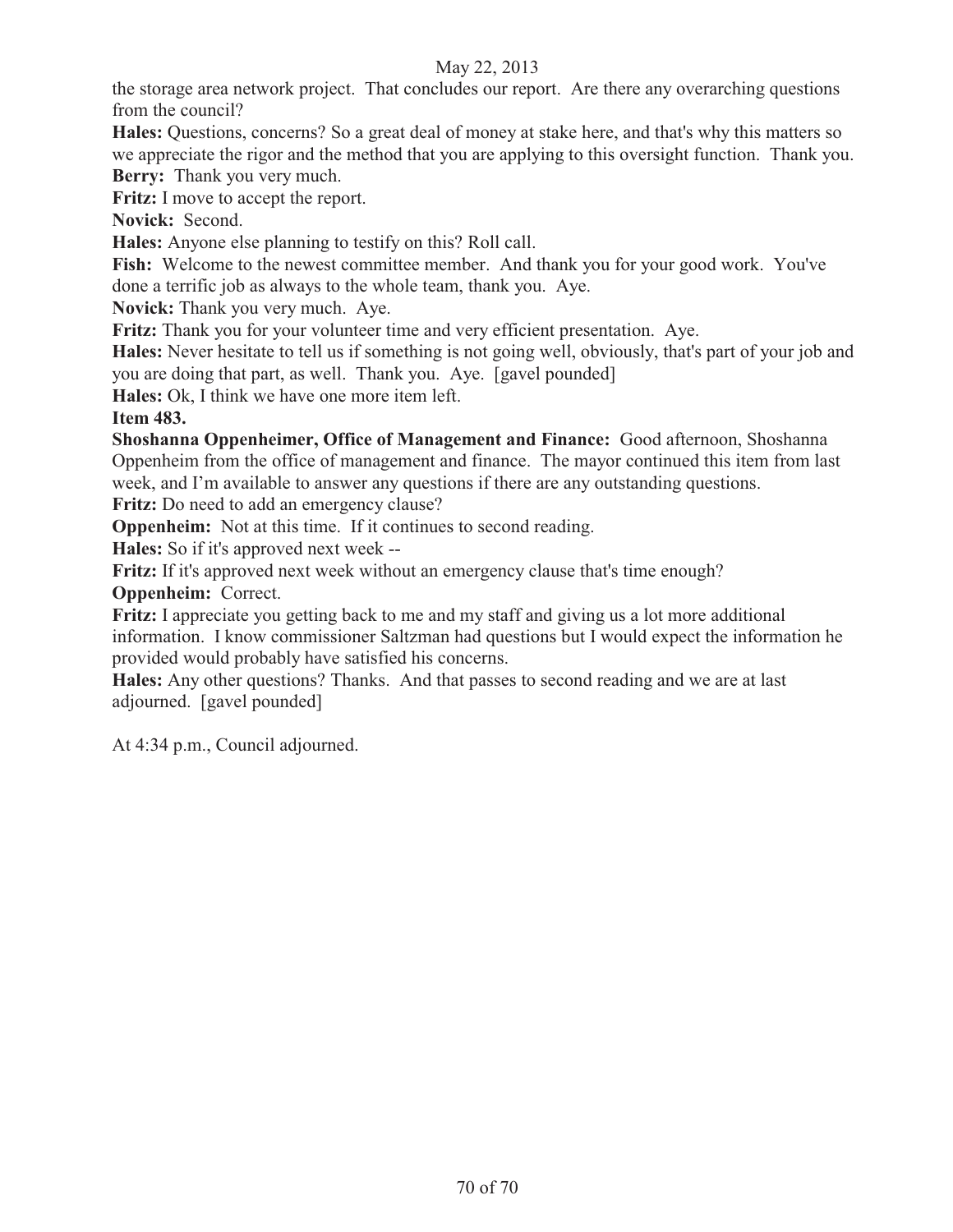the storage area network project. That concludes our report. Are there any overarching questions from the council?

**Hales:** Questions, concerns? So a great deal of money at stake here, and that's why this matters so we appreciate the rigor and the method that you are applying to this oversight function. Thank you.

**Berry:** Thank you very much.

**Fritz:** I move to accept the report.

**Novick:** Second.

**Hales:** Anyone else planning to testify on this? Roll call.

**Fish:** Welcome to the newest committee member. And thank you for your good work. You've done a terrific job as always to the whole team, thank you. Aye.

**Novick:** Thank you very much. Aye.

**Fritz:** Thank you for your volunteer time and very efficient presentation. Aye.

**Hales:** Never hesitate to tell us if something is not going well, obviously, that's part of your job and you are doing that part, as well. Thank you. Aye. [gavel pounded]

**Hales:** Ok, I think we have one more item left.

**Item 483.**

**Shoshanna Oppenheimer, Office of Management and Finance:** Good afternoon, Shoshanna Oppenheim from the office of management and finance. The mayor continued this item from last week, and I'm available to answer any questions if there are any outstanding questions.

**Fritz:** Do need to add an emergency clause?

**Oppenheim:** Not at this time. If it continues to second reading.

**Hales:** So if it's approved next week --

**Fritz:** If it's approved next week without an emergency clause that's time enough?

**Oppenheim:** Correct.

**Fritz:** I appreciate you getting back to me and my staff and giving us a lot more additional information. I know commissioner Saltzman had questions but I would expect the information he provided would probably have satisfied his concerns.

**Hales:** Any other questions? Thanks. And that passes to second reading and we are at last adjourned. [gavel pounded]

At 4:34 p.m., Council adjourned.